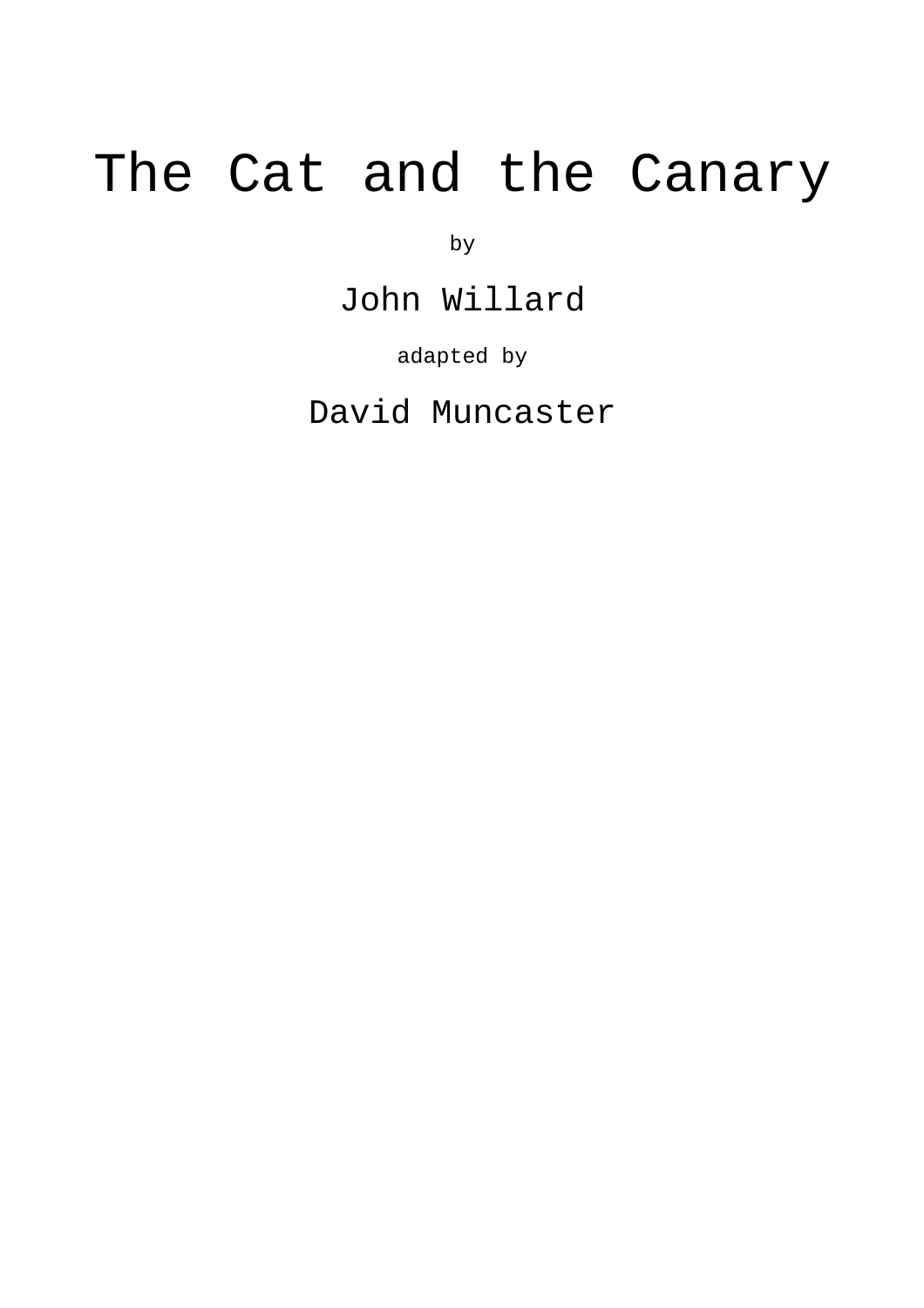# The Cat and the Canary

by

John Willard

adapted by

David Muncaster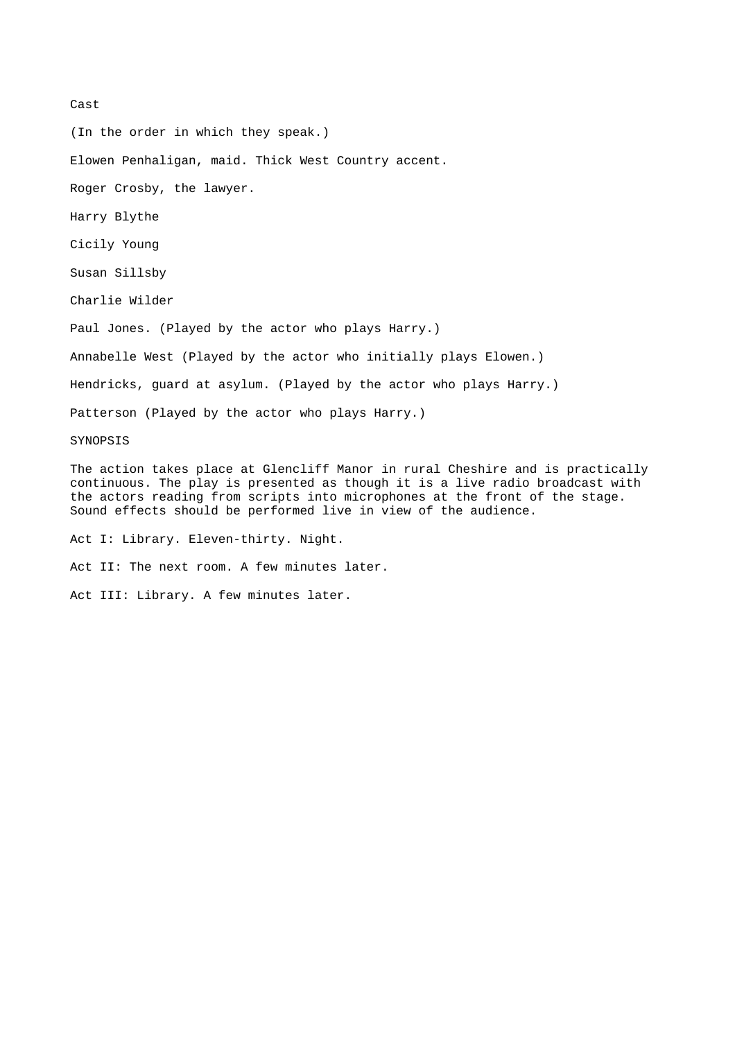## Cast

(In the order in which they speak.)

Elowen Penhaligan, maid. Thick West Country accent.

Roger Crosby, the lawyer.

Harry Blythe

Cicily Young

Susan Sillsby

Charlie Wilder

Paul Jones. (Played by the actor who plays Harry.)

Annabelle West (Played by the actor who initially plays Elowen.)

Hendricks, guard at asylum. (Played by the actor who plays Harry.)

Patterson (Played by the actor who plays Harry.)

## SYNOPSIS

The action takes place at Glencliff Manor in rural Cheshire and is practically continuous. The play is presented as though it is a live radio broadcast with the actors reading from scripts into microphones at the front of the stage. Sound effects should be performed live in view of the audience.

Act I: Library. Eleven-thirty. Night.

Act II: The next room. A few minutes later.

Act III: Library. A few minutes later.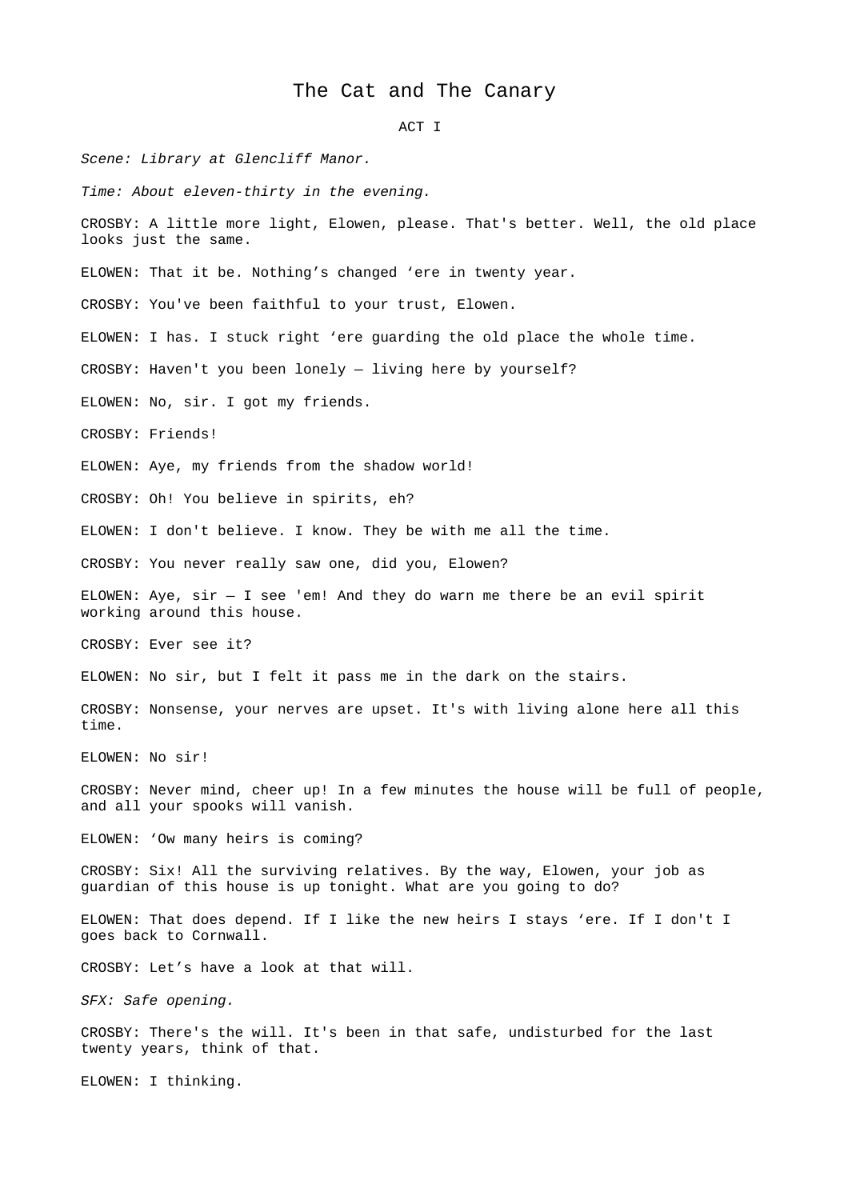# The Cat and The Canary

ACT I

*Scene: Library at Glencliff Manor.*

*Time: About eleven-thirty in the evening.*

CROSBY: A little more light, Elowen, please. That's better. Well, the old place looks just the same.

ELOWEN: That it be. Nothing’s changed ‘ere in twenty year.

CROSBY: You've been faithful to your trust, Elowen.

ELOWEN: I has. I stuck right ‘ere guarding the old place the whole time.

CROSBY: Haven't you been lonely — living here by yourself?

ELOWEN: No, sir. I got my friends.

CROSBY: Friends!

ELOWEN: Aye, my friends from the shadow world!

CROSBY: Oh! You believe in spirits, eh?

ELOWEN: I don't believe. I know. They be with me all the time.

CROSBY: You never really saw one, did you, Elowen?

ELOWEN: Aye, sir — I see 'em! And they do warn me there be an evil spirit working around this house.

CROSBY: Ever see it?

ELOWEN: No sir, but I felt it pass me in the dark on the stairs.

CROSBY: Nonsense, your nerves are upset. It's with living alone here all this time.

ELOWEN: No sir!

CROSBY: Never mind, cheer up! In a few minutes the house will be full of people, and all your spooks will vanish.

ELOWEN: ‘Ow many heirs is coming?

CROSBY: Six! All the surviving relatives. By the way, Elowen, your job as guardian of this house is up tonight. What are you going to do?

ELOWEN: That does depend. If I like the new heirs I stays ‘ere. If I don't I goes back to Cornwall.

CROSBY: Let’s have a look at that will.

*SFX: Safe opening.*

CROSBY: There's the will. It's been in that safe, undisturbed for the last twenty years, think of that.

ELOWEN: I thinking.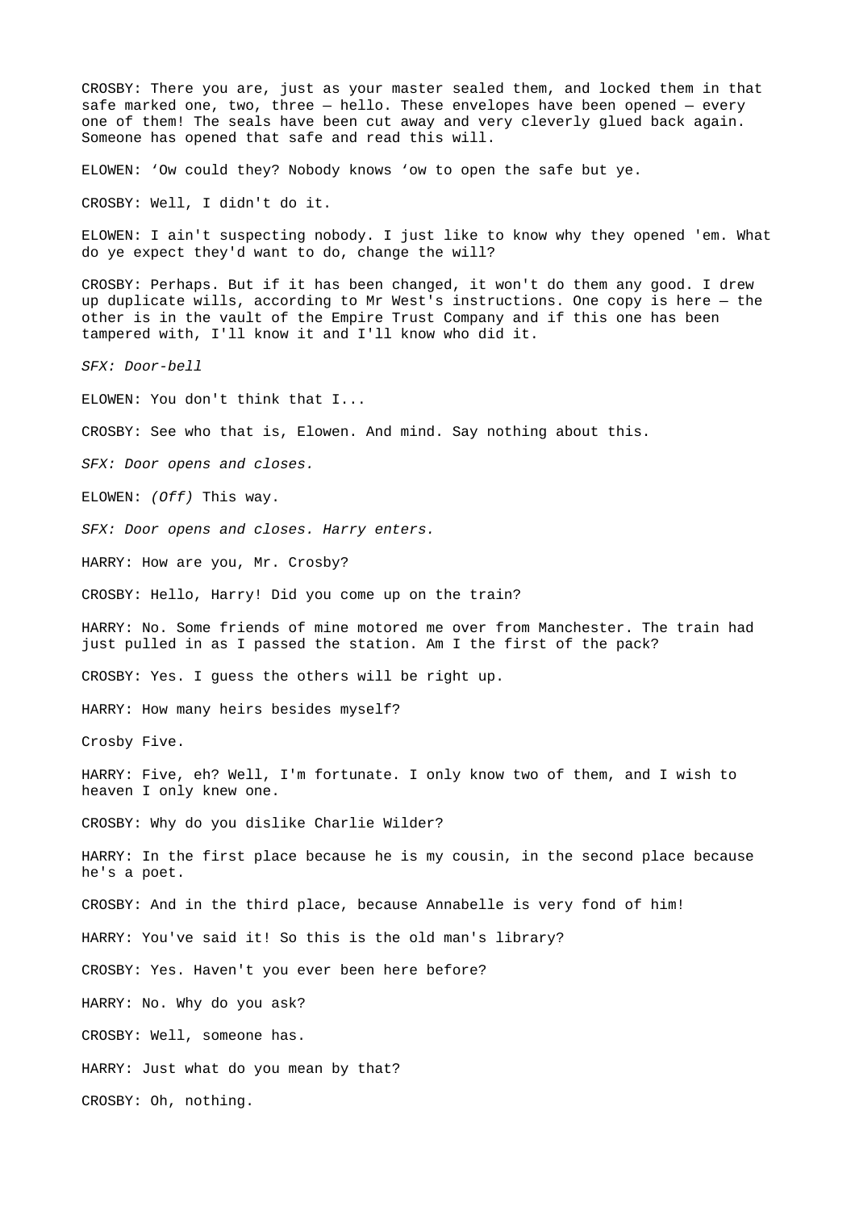CROSBY: There you are, just as your master sealed them, and locked them in that safe marked one, two, three — hello. These envelopes have been opened — every one of them! The seals have been cut away and very cleverly glued back again. Someone has opened that safe and read this will.

ELOWEN: 'Ow could they? Nobody knows 'ow to open the safe but ye.

CROSBY: Well, I didn't do it.

ELOWEN: I ain't suspecting nobody. I just like to know why they opened 'em. What do ye expect they'd want to do, change the will?

CROSBY: Perhaps. But if it has been changed, it won't do them any good. I drew up duplicate wills, according to Mr West's instructions. One copy is here — the other is in the vault of the Empire Trust Company and if this one has been tampered with, I'll know it and I'll know who did it.

*SFX: Door-bell*

ELOWEN: You don't think that I...

CROSBY: See who that is, Elowen. And mind. Say nothing about this.

*SFX: Door opens and closes.*

ELOWEN: *(Off)* This way.

*SFX: Door opens and closes. Harry enters.*

HARRY: How are you, Mr. Crosby?

CROSBY: Hello, Harry! Did you come up on the train?

HARRY: No. Some friends of mine motored me over from Manchester. The train had just pulled in as I passed the station. Am I the first of the pack?

CROSBY: Yes. I guess the others will be right up.

HARRY: How many heirs besides myself?

Crosby Five.

HARRY: Five, eh? Well, I'm fortunate. I only know two of them, and I wish to heaven I only knew one.

CROSBY: Why do you dislike Charlie Wilder?

HARRY: In the first place because he is my cousin, in the second place because he's a poet.

CROSBY: And in the third place, because Annabelle is very fond of him!

HARRY: You've said it! So this is the old man's library?

CROSBY: Yes. Haven't you ever been here before?

HARRY: No. Why do you ask?

CROSBY: Well, someone has.

HARRY: Just what do you mean by that?

CROSBY: Oh, nothing.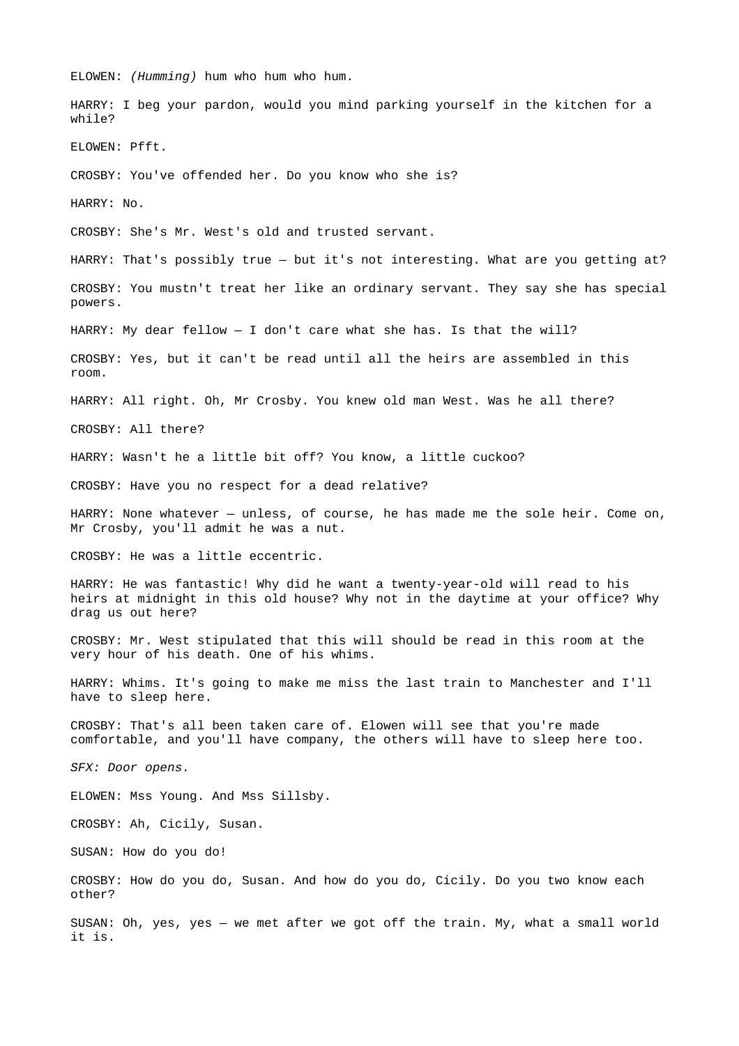ELOWEN: *(Humming)* hum who hum who hum.

HARRY: I beg your pardon, would you mind parking yourself in the kitchen for a while?

ELOWEN: Pfft.

CROSBY: You've offended her. Do you know who she is?

HARRY: No.

CROSBY: She's Mr. West's old and trusted servant.

HARRY: That's possibly true — but it's not interesting. What are you getting at?

CROSBY: You mustn't treat her like an ordinary servant. They say she has special powers.

HARRY: My dear fellow — I don't care what she has. Is that the will?

CROSBY: Yes, but it can't be read until all the heirs are assembled in this room.

HARRY: All right. Oh, Mr Crosby. You knew old man West. Was he all there?

CROSBY: All there?

HARRY: Wasn't he a little bit off? You know, a little cuckoo?

CROSBY: Have you no respect for a dead relative?

HARRY: None whatever — unless, of course, he has made me the sole heir. Come on, Mr Crosby, you'll admit he was a nut.

CROSBY: He was a little eccentric.

HARRY: He was fantastic! Why did he want a twenty-year-old will read to his heirs at midnight in this old house? Why not in the daytime at your office? Why drag us out here?

CROSBY: Mr. West stipulated that this will should be read in this room at the very hour of his death. One of his whims.

HARRY: Whims. It's going to make me miss the last train to Manchester and I'll have to sleep here.

CROSBY: That's all been taken care of. Elowen will see that you're made comfortable, and you'll have company, the others will have to sleep here too.

*SFX: Door opens.*

ELOWEN: Mss Young. And Mss Sillsby.

CROSBY: Ah, Cicily, Susan.

SUSAN: How do you do!

CROSBY: How do you do, Susan. And how do you do, Cicily. Do you two know each other?

SUSAN: Oh, yes, yes — we met after we got off the train. My, what a small world it is.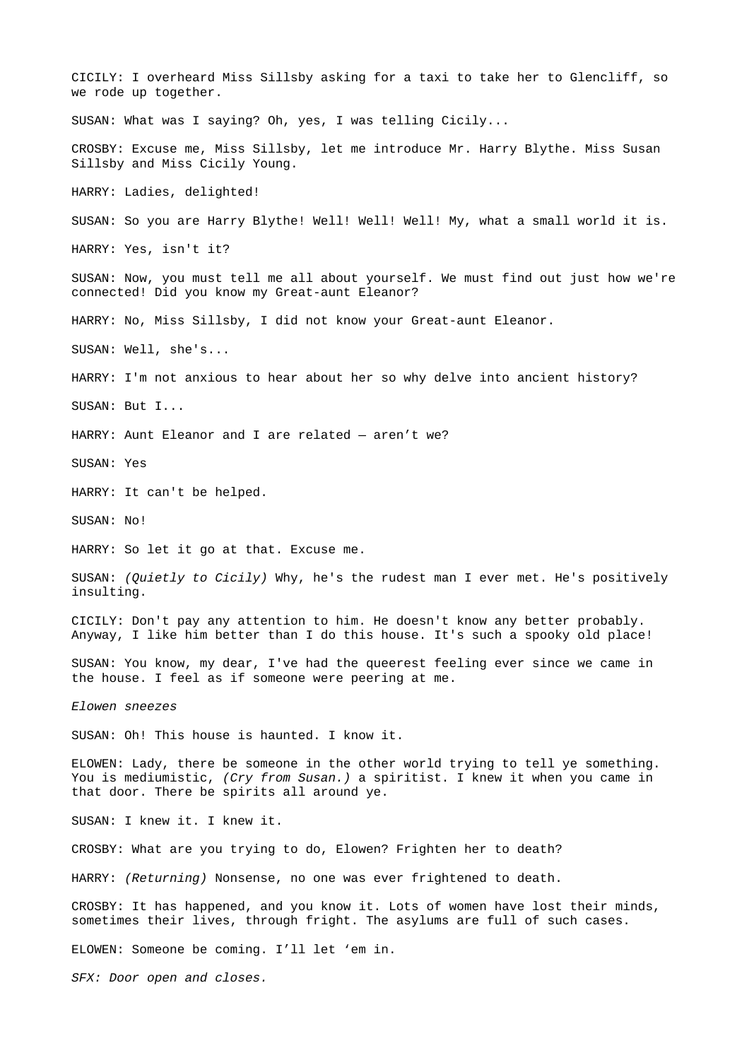CICILY: I overheard Miss Sillsby asking for a taxi to take her to Glencliff, so we rode up together.

SUSAN: What was I saying? Oh, yes, I was telling Cicily...

CROSBY: Excuse me, Miss Sillsby, let me introduce Mr. Harry Blythe. Miss Susan Sillsby and Miss Cicily Young.

HARRY: Ladies, delighted!

SUSAN: So you are Harry Blythe! Well! Well! Well! My, what a small world it is.

HARRY: Yes, isn't it?

SUSAN: Now, you must tell me all about yourself. We must find out just how we're connected! Did you know my Great-aunt Eleanor?

HARRY: No, Miss Sillsby, I did not know your Great-aunt Eleanor.

SUSAN: Well, she's...

HARRY: I'm not anxious to hear about her so why delve into ancient history?

SUSAN: But I...

HARRY: Aunt Eleanor and I are related — aren't we?

SUSAN: Yes

HARRY: It can't be helped.

SUSAN: No!

HARRY: So let it go at that. Excuse me.

SUSAN: *(Quietly to Cicily)* Why, he's the rudest man I ever met. He's positively insulting.

CICILY: Don't pay any attention to him. He doesn't know any better probably. Anyway, I like him better than I do this house. It's such a spooky old place!

SUSAN: You know, my dear, I've had the queerest feeling ever since we came in the house. I feel as if someone were peering at me.

*Elowen sneezes*

SUSAN: Oh! This house is haunted. I know it.

ELOWEN: Lady, there be someone in the other world trying to tell ye something. You is mediumistic, *(Cry from Susan.)* a spiritist. I knew it when you came in that door. There be spirits all around ye.

SUSAN: I knew it. I knew it.

CROSBY: What are you trying to do, Elowen? Frighten her to death?

HARRY: *(Returning)* Nonsense, no one was ever frightened to death.

CROSBY: It has happened, and you know it. Lots of women have lost their minds, sometimes their lives, through fright. The asylums are full of such cases.

ELOWEN: Someone be coming. I'll let 'em in.

*SFX: Door open and closes.*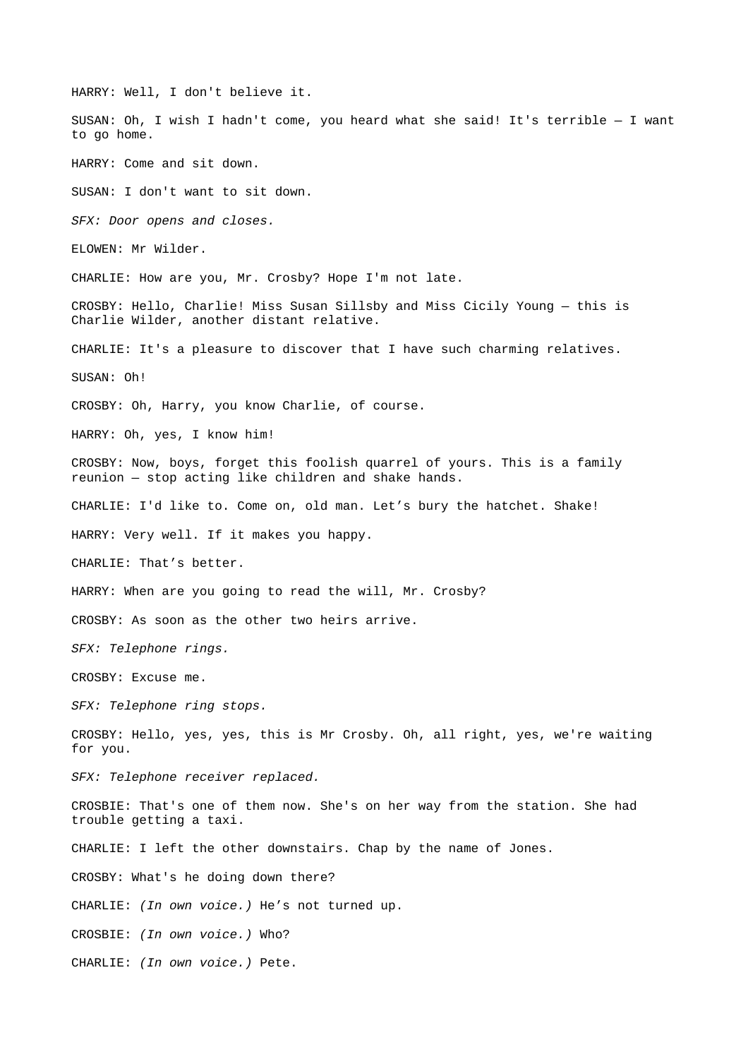HARRY: Well, I don't believe it.

SUSAN: Oh, I wish I hadn't come, you heard what she said! It's terrible — I want to go home.

HARRY: Come and sit down.

SUSAN: I don't want to sit down.

*SFX: Door opens and closes.*

ELOWEN: Mr Wilder.

CHARLIE: How are you, Mr. Crosby? Hope I'm not late.

CROSBY: Hello, Charlie! Miss Susan Sillsby and Miss Cicily Young — this is Charlie Wilder, another distant relative.

CHARLIE: It's a pleasure to discover that I have such charming relatives.

SUSAN: Oh!

CROSBY: Oh, Harry, you know Charlie, of course.

HARRY: Oh, yes, I know him!

CROSBY: Now, boys, forget this foolish quarrel of yours. This is a family reunion — stop acting like children and shake hands.

CHARLIE: I'd like to. Come on, old man. Let’s bury the hatchet. Shake!

HARRY: Very well. If it makes you happy.

CHARLIE: That’s better.

HARRY: When are you going to read the will, Mr. Crosby?

CROSBY: As soon as the other two heirs arrive.

*SFX: Telephone rings.*

CROSBY: Excuse me.

*SFX: Telephone ring stops.*

CROSBY: Hello, yes, yes, this is Mr Crosby. Oh, all right, yes, we're waiting for you.

*SFX: Telephone receiver replaced.*

CROSBIE: That's one of them now. She's on her way from the station. She had trouble getting a taxi.

CHARLIE: I left the other downstairs. Chap by the name of Jones.

CROSBY: What's he doing down there?

CHARLIE: *(In own voice.)* He’s not turned up.

CROSBIE: *(In own voice.)* Who?

CHARLIE: *(In own voice.)* Pete.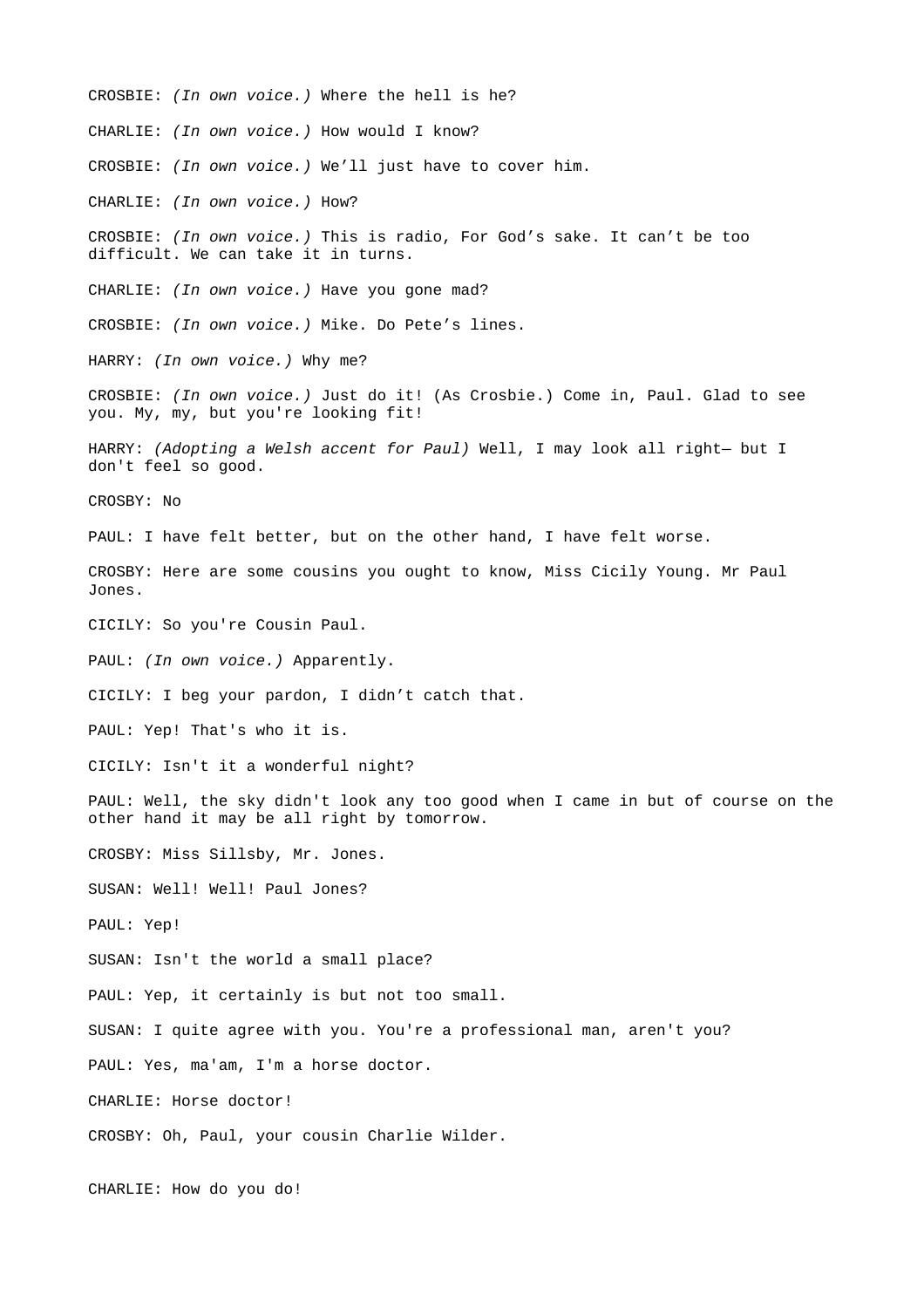CROSBIE: *(In own voice.)* Where the hell is he?

CHARLIE: *(In own voice.)* How would I know?

CROSBIE: *(In own voice.)* We’ll just have to cover him.

CHARLIE: *(In own voice.)* How?

CROSBIE: *(In own voice.)* This is radio, For God’s sake. It can’t be too difficult. We can take it in turns.

CHARLIE: *(In own voice.)* Have you gone mad?

CROSBIE: *(In own voice.)* Mike. Do Pete’s lines.

HARRY: *(In own voice.)* Why me?

CROSBIE: *(In own voice.)* Just do it! (As Crosbie.) Come in, Paul. Glad to see you. My, my, but you're looking fit!

HARRY: *(Adopting a Welsh accent for Paul)* Well, I may look all right— but I don't feel so good.

CROSBY: No

PAUL: I have felt better, but on the other hand, I have felt worse.

CROSBY: Here are some cousins you ought to know, Miss Cicily Young. Mr Paul Jones.

CICILY: So you're Cousin Paul.

PAUL: *(In own voice.)* Apparently.

CICILY: I beg your pardon, I didn’t catch that.

PAUL: Yep! That's who it is.

CICILY: Isn't it a wonderful night?

PAUL: Well, the sky didn't look any too good when I came in but of course on the other hand it may be all right by tomorrow.

CROSBY: Miss Sillsby, Mr. Jones.

SUSAN: Well! Well! Paul Jones?

PAUL: Yep!

SUSAN: Isn't the world a small place?

PAUL: Yep, it certainly is but not too small.

SUSAN: I quite agree with you. You're a professional man, aren't you?

PAUL: Yes, ma'am, I'm a horse doctor.

CHARLIE: Horse doctor!

CROSBY: Oh, Paul, your cousin Charlie Wilder.

CHARLIE: How do you do!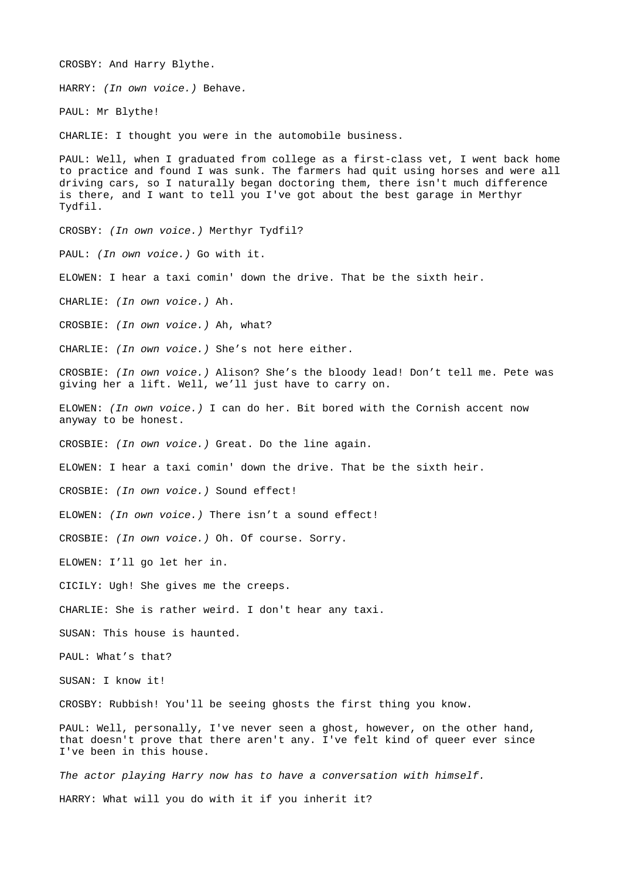CROSBY: And Harry Blythe.

HARRY: *(In own voice.)* Behave.

PAUL: Mr Blythe!

CHARLIE: I thought you were in the automobile business.

PAUL: Well, when I graduated from college as a first-class vet, I went back home to practice and found I was sunk. The farmers had quit using horses and were all driving cars, so I naturally began doctoring them, there isn't much difference is there, and I want to tell you I've got about the best garage in Merthyr Tydfil.

CROSBY: *(In own voice.)* Merthyr Tydfil?

PAUL: *(In own voice.)* Go with it.

ELOWEN: I hear a taxi comin' down the drive. That be the sixth heir.

CHARLIE: *(In own voice.)* Ah.

CROSBIE: *(In own voice.)* Ah, what?

CHARLIE: *(In own voice.)* She's not here either.

CROSBIE: *(In own voice.)* Alison? She's the bloody lead! Don't tell me. Pete was giving her a lift. Well, we'll just have to carry on.

ELOWEN: *(In own voice.)* I can do her. Bit bored with the Cornish accent now anyway to be honest.

CROSBIE: *(In own voice.)* Great. Do the line again.

ELOWEN: I hear a taxi comin' down the drive. That be the sixth heir.

CROSBIE: *(In own voice.)* Sound effect!

ELOWEN: *(In own voice.)* There isn't a sound effect!

CROSBIE: *(In own voice.)* Oh. Of course. Sorry.

ELOWEN: I'll go let her in.

CICILY: Ugh! She gives me the creeps.

CHARLIE: She is rather weird. I don't hear any taxi.

SUSAN: This house is haunted.

PAUL: What's that?

SUSAN: I know it!

CROSBY: Rubbish! You'll be seeing ghosts the first thing you know.

PAUL: Well, personally, I've never seen a ghost, however, on the other hand, that doesn't prove that there aren't any. I've felt kind of queer ever since I've been in this house.

*The actor playing Harry now has to have a conversation with himself.*

HARRY: What will you do with it if you inherit it?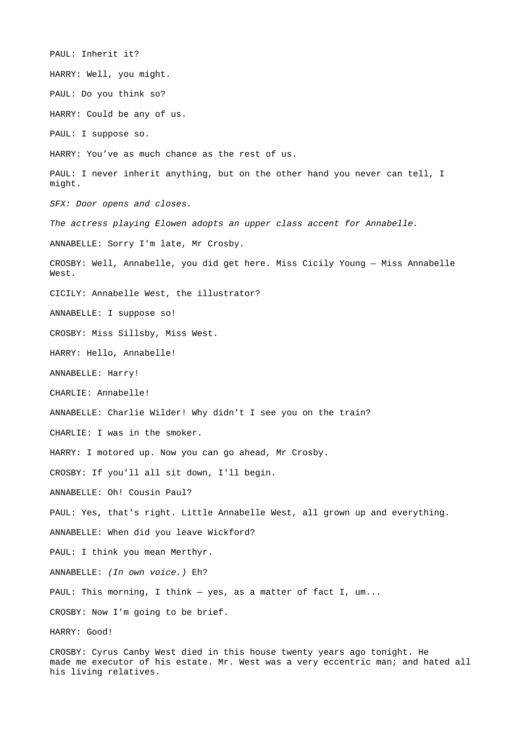PAUL: Inherit it?

HARRY: Well, you might.

PAUL: Do you think so?

HARRY: Could be any of us.

PAUL: I suppose so.

HARRY: You’ve as much chance as the rest of us.

PAUL: I never inherit anything, but on the other hand you never can tell, I might.

*SFX: Door opens and closes.*

*The actress playing Elowen adopts an upper class accent for Annabelle.*

ANNABELLE: Sorry I'm late, Mr Crosby.

CROSBY: Well, Annabelle, you did get here. Miss Cicily Young — Miss Annabelle West.

CICILY: Annabelle West, the illustrator?

ANNABELLE: I suppose so!

CROSBY: Miss Sillsby, Miss West.

HARRY: Hello, Annabelle!

ANNABELLE: Harry!

CHARLIE: Annabelle!

ANNABELLE: Charlie Wilder! Why didn't I see you on the train?

CHARLIE: I was in the smoker.

HARRY: I motored up. Now you can go ahead, Mr Crosby.

CROSBY: If you'll all sit down, I'll begin.

ANNABELLE: Oh! Cousin Paul?

PAUL: Yes, that's right. Little Annabelle West, all grown up and everything.

ANNABELLE: When did you leave Wickford?

PAUL: I think you mean Merthyr.

ANNABELLE: *(In own voice.)* Eh?

PAUL: This morning, I think — yes, as a matter of fact I, um...

CROSBY: Now I'm going to be brief.

HARRY: Good!

CROSBY: Cyrus Canby West died in this house twenty years ago tonight. He made me executor of his estate. Mr. West was a very eccentric man; and hated all his living relatives.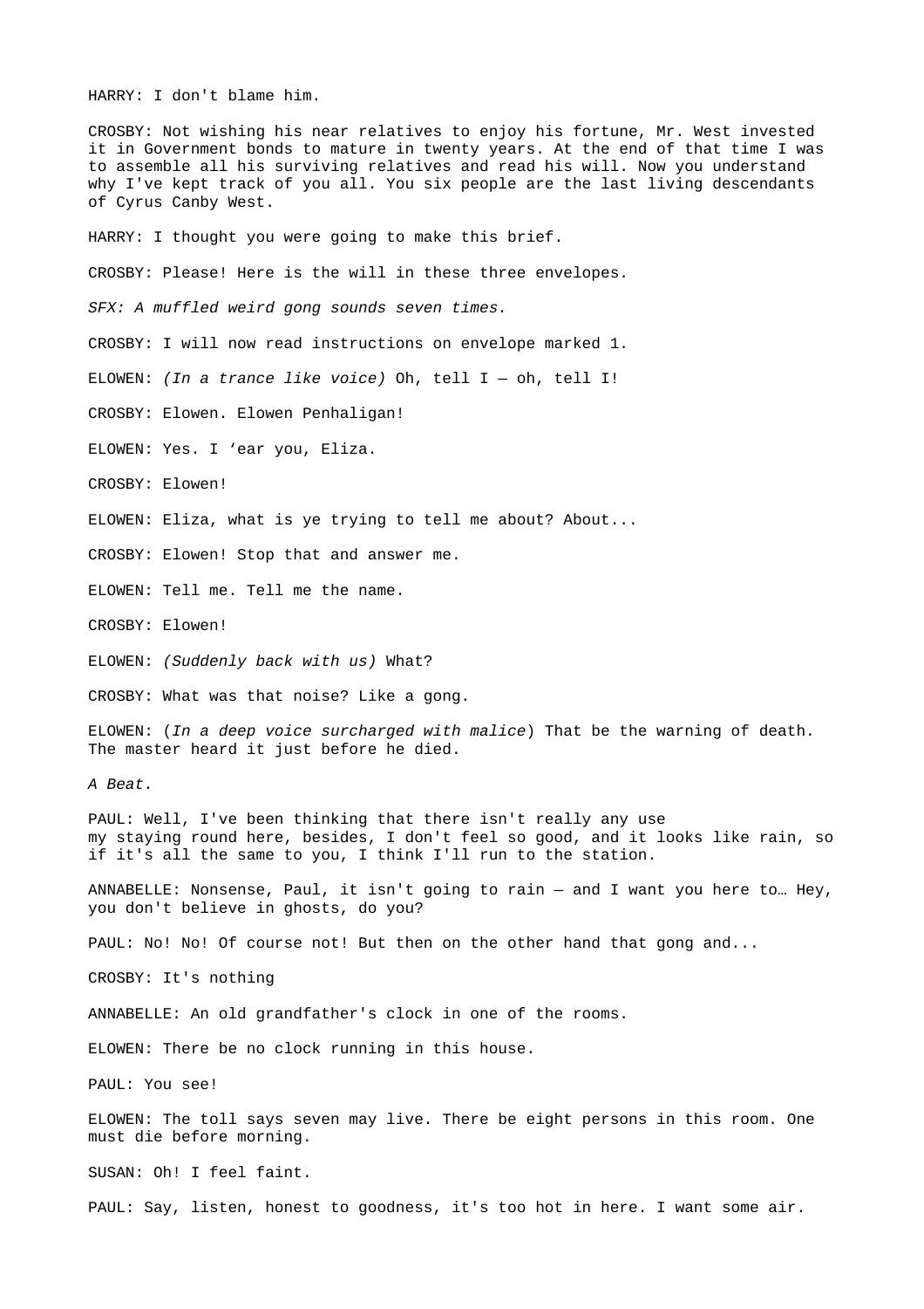HARRY: I don't blame him.

CROSBY: Not wishing his near relatives to enjoy his fortune, Mr. West invested it in Government bonds to mature in twenty years. At the end of that time I was to assemble all his surviving relatives and read his will. Now you understand why I've kept track of you all. You six people are the last living descendants of Cyrus Canby West.

HARRY: I thought you were going to make this brief.

CROSBY: Please! Here is the will in these three envelopes.

*SFX: A muffled weird gong sounds seven times.*

CROSBY: I will now read instructions on envelope marked 1.

ELOWEN: *(In a trance like voice)* Oh, tell I — oh, tell I!

CROSBY: Elowen. Elowen Penhaligan!

ELOWEN: Yes. I 'ear you, Eliza.

CROSBY: Elowen!

ELOWEN: Eliza, what is ye trying to tell me about? About...

CROSBY: Elowen! Stop that and answer me.

ELOWEN: Tell me. Tell me the name.

CROSBY: Elowen!

ELOWEN: *(Suddenly back with us)* What?

CROSBY: What was that noise? Like a gong.

ELOWEN: (*In a deep voice surcharged with malice*) That be the warning of death. The master heard it just before he died.

*A Beat.*

PAUL: Well, I've been thinking that there isn't really any use my staying round here, besides, I don't feel so good, and it looks like rain, so if it's all the same to you, I think I'll run to the station.

ANNABELLE: Nonsense, Paul, it isn't going to rain — and I want you here to… Hey, you don't believe in ghosts, do you?

PAUL: No! No! Of course not! But then on the other hand that gong and...

CROSBY: It's nothing

ANNABELLE: An old grandfather's clock in one of the rooms.

ELOWEN: There be no clock running in this house.

PAUL: You see!

ELOWEN: The toll says seven may live. There be eight persons in this room. One must die before morning.

SUSAN: Oh! I feel faint.

PAUL: Say, listen, honest to goodness, it's too hot in here. I want some air.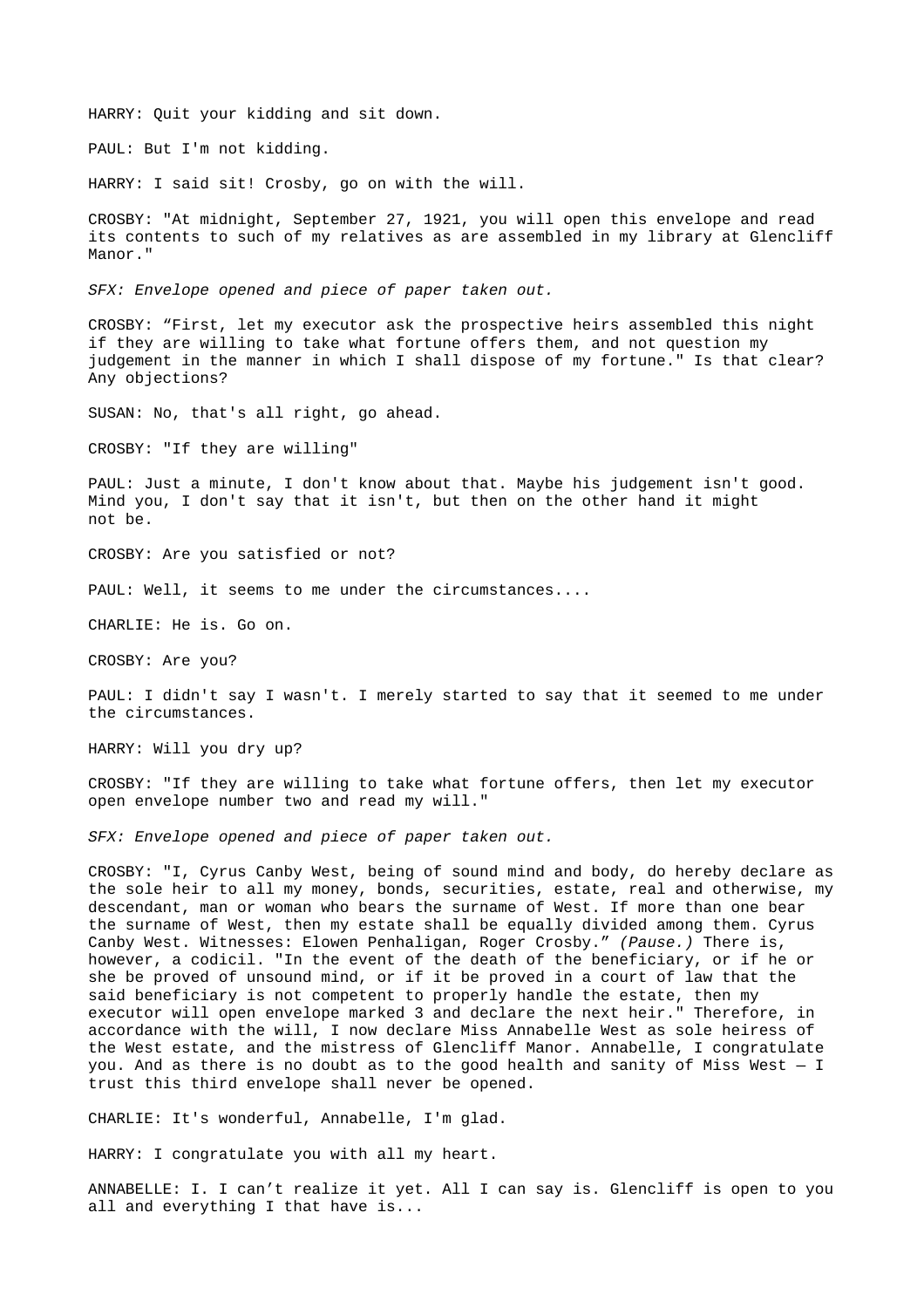HARRY: Quit your kidding and sit down.

PAUL: But I'm not kidding.

HARRY: I said sit! Crosby, go on with the will.

CROSBY: "At midnight, September 27, 1921, you will open this envelope and read its contents to such of my relatives as are assembled in my library at Glencliff Manor."

*SFX: Envelope opened and piece of paper taken out.*

CROSBY: "First, let my executor ask the prospective heirs assembled this night if they are willing to take what fortune offers them, and not question my judgement in the manner in which I shall dispose of my fortune." Is that clear? Any objections?

SUSAN: No, that's all right, go ahead.

CROSBY: "If they are willing"

PAUL: Just a minute, I don't know about that. Maybe his judgement isn't good. Mind you, I don't say that it isn't, but then on the other hand it might not be.

CROSBY: Are you satisfied or not?

PAUL: Well, it seems to me under the circumstances....

CHARLIE: He is. Go on.

CROSBY: Are you?

PAUL: I didn't say I wasn't. I merely started to say that it seemed to me under the circumstances.

HARRY: Will you dry up?

CROSBY: "If they are willing to take what fortune offers, then let my executor open envelope number two and read my will."

*SFX: Envelope opened and piece of paper taken out.*

CROSBY: "I, Cyrus Canby West, being of sound mind and body, do hereby declare as the sole heir to all my money, bonds, securities, estate, real and otherwise, my descendant, man or woman who bears the surname of West. If more than one bear the surname of West, then my estate shall be equally divided among them. Cyrus Canby West. Witnesses: Elowen Penhaligan, Roger Crosby." *(Pause.)* There is, however, a codicil. "In the event of the death of the beneficiary, or if he or she be proved of unsound mind, or if it be proved in a court of law that the said beneficiary is not competent to properly handle the estate, then my executor will open envelope marked 3 and declare the next heir." Therefore, in accordance with the will, I now declare Miss Annabelle West as sole heiress of the West estate, and the mistress of Glencliff Manor. Annabelle, I congratulate you. And as there is no doubt as to the good health and sanity of Miss West — I trust this third envelope shall never be opened.

CHARLIE: It's wonderful, Annabelle, I'm glad.

HARRY: I congratulate you with all my heart.

ANNABELLE: I. I can't realize it yet. All I can say is. Glencliff is open to you all and everything I that have is...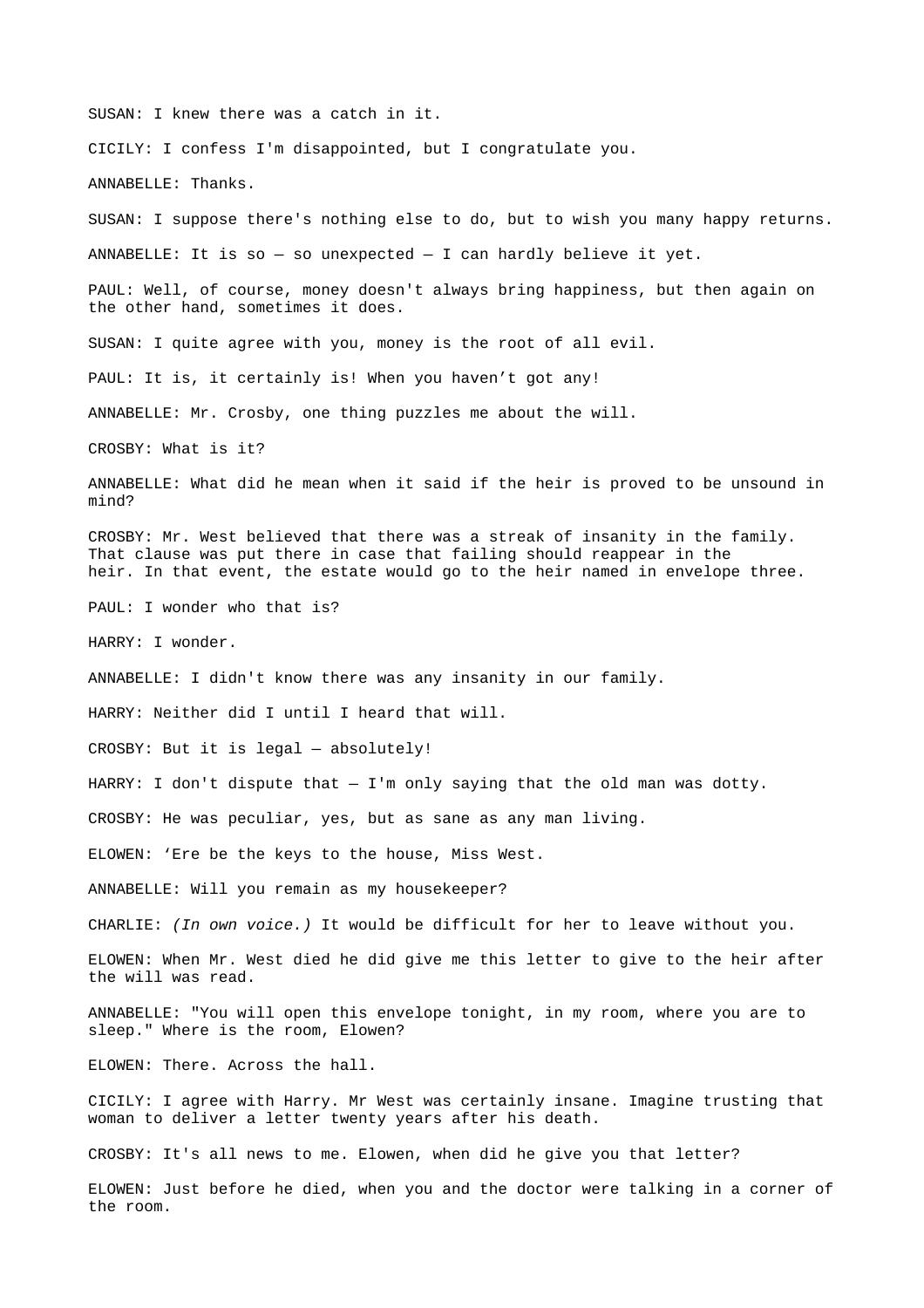SUSAN: I knew there was a catch in it.

CICILY: I confess I'm disappointed, but I congratulate you.

ANNABELLE: Thanks.

SUSAN: I suppose there's nothing else to do, but to wish you many happy returns.

ANNABELLE: It is so — so unexpected — I can hardly believe it yet.

PAUL: Well, of course, money doesn't always bring happiness, but then again on the other hand, sometimes it does.

SUSAN: I quite agree with you, money is the root of all evil.

PAUL: It is, it certainly is! When you haven't got any!

ANNABELLE: Mr. Crosby, one thing puzzles me about the will.

CROSBY: What is it?

ANNABELLE: What did he mean when it said if the heir is proved to be unsound in mind?

CROSBY: Mr. West believed that there was a streak of insanity in the family. That clause was put there in case that failing should reappear in the heir. In that event, the estate would go to the heir named in envelope three.

PAUL: I wonder who that is?

HARRY: I wonder.

ANNABELLE: I didn't know there was any insanity in our family.

HARRY: Neither did I until I heard that will.

CROSBY: But it is legal — absolutely!

HARRY: I don't dispute that — I'm only saying that the old man was dotty.

CROSBY: He was peculiar, yes, but as sane as any man living.

ELOWEN: 'Ere be the keys to the house, Miss West.

ANNABELLE: Will you remain as my housekeeper?

CHARLIE: *(In own voice.)* It would be difficult for her to leave without you.

ELOWEN: When Mr. West died he did give me this letter to give to the heir after the will was read.

ANNABELLE: "You will open this envelope tonight, in my room, where you are to sleep." Where is the room, Elowen?

ELOWEN: There. Across the hall.

CICILY: I agree with Harry. Mr West was certainly insane. Imagine trusting that woman to deliver a letter twenty years after his death.

CROSBY: It's all news to me. Elowen, when did he give you that letter?

ELOWEN: Just before he died, when you and the doctor were talking in a corner of the room.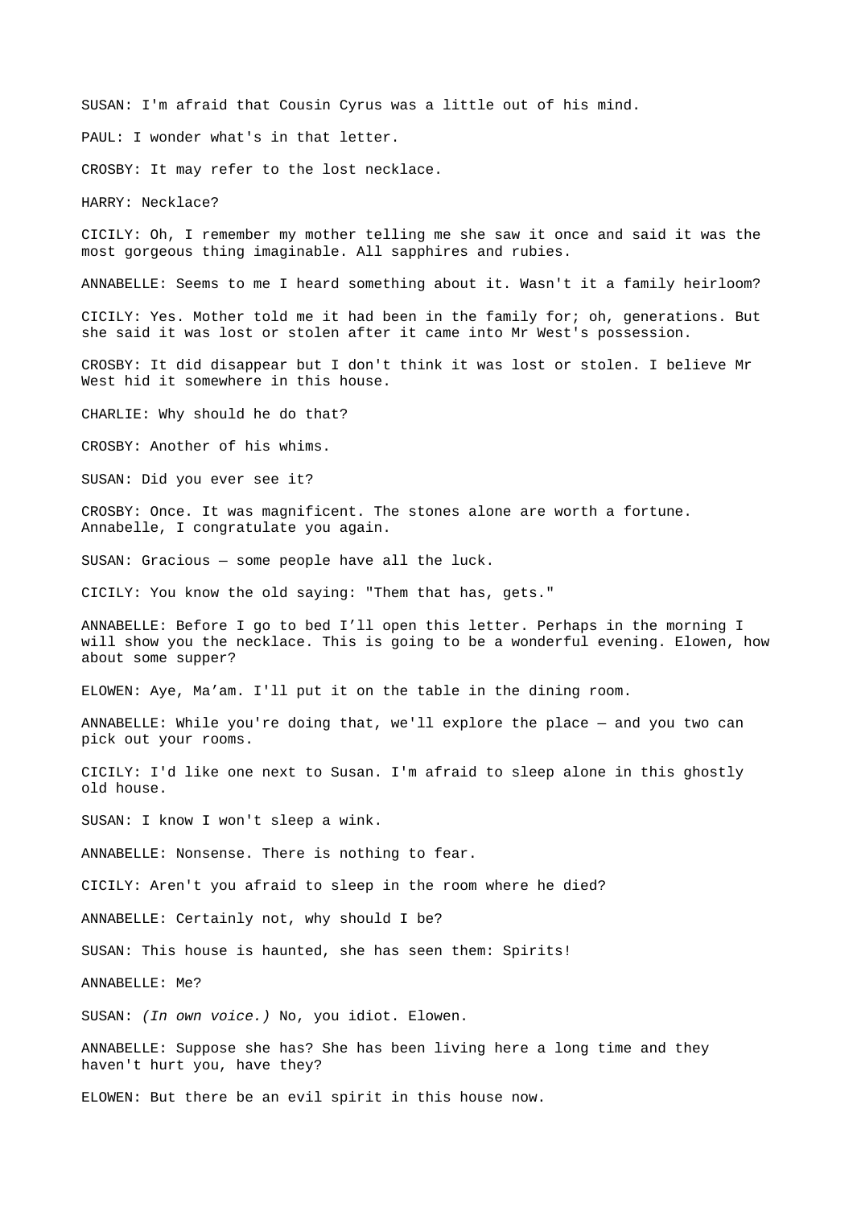SUSAN: I'm afraid that Cousin Cyrus was a little out of his mind.

PAUL: I wonder what's in that letter.

CROSBY: It may refer to the lost necklace.

HARRY: Necklace?

CICILY: Oh, I remember my mother telling me she saw it once and said it was the most gorgeous thing imaginable. All sapphires and rubies.

ANNABELLE: Seems to me I heard something about it. Wasn't it a family heirloom?

CICILY: Yes. Mother told me it had been in the family for; oh, generations. But she said it was lost or stolen after it came into Mr West's possession.

CROSBY: It did disappear but I don't think it was lost or stolen. I believe Mr West hid it somewhere in this house.

CHARLIE: Why should he do that?

CROSBY: Another of his whims.

SUSAN: Did you ever see it?

CROSBY: Once. It was magnificent. The stones alone are worth a fortune. Annabelle, I congratulate you again.

SUSAN: Gracious — some people have all the luck.

CICILY: You know the old saying: "Them that has, gets."

ANNABELLE: Before I go to bed I'll open this letter. Perhaps in the morning I will show you the necklace. This is going to be a wonderful evening. Elowen, how about some supper?

ELOWEN: Aye, Ma'am. I'll put it on the table in the dining room.

ANNABELLE: While you're doing that, we'll explore the place — and you two can pick out your rooms.

CICILY: I'd like one next to Susan. I'm afraid to sleep alone in this ghostly old house.

SUSAN: I know I won't sleep a wink.

ANNABELLE: Nonsense. There is nothing to fear.

CICILY: Aren't you afraid to sleep in the room where he died?

ANNABELLE: Certainly not, why should I be?

SUSAN: This house is haunted, she has seen them: Spirits!

ANNABELLE: Me?

SUSAN: *(In own voice.)* No, you idiot. Elowen.

ANNABELLE: Suppose she has? She has been living here a long time and they haven't hurt you, have they?

ELOWEN: But there be an evil spirit in this house now.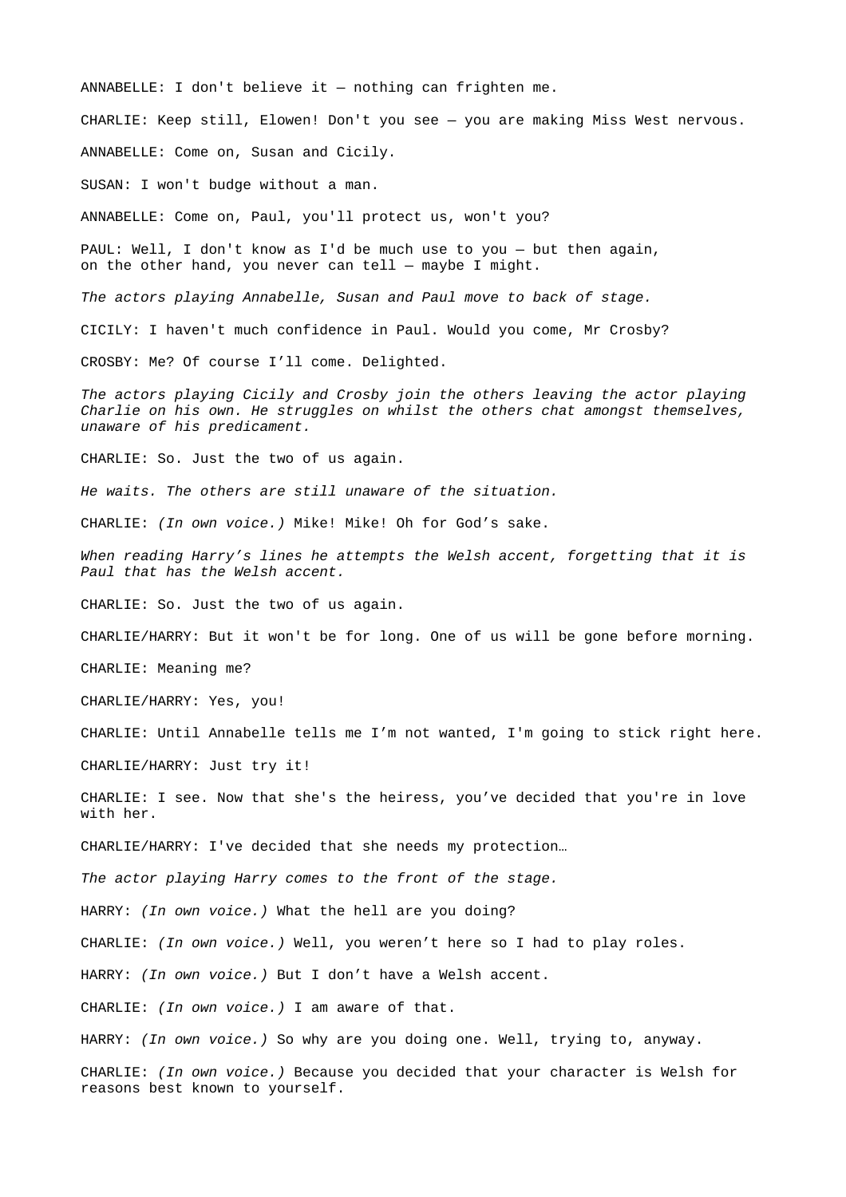ANNABELLE: I don't believe it — nothing can frighten me.

CHARLIE: Keep still, Elowen! Don't you see — you are making Miss West nervous.

ANNABELLE: Come on, Susan and Cicily.

SUSAN: I won't budge without a man.

ANNABELLE: Come on, Paul, you'll protect us, won't you?

PAUL: Well, I don't know as I'd be much use to you — but then again, on the other hand, you never can tell — maybe I might.

*The actors playing Annabelle, Susan and Paul move to back of stage.*

CICILY: I haven't much confidence in Paul. Would you come, Mr Crosby?

CROSBY: Me? Of course I'll come. Delighted.

*The actors playing Cicily and Crosby join the others leaving the actor playing Charlie on his own. He struggles on whilst the others chat amongst themselves, unaware of his predicament.*

CHARLIE: So. Just the two of us again.

*He waits. The others are still unaware of the situation.*

CHARLIE: *(In own voice.)* Mike! Mike! Oh for God's sake.

*When reading Harry's lines he attempts the Welsh accent, forgetting that it is Paul that has the Welsh accent.*

CHARLIE: So. Just the two of us again.

CHARLIE/HARRY: But it won't be for long. One of us will be gone before morning.

CHARLIE: Meaning me?

CHARLIE/HARRY: Yes, you!

CHARLIE: Until Annabelle tells me I'm not wanted, I'm going to stick right here.

CHARLIE/HARRY: Just try it!

CHARLIE: I see. Now that she's the heiress, you've decided that you're in love with her.

CHARLIE/HARRY: I've decided that she needs my protection…

*The actor playing Harry comes to the front of the stage.*

HARRY: *(In own voice.)* What the hell are you doing?

CHARLIE: *(In own voice.)* Well, you weren't here so I had to play roles.

HARRY: *(In own voice.)* But I don't have a Welsh accent.

CHARLIE: *(In own voice.)* I am aware of that.

HARRY: *(In own voice.)* So why are you doing one. Well, trying to, anyway.

CHARLIE: *(In own voice.)* Because you decided that your character is Welsh for reasons best known to yourself.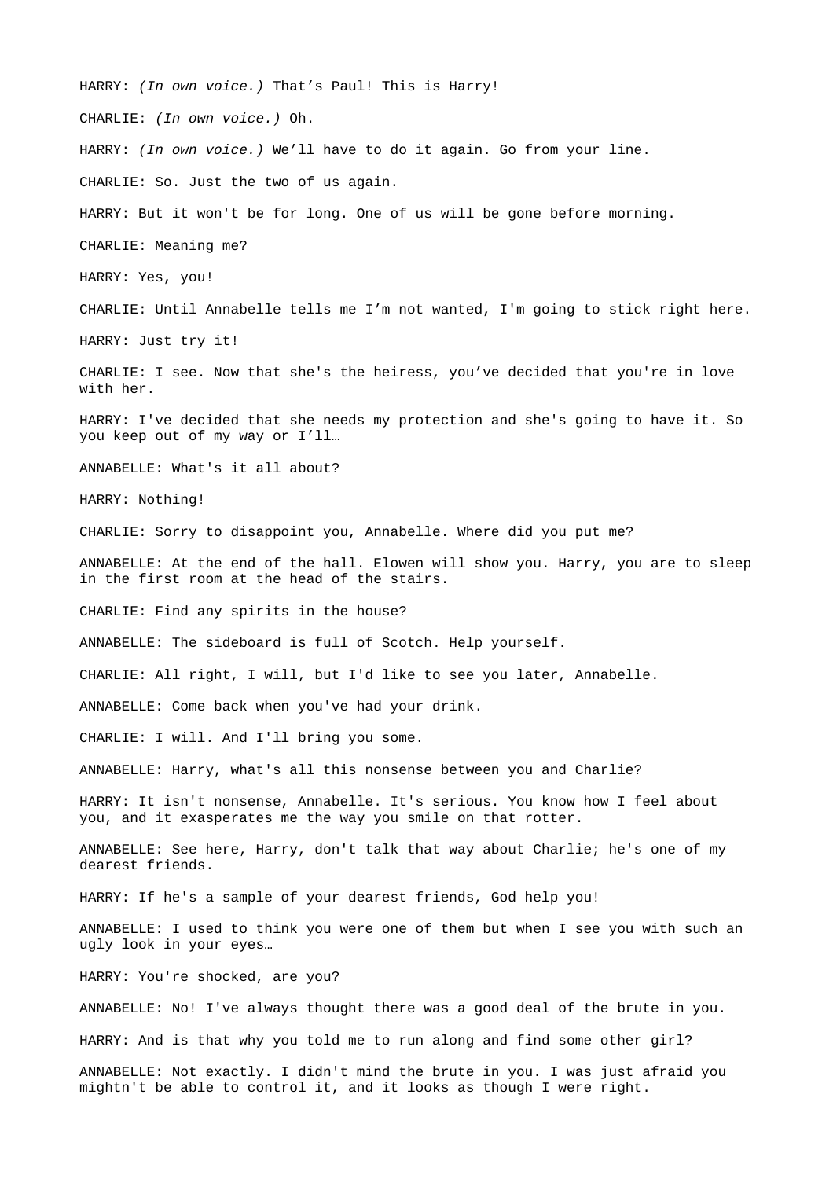HARRY: *(In own voice.)* That’s Paul! This is Harry!

CHARLIE: *(In own voice.)* Oh.

HARRY: *(In own voice.)* We’ll have to do it again. Go from your line.

CHARLIE: So. Just the two of us again.

HARRY: But it won't be for long. One of us will be gone before morning.

CHARLIE: Meaning me?

HARRY: Yes, you!

CHARLIE: Until Annabelle tells me I’m not wanted, I'm going to stick right here.

HARRY: Just try it!

CHARLIE: I see. Now that she's the heiress, you’ve decided that you're in love with her.

HARRY: I've decided that she needs my protection and she's going to have it. So you keep out of my way or I’ll…

ANNABELLE: What's it all about?

HARRY: Nothing!

CHARLIE: Sorry to disappoint you, Annabelle. Where did you put me?

ANNABELLE: At the end of the hall. Elowen will show you. Harry, you are to sleep in the first room at the head of the stairs.

CHARLIE: Find any spirits in the house?

ANNABELLE: The sideboard is full of Scotch. Help yourself.

CHARLIE: All right, I will, but I'd like to see you later, Annabelle.

ANNABELLE: Come back when you've had your drink.

CHARLIE: I will. And I'll bring you some.

ANNABELLE: Harry, what's all this nonsense between you and Charlie?

HARRY: It isn't nonsense, Annabelle. It's serious. You know how I feel about you, and it exasperates me the way you smile on that rotter.

ANNABELLE: See here, Harry, don't talk that way about Charlie; he's one of my dearest friends.

HARRY: If he's a sample of your dearest friends, God help you!

ANNABELLE: I used to think you were one of them but when I see you with such an ugly look in your eyes…

HARRY: You're shocked, are you?

ANNABELLE: No! I've always thought there was a good deal of the brute in you.

HARRY: And is that why you told me to run along and find some other girl?

ANNABELLE: Not exactly. I didn't mind the brute in you. I was just afraid you mightn't be able to control it, and it looks as though I were right.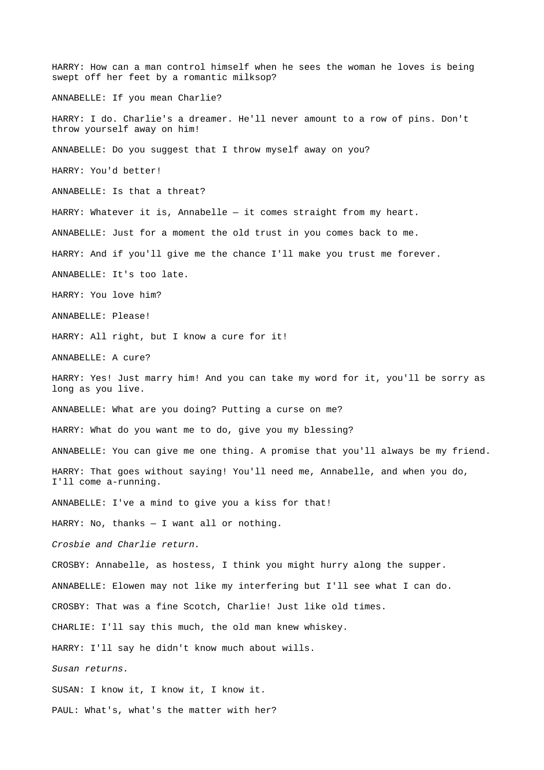HARRY: How can a man control himself when he sees the woman he loves is being swept off her feet by a romantic milksop?

ANNABELLE: If you mean Charlie?

HARRY: I do. Charlie's a dreamer. He'll never amount to a row of pins. Don't throw yourself away on him!

ANNABELLE: Do you suggest that I throw myself away on you?

HARRY: You'd better!

ANNABELLE: Is that a threat?

HARRY: Whatever it is, Annabelle — it comes straight from my heart.

ANNABELLE: Just for a moment the old trust in you comes back to me.

HARRY: And if you'll give me the chance I'll make you trust me forever.

ANNABELLE: It's too late.

HARRY: You love him?

ANNABELLE: Please!

HARRY: All right, but I know a cure for it!

ANNABELLE: A cure?

HARRY: Yes! Just marry him! And you can take my word for it, you'll be sorry as long as you live.

ANNABELLE: What are you doing? Putting a curse on me?

HARRY: What do you want me to do, give you my blessing?

ANNABELLE: You can give me one thing. A promise that you'll always be my friend.

HARRY: That goes without saying! You'll need me, Annabelle, and when you do, I'll come a-running.

ANNABELLE: I've a mind to give you a kiss for that!

HARRY: No, thanks — I want all or nothing.

*Crosbie and Charlie return.*

CROSBY: Annabelle, as hostess, I think you might hurry along the supper.

ANNABELLE: Elowen may not like my interfering but I'll see what I can do.

CROSBY: That was a fine Scotch, Charlie! Just like old times.

CHARLIE: I'll say this much, the old man knew whiskey.

HARRY: I'll say he didn't know much about wills.

*Susan returns.*

SUSAN: I know it, I know it, I know it.

PAUL: What's, what's the matter with her?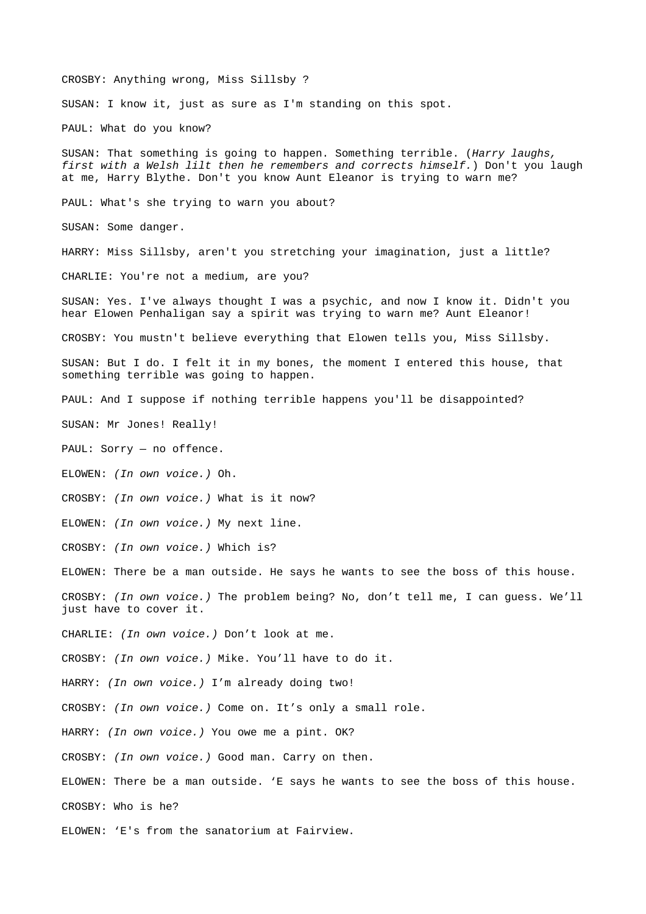CROSBY: Anything wrong, Miss Sillsby ?

SUSAN: I know it, just as sure as I'm standing on this spot.

PAUL: What do you know?

SUSAN: That something is going to happen. Something terrible. (*Harry laughs, first with a Welsh lilt then he remembers and corrects himself.*) Don't you laugh at me, Harry Blythe. Don't you know Aunt Eleanor is trying to warn me?

PAUL: What's she trying to warn you about?

SUSAN: Some danger.

HARRY: Miss Sillsby, aren't you stretching your imagination, just a little?

CHARLIE: You're not a medium, are you?

SUSAN: Yes. I've always thought I was a psychic, and now I know it. Didn't you hear Elowen Penhaligan say a spirit was trying to warn me? Aunt Eleanor!

CROSBY: You mustn't believe everything that Elowen tells you, Miss Sillsby.

SUSAN: But I do. I felt it in my bones, the moment I entered this house, that something terrible was going to happen.

PAUL: And I suppose if nothing terrible happens you'll be disappointed?

SUSAN: Mr Jones! Really!

PAUL: Sorry — no offence.

ELOWEN: *(In own voice.)* Oh.

CROSBY: *(In own voice.)* What is it now?

ELOWEN: *(In own voice.)* My next line.

CROSBY: *(In own voice.)* Which is?

ELOWEN: There be a man outside. He says he wants to see the boss of this house.

CROSBY: *(In own voice.)* The problem being? No, don't tell me, I can guess. We'll just have to cover it.

CHARLIE: *(In own voice.)* Don't look at me.

CROSBY: *(In own voice.)* Mike. You'll have to do it.

HARRY: *(In own voice.)* I'm already doing two!

CROSBY: *(In own voice.)* Come on. It's only a small role.

HARRY: *(In own voice.)* You owe me a pint. OK?

CROSBY: *(In own voice.)* Good man. Carry on then.

ELOWEN: There be a man outside. 'E says he wants to see the boss of this house.

CROSBY: Who is he?

ELOWEN: 'E's from the sanatorium at Fairview.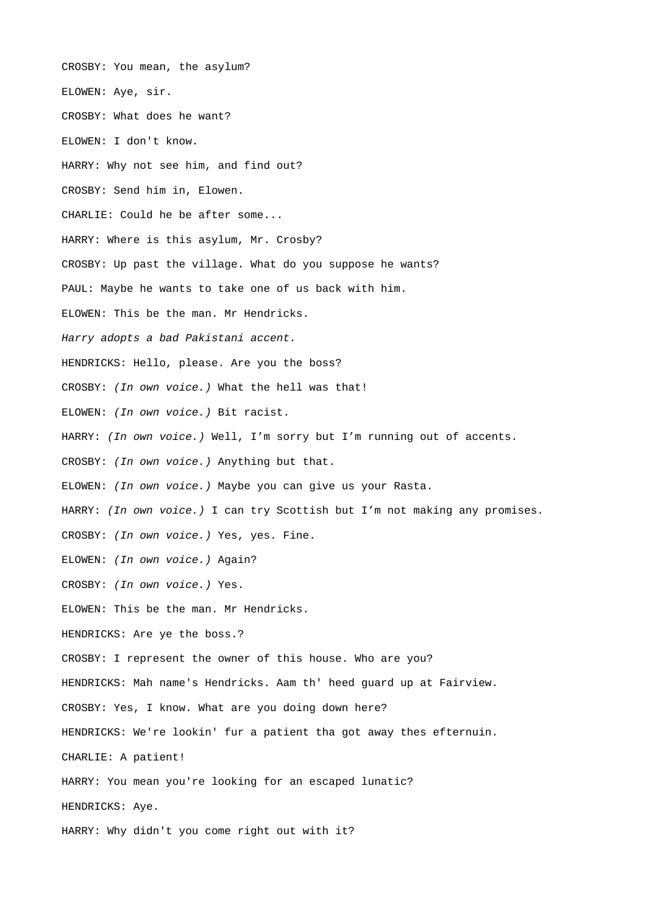CROSBY: You mean, the asylum?

ELOWEN: Aye, sir.

CROSBY: What does he want?

ELOWEN: I don't know.

HARRY: Why not see him, and find out?

CROSBY: Send him in, Elowen.

CHARLIE: Could he be after some...

HARRY: Where is this asylum, Mr. Crosby?

CROSBY: Up past the village. What do you suppose he wants?

PAUL: Maybe he wants to take one of us back with him.

ELOWEN: This be the man. Mr Hendricks.

*Harry adopts a bad Pakistani accent.*

HENDRICKS: Hello, please. Are you the boss?

CROSBY: *(In own voice.)* What the hell was that!

ELOWEN: *(In own voice.)* Bit racist.

HARRY: *(In own voice.)* Well, I'm sorry but I'm running out of accents.

CROSBY: *(In own voice.)* Anything but that.

ELOWEN: *(In own voice.)* Maybe you can give us your Rasta.

HARRY: *(In own voice.)* I can try Scottish but I'm not making any promises.

CROSBY: *(In own voice.)* Yes, yes. Fine.

ELOWEN: *(In own voice.)* Again?

CROSBY: *(In own voice.)* Yes.

ELOWEN: This be the man. Mr Hendricks.

HENDRICKS: Are ye the boss.?

CROSBY: I represent the owner of this house. Who are you?

HENDRICKS: Mah name's Hendricks. Aam th' heed guard up at Fairview.

CROSBY: Yes, I know. What are you doing down here?

HENDRICKS: We're lookin' fur a patient tha got away thes efternuin.

CHARLIE: A patient!

HARRY: You mean you're looking for an escaped lunatic?

HENDRICKS: Aye.

HARRY: Why didn't you come right out with it?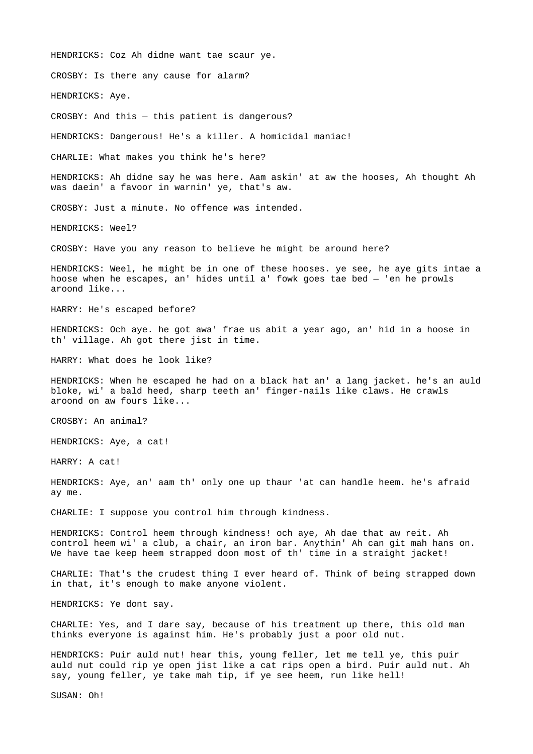HENDRICKS: Coz Ah didne want tae scaur ye.

CROSBY: Is there any cause for alarm?

HENDRICKS: Aye.

CROSBY: And this — this patient is dangerous?

HENDRICKS: Dangerous! He's a killer. A homicidal maniac!

CHARLIE: What makes you think he's here?

HENDRICKS: Ah didne say he was here. Aam askin' at aw the hooses, Ah thought Ah was daein' a favoor in warnin' ye, that's aw.

CROSBY: Just a minute. No offence was intended.

HENDRICKS: Weel?

CROSBY: Have you any reason to believe he might be around here?

HENDRICKS: Weel, he might be in one of these hooses. ye see, he aye gits intae a hoose when he escapes, an' hides until a' fowk goes tae bed — 'en he prowls aroond like...

HARRY: He's escaped before?

HENDRICKS: Och aye. he got awa' frae us abit a year ago, an' hid in a hoose in th' village. Ah got there jist in time.

HARRY: What does he look like?

HENDRICKS: When he escaped he had on a black hat an' a lang jacket. he's an auld bloke, wi' a bald heed, sharp teeth an' finger-nails like claws. He crawls aroond on aw fours like...

CROSBY: An animal?

HENDRICKS: Aye, a cat!

HARRY: A cat!

HENDRICKS: Aye, an' aam th' only one up thaur 'at can handle heem. he's afraid ay me.

CHARLIE: I suppose you control him through kindness.

HENDRICKS: Control heem through kindness! och aye, Ah dae that aw reit. Ah control heem wi' a club, a chair, an iron bar. Anythin' Ah can git mah hans on. We have tae keep heem strapped doon most of th' time in a straight jacket!

CHARLIE: That's the crudest thing I ever heard of. Think of being strapped down in that, it's enough to make anyone violent.

HENDRICKS: Ye dont say.

CHARLIE: Yes, and I dare say, because of his treatment up there, this old man thinks everyone is against him. He's probably just a poor old nut.

HENDRICKS: Puir auld nut! hear this, young feller, let me tell ye, this puir auld nut could rip ye open jist like a cat rips open a bird. Puir auld nut. Ah say, young feller, ye take mah tip, if ye see heem, run like hell!

SUSAN: Oh!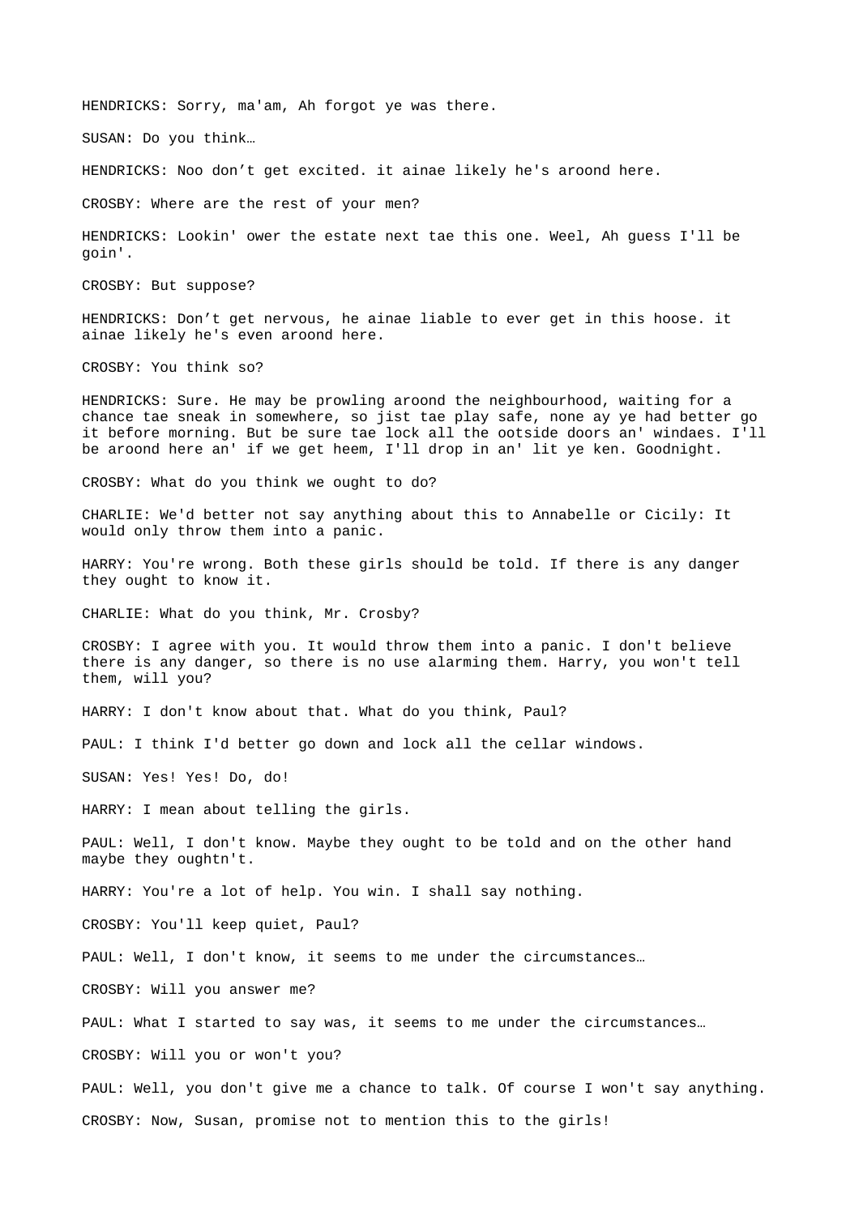HENDRICKS: Sorry, ma'am, Ah forgot ye was there.

SUSAN: Do you think…

HENDRICKS: Noo don’t get excited. it ainae likely he's aroond here.

CROSBY: Where are the rest of your men?

HENDRICKS: Lookin' ower the estate next tae this one. Weel, Ah guess I'll be goin'.

CROSBY: But suppose?

HENDRICKS: Don’t get nervous, he ainae liable to ever get in this hoose. it ainae likely he's even aroond here.

CROSBY: You think so?

HENDRICKS: Sure. He may be prowling aroond the neighbourhood, waiting for a chance tae sneak in somewhere, so jist tae play safe, none ay ye had better go it before morning. But be sure tae lock all the ootside doors an' windaes. I'll be aroond here an' if we get heem, I'll drop in an' lit ye ken. Goodnight.

CROSBY: What do you think we ought to do?

CHARLIE: We'd better not say anything about this to Annabelle or Cicily: It would only throw them into a panic.

HARRY: You're wrong. Both these girls should be told. If there is any danger they ought to know it.

CHARLIE: What do you think, Mr. Crosby?

CROSBY: I agree with you. It would throw them into a panic. I don't believe there is any danger, so there is no use alarming them. Harry, you won't tell them, will you?

HARRY: I don't know about that. What do you think, Paul?

PAUL: I think I'd better go down and lock all the cellar windows.

SUSAN: Yes! Yes! Do, do!

HARRY: I mean about telling the girls.

PAUL: Well, I don't know. Maybe they ought to be told and on the other hand maybe they oughtn't.

HARRY: You're a lot of help. You win. I shall say nothing.

CROSBY: You'll keep quiet, Paul?

PAUL: Well, I don't know, it seems to me under the circumstances…

CROSBY: Will you answer me?

PAUL: What I started to say was, it seems to me under the circumstances…

CROSBY: Will you or won't you?

PAUL: Well, you don't give me a chance to talk. Of course I won't say anything.

CROSBY: Now, Susan, promise not to mention this to the girls!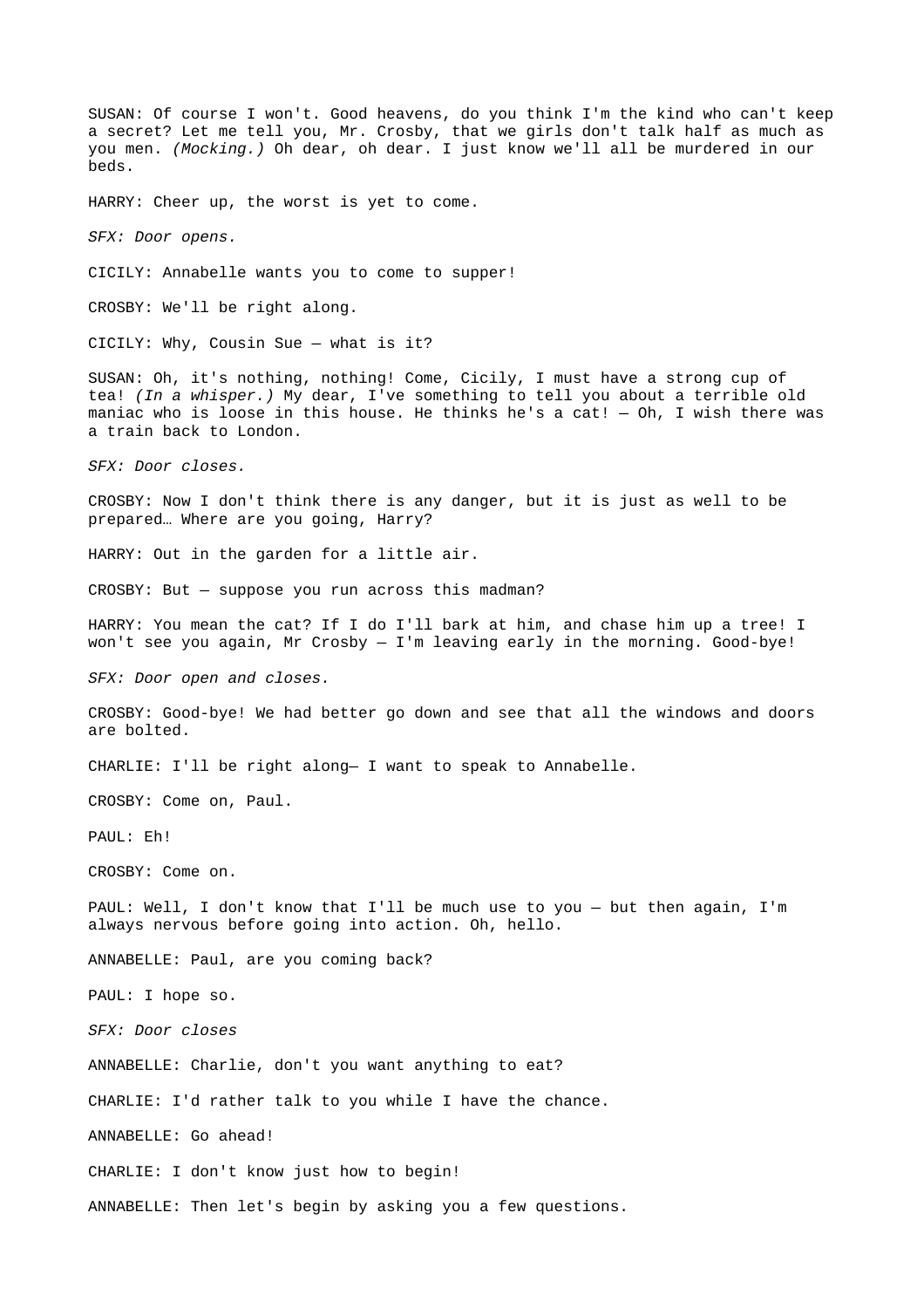SUSAN: Of course I won't. Good heavens, do you think I'm the kind who can't keep a secret? Let me tell you, Mr. Crosby, that we girls don't talk half as much as you men. *(Mocking.)* Oh dear, oh dear. I just know we'll all be murdered in our beds.

HARRY: Cheer up, the worst is yet to come.

*SFX: Door opens.*

CICILY: Annabelle wants you to come to supper!

CROSBY: We'll be right along.

CICILY: Why, Cousin Sue — what is it?

SUSAN: Oh, it's nothing, nothing! Come, Cicily, I must have a strong cup of tea! *(In a whisper.)* My dear, I've something to tell you about a terrible old maniac who is loose in this house. He thinks he's a cat! — Oh, I wish there was a train back to London.

*SFX: Door closes.*

CROSBY: Now I don't think there is any danger, but it is just as well to be prepared… Where are you going, Harry?

HARRY: Out in the garden for a little air.

CROSBY: But — suppose you run across this madman?

HARRY: You mean the cat? If I do I'll bark at him, and chase him up a tree! I won't see you again, Mr Crosby — I'm leaving early in the morning. Good-bye!

*SFX: Door open and closes.*

CROSBY: Good-bye! We had better go down and see that all the windows and doors are bolted.

CHARLIE: I'll be right along— I want to speak to Annabelle.

CROSBY: Come on, Paul.

PAUL: Eh!

CROSBY: Come on.

PAUL: Well, I don't know that I'll be much use to you — but then again, I'm always nervous before going into action. Oh, hello.

ANNABELLE: Paul, are you coming back?

PAUL: I hope so.

*SFX: Door closes*

ANNABELLE: Charlie, don't you want anything to eat?

CHARLIE: I'd rather talk to you while I have the chance.

ANNABELLE: Go ahead!

CHARLIE: I don't know just how to begin!

ANNABELLE: Then let's begin by asking you a few questions.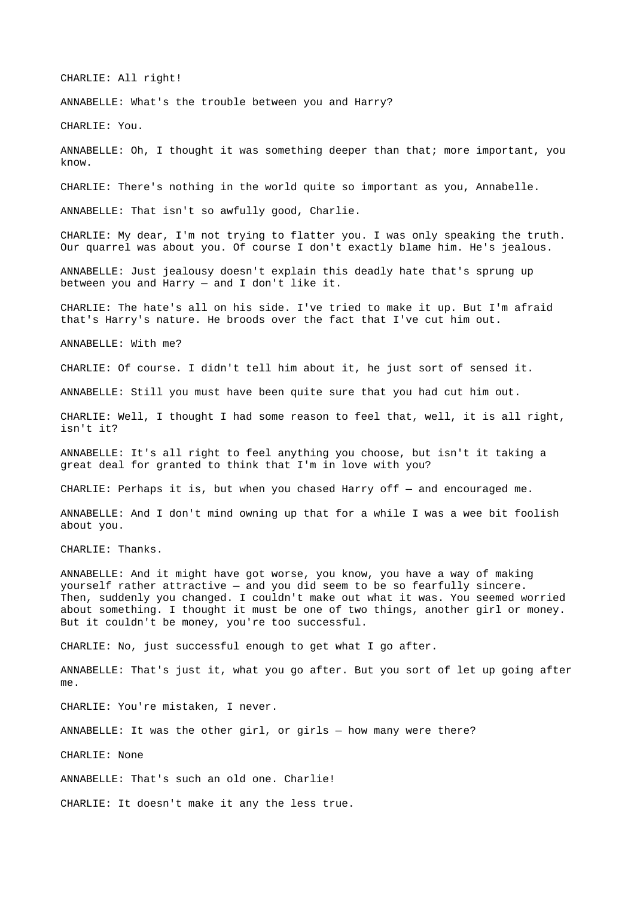CHARLIE: All right!

ANNABELLE: What's the trouble between you and Harry?

CHARLIE: You.

ANNABELLE: Oh, I thought it was something deeper than that; more important, you know.

CHARLIE: There's nothing in the world quite so important as you, Annabelle.

ANNABELLE: That isn't so awfully good, Charlie.

CHARLIE: My dear, I'm not trying to flatter you. I was only speaking the truth. Our quarrel was about you. Of course I don't exactly blame him. He's jealous.

ANNABELLE: Just jealousy doesn't explain this deadly hate that's sprung up between you and Harry — and I don't like it.

CHARLIE: The hate's all on his side. I've tried to make it up. But I'm afraid that's Harry's nature. He broods over the fact that I've cut him out.

ANNABELLE: With me?

CHARLIE: Of course. I didn't tell him about it, he just sort of sensed it.

ANNABELLE: Still you must have been quite sure that you had cut him out.

CHARLIE: Well, I thought I had some reason to feel that, well, it is all right, isn't it?

ANNABELLE: It's all right to feel anything you choose, but isn't it taking a great deal for granted to think that I'm in love with you?

CHARLIE: Perhaps it is, but when you chased Harry off — and encouraged me.

ANNABELLE: And I don't mind owning up that for a while I was a wee bit foolish about you.

CHARLIE: Thanks.

ANNABELLE: And it might have got worse, you know, you have a way of making yourself rather attractive — and you did seem to be so fearfully sincere. Then, suddenly you changed. I couldn't make out what it was. You seemed worried about something. I thought it must be one of two things, another girl or money. But it couldn't be money, you're too successful.

CHARLIE: No, just successful enough to get what I go after.

ANNABELLE: That's just it, what you go after. But you sort of let up going after me.

CHARLIE: You're mistaken, I never.

ANNABELLE: It was the other girl, or girls — how many were there?

CHARLIE: None

ANNABELLE: That's such an old one. Charlie!

CHARLIE: It doesn't make it any the less true.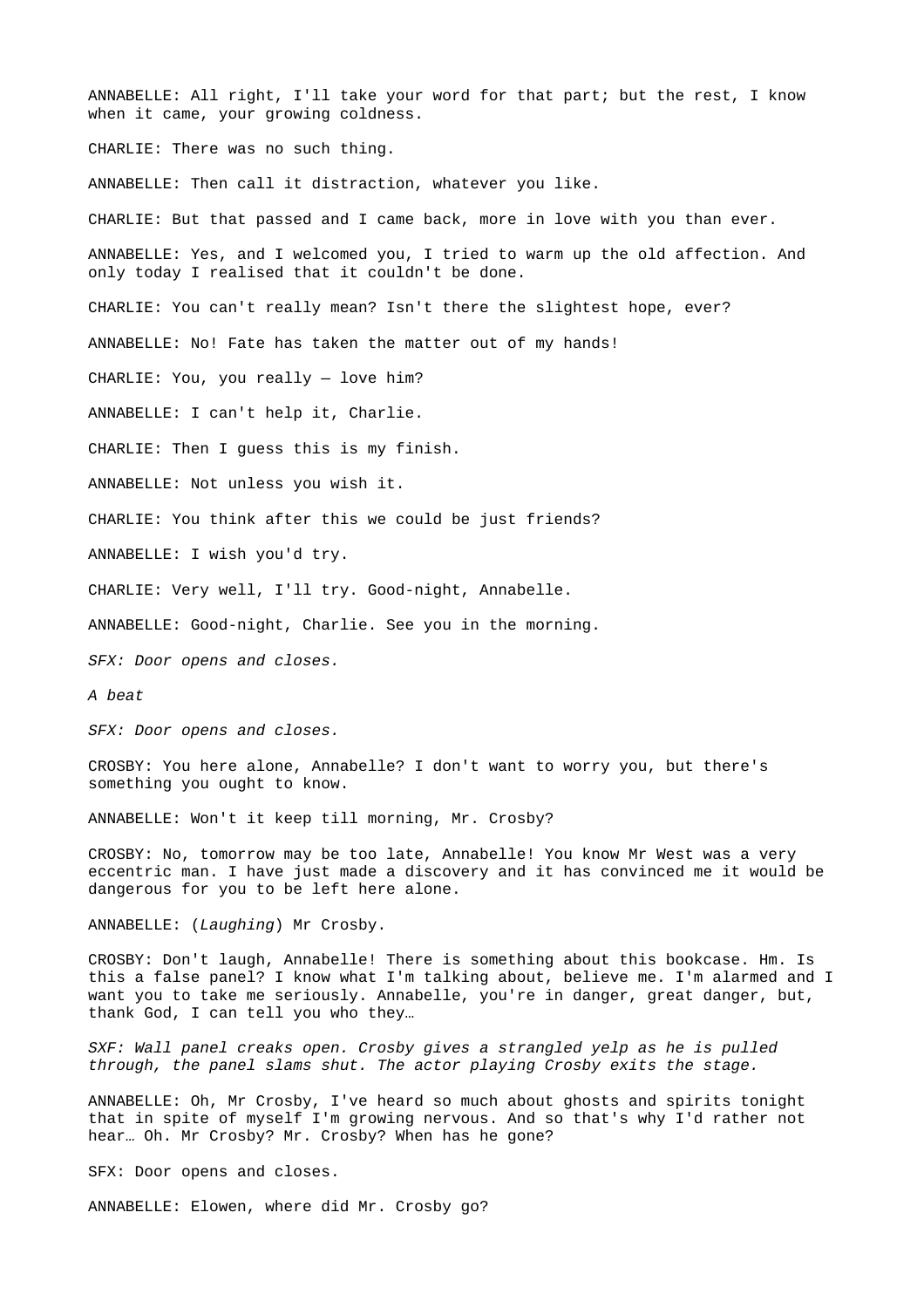ANNABELLE: All right, I'll take your word for that part; but the rest, I know when it came, your growing coldness.

CHARLIE: There was no such thing.

ANNABELLE: Then call it distraction, whatever you like.

CHARLIE: But that passed and I came back, more in love with you than ever.

ANNABELLE: Yes, and I welcomed you, I tried to warm up the old affection. And only today I realised that it couldn't be done.

CHARLIE: You can't really mean? Isn't there the slightest hope, ever?

ANNABELLE: No! Fate has taken the matter out of my hands!

CHARLIE: You, you really — love him?

ANNABELLE: I can't help it, Charlie.

CHARLIE: Then I guess this is my finish.

ANNABELLE: Not unless you wish it.

CHARLIE: You think after this we could be just friends?

ANNABELLE: I wish you'd try.

CHARLIE: Very well, I'll try. Good-night, Annabelle.

ANNABELLE: Good-night, Charlie. See you in the morning.

*SFX: Door opens and closes.*

*A beat*

*SFX: Door opens and closes.*

CROSBY: You here alone, Annabelle? I don't want to worry you, but there's something you ought to know.

ANNABELLE: Won't it keep till morning, Mr. Crosby?

CROSBY: No, tomorrow may be too late, Annabelle! You know Mr West was a very eccentric man. I have just made a discovery and it has convinced me it would be dangerous for you to be left here alone.

ANNABELLE: (*Laughing*) Mr Crosby.

CROSBY: Don't laugh, Annabelle! There is something about this bookcase. Hm. Is this a false panel? I know what I'm talking about, believe me. I'm alarmed and I want you to take me seriously. Annabelle, you're in danger, great danger, but, thank God, I can tell you who they…

*SXF: Wall panel creaks open. Crosby gives a strangled yelp as he is pulled through, the panel slams shut. The actor playing Crosby exits the stage.*

ANNABELLE: Oh, Mr Crosby, I've heard so much about ghosts and spirits tonight that in spite of myself I'm growing nervous. And so that's why I'd rather not hear… Oh. Mr Crosby? Mr. Crosby? When has he gone?

SFX: Door opens and closes.

ANNABELLE: Elowen, where did Mr. Crosby go?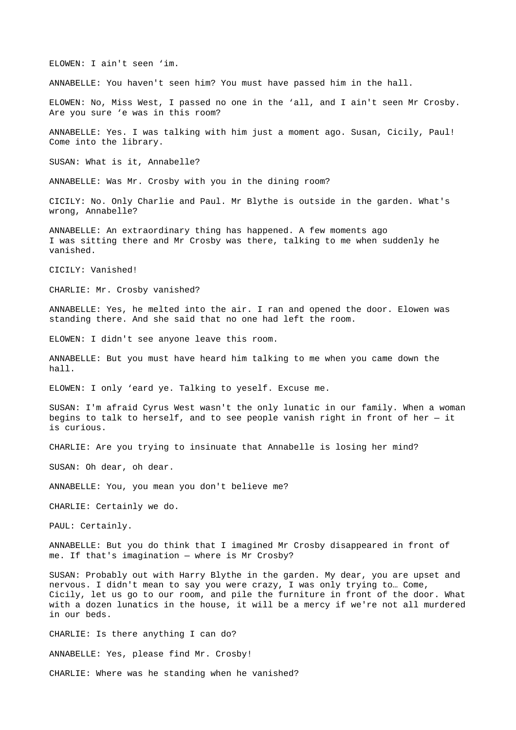ELOWEN: I ain't seen ‘im.

ANNABELLE: You haven't seen him? You must have passed him in the hall.

ELOWEN: No, Miss West, I passed no one in the ‘all, and I ain't seen Mr Crosby. Are you sure ‘e was in this room?

ANNABELLE: Yes. I was talking with him just a moment ago. Susan, Cicily, Paul! Come into the library.

SUSAN: What is it, Annabelle?

ANNABELLE: Was Mr. Crosby with you in the dining room?

CICILY: No. Only Charlie and Paul. Mr Blythe is outside in the garden. What's wrong, Annabelle?

ANNABELLE: An extraordinary thing has happened. A few moments ago I was sitting there and Mr Crosby was there, talking to me when suddenly he vanished.

CICILY: Vanished!

CHARLIE: Mr. Crosby vanished?

ANNABELLE: Yes, he melted into the air. I ran and opened the door. Elowen was standing there. And she said that no one had left the room.

ELOWEN: I didn't see anyone leave this room.

ANNABELLE: But you must have heard him talking to me when you came down the hall.

ELOWEN: I only ‘eard ye. Talking to yeself. Excuse me.

SUSAN: I'm afraid Cyrus West wasn't the only lunatic in our family. When a woman begins to talk to herself, and to see people vanish right in front of her — it is curious.

CHARLIE: Are you trying to insinuate that Annabelle is losing her mind?

SUSAN: Oh dear, oh dear.

ANNABELLE: You, you mean you don't believe me?

CHARLIE: Certainly we do.

PAUL: Certainly.

ANNABELLE: But you do think that I imagined Mr Crosby disappeared in front of me. If that's imagination — where is Mr Crosby?

SUSAN: Probably out with Harry Blythe in the garden. My dear, you are upset and nervous. I didn't mean to say you were crazy, I was only trying to… Come, Cicily, let us go to our room, and pile the furniture in front of the door. What with a dozen lunatics in the house, it will be a mercy if we're not all murdered in our beds.

CHARLIE: Is there anything I can do?

ANNABELLE: Yes, please find Mr. Crosby!

CHARLIE: Where was he standing when he vanished?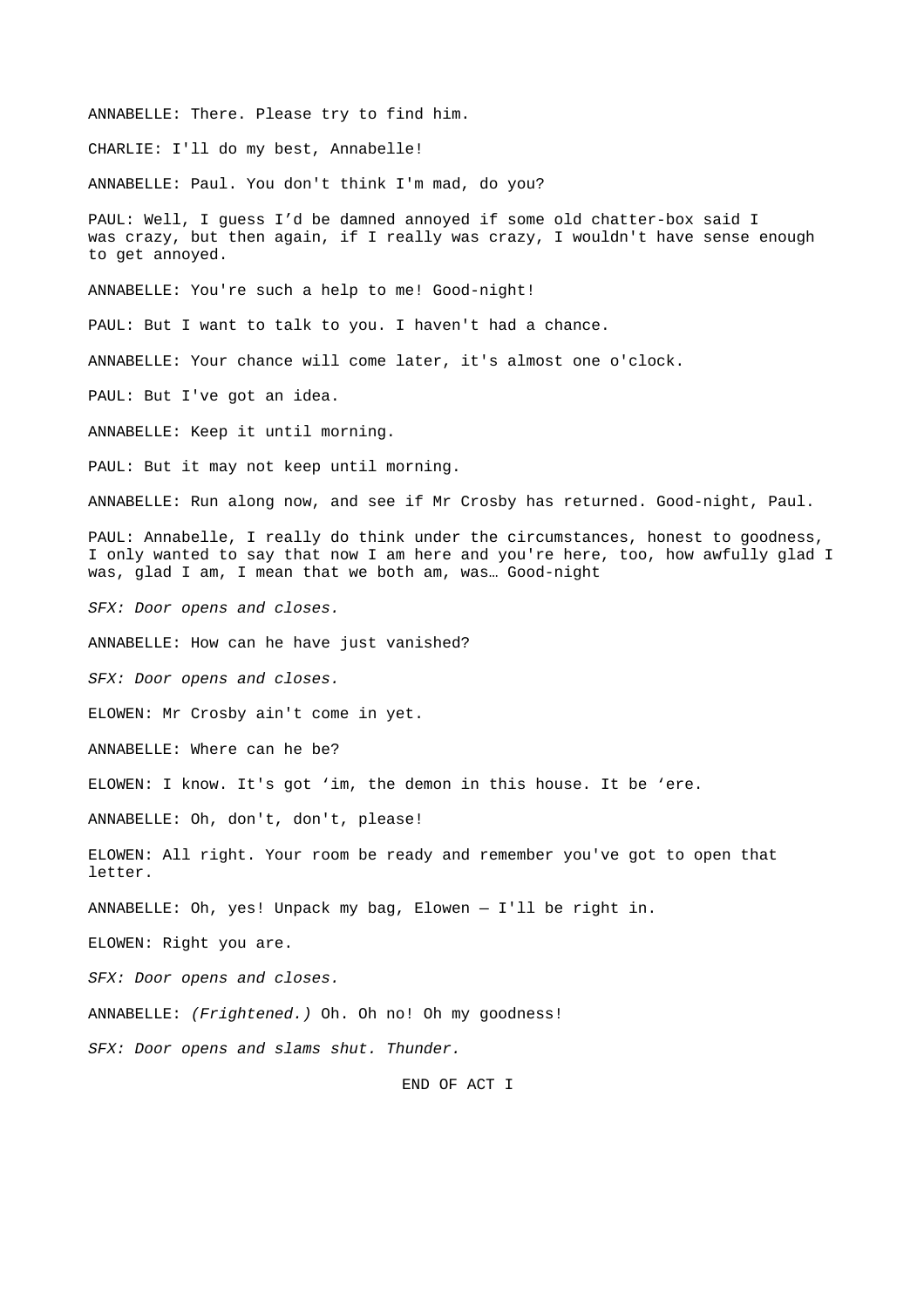ANNABELLE: There. Please try to find him.

CHARLIE: I'll do my best, Annabelle!

ANNABELLE: Paul. You don't think I'm mad, do you?

PAUL: Well, I guess I'd be damned annoyed if some old chatter-box said I was crazy, but then again, if I really was crazy, I wouldn't have sense enough to get annoyed.

ANNABELLE: You're such a help to me! Good-night!

PAUL: But I want to talk to you. I haven't had a chance.

ANNABELLE: Your chance will come later, it's almost one o'clock.

PAUL: But I've got an idea.

ANNABELLE: Keep it until morning.

PAUL: But it may not keep until morning.

ANNABELLE: Run along now, and see if Mr Crosby has returned. Good-night, Paul.

PAUL: Annabelle, I really do think under the circumstances, honest to goodness, I only wanted to say that now I am here and you're here, too, how awfully glad I was, glad I am, I mean that we both am, was… Good-night

*SFX: Door opens and closes.*

ANNABELLE: How can he have just vanished?

*SFX: Door opens and closes.*

ELOWEN: Mr Crosby ain't come in yet.

ANNABELLE: Where can he be?

ELOWEN: I know. It's got 'im, the demon in this house. It be 'ere.

ANNABELLE: Oh, don't, don't, please!

ELOWEN: All right. Your room be ready and remember you've got to open that letter.

ANNABELLE: Oh, yes! Unpack my bag, Elowen — I'll be right in.

ELOWEN: Right you are.

*SFX: Door opens and closes.*

ANNABELLE: *(Frightened.)* Oh. Oh no! Oh my goodness!

*SFX: Door opens and slams shut. Thunder.*

END OF ACT I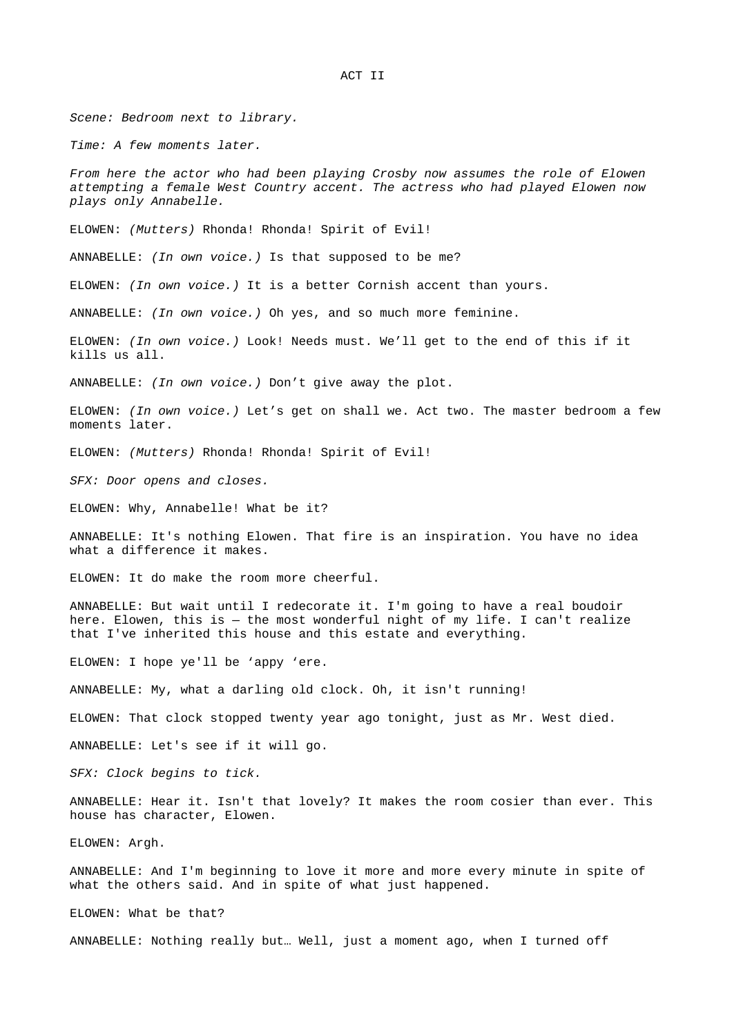ACT II

*Scene: Bedroom next to library.*

*Time: A few moments later.*

*From here the actor who had been playing Crosby now assumes the role of Elowen attempting a female West Country accent. The actress who had played Elowen now plays only Annabelle.*

ELOWEN: *(Mutters)* Rhonda! Rhonda! Spirit of Evil!

ANNABELLE: *(In own voice.)* Is that supposed to be me?

ELOWEN: *(In own voice.)* It is a better Cornish accent than yours.

ANNABELLE: *(In own voice.)* Oh yes, and so much more feminine.

ELOWEN: *(In own voice.)* Look! Needs must. We'll get to the end of this if it kills us all.

ANNABELLE: *(In own voice.)* Don't give away the plot.

ELOWEN: *(In own voice.)* Let's get on shall we. Act two. The master bedroom a few moments later.

ELOWEN: *(Mutters)* Rhonda! Rhonda! Spirit of Evil!

*SFX: Door opens and closes.*

ELOWEN: Why, Annabelle! What be it?

ANNABELLE: It's nothing Elowen. That fire is an inspiration. You have no idea what a difference it makes.

ELOWEN: It do make the room more cheerful.

ANNABELLE: But wait until I redecorate it. I'm going to have a real boudoir here. Elowen, this is — the most wonderful night of my life. I can't realize that I've inherited this house and this estate and everything.

ELOWEN: I hope ye'll be 'appy 'ere.

ANNABELLE: My, what a darling old clock. Oh, it isn't running!

ELOWEN: That clock stopped twenty year ago tonight, just as Mr. West died.

ANNABELLE: Let's see if it will go.

*SFX: Clock begins to tick.*

ANNABELLE: Hear it. Isn't that lovely? It makes the room cosier than ever. This house has character, Elowen.

ELOWEN: Argh.

ANNABELLE: And I'm beginning to love it more and more every minute in spite of what the others said. And in spite of what just happened.

ELOWEN: What be that?

ANNABELLE: Nothing really but… Well, just a moment ago, when I turned off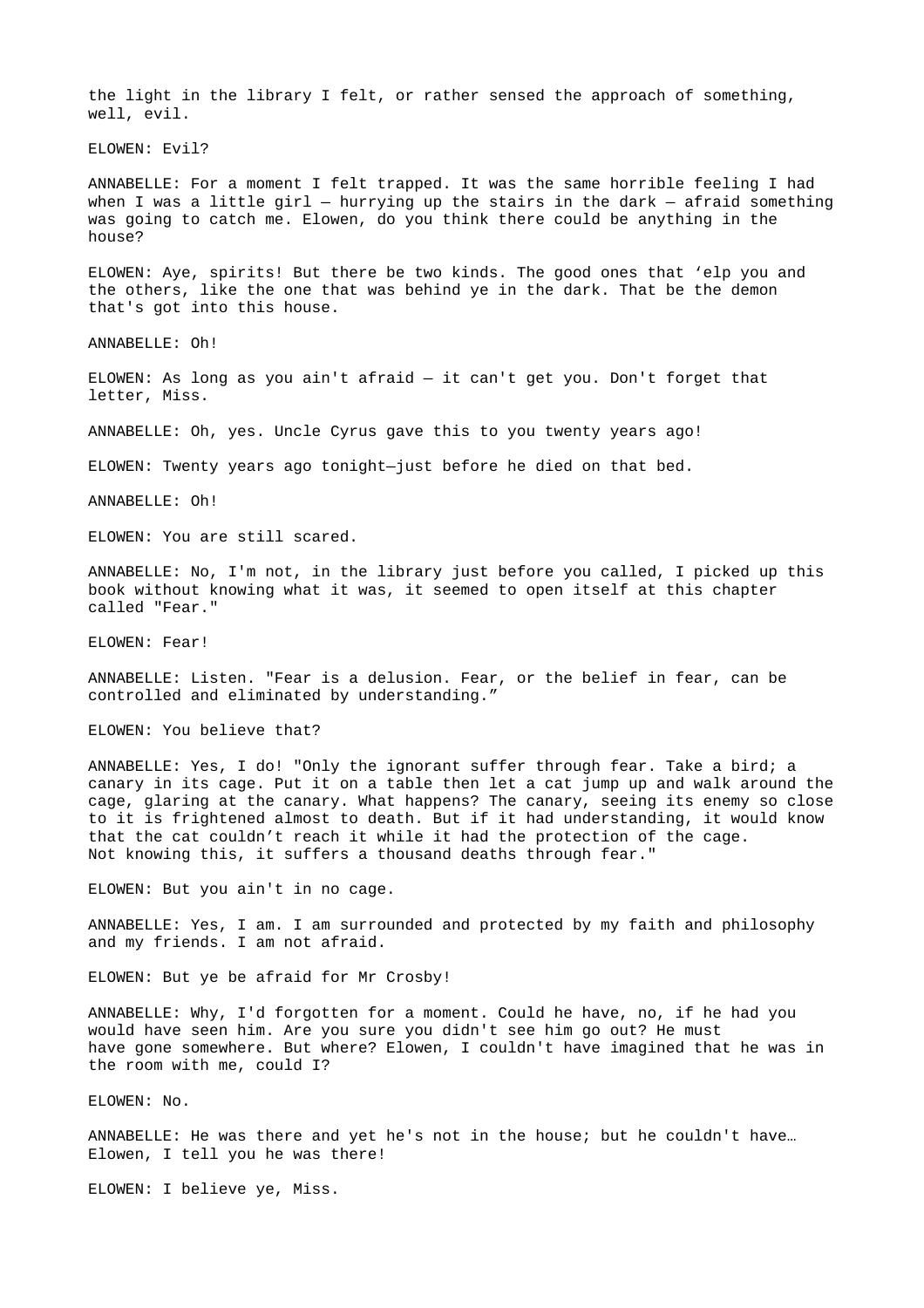the light in the library I felt, or rather sensed the approach of something, well, evil.

ELOWEN: Evil?

ANNABELLE: For a moment I felt trapped. It was the same horrible feeling I had when I was a little girl — hurrying up the stairs in the dark — afraid something was going to catch me. Elowen, do you think there could be anything in the house?

ELOWEN: Aye, spirits! But there be two kinds. The good ones that 'elp you and the others, like the one that was behind ye in the dark. That be the demon that's got into this house.

ANNABELLE: Oh!

ELOWEN: As long as you ain't afraid — it can't get you. Don't forget that letter, Miss.

ANNABELLE: Oh, yes. Uncle Cyrus gave this to you twenty years ago!

ELOWEN: Twenty years ago tonight—just before he died on that bed.

ANNABELLE: Oh!

ELOWEN: You are still scared.

ANNABELLE: No, I'm not, in the library just before you called, I picked up this book without knowing what it was, it seemed to open itself at this chapter called "Fear."

ELOWEN: Fear!

ANNABELLE: Listen. "Fear is a delusion. Fear, or the belief in fear, can be controlled and eliminated by understanding."

ELOWEN: You believe that?

ANNABELLE: Yes, I do! "Only the ignorant suffer through fear. Take a bird; a canary in its cage. Put it on a table then let a cat jump up and walk around the cage, glaring at the canary. What happens? The canary, seeing its enemy so close to it is frightened almost to death. But if it had understanding, it would know that the cat couldn't reach it while it had the protection of the cage. Not knowing this, it suffers a thousand deaths through fear."

ELOWEN: But you ain't in no cage.

ANNABELLE: Yes, I am. I am surrounded and protected by my faith and philosophy and my friends. I am not afraid.

ELOWEN: But ye be afraid for Mr Crosby!

ANNABELLE: Why, I'd forgotten for a moment. Could he have, no, if he had you would have seen him. Are you sure you didn't see him go out? He must have gone somewhere. But where? Elowen, I couldn't have imagined that he was in the room with me, could I?

ELOWEN: No.

ANNABELLE: He was there and yet he's not in the house; but he couldn't have… Elowen, I tell you he was there!

ELOWEN: I believe ye, Miss.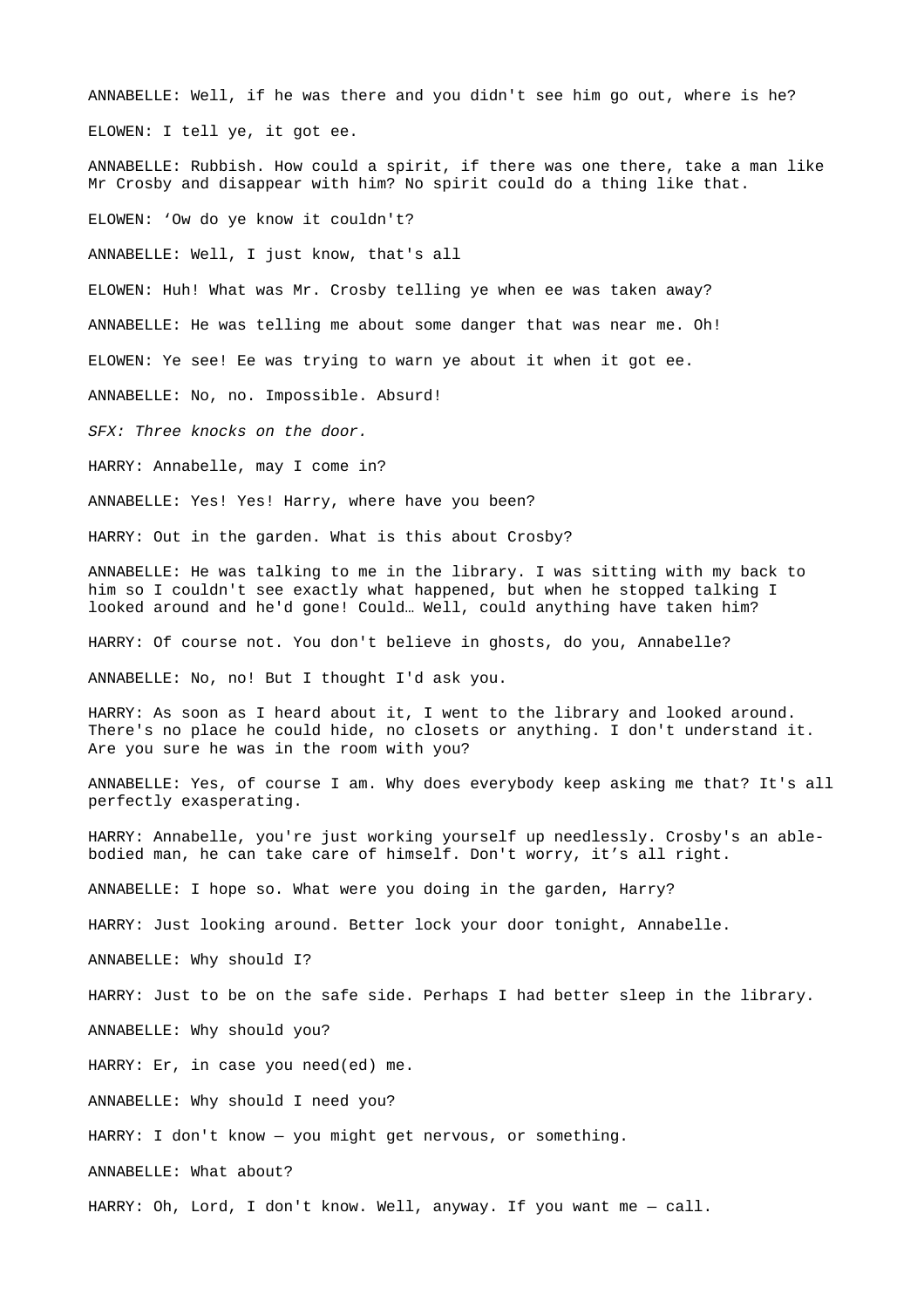ANNABELLE: Well, if he was there and you didn't see him go out, where is he?

ELOWEN: I tell ye, it got ee.

ANNABELLE: Rubbish. How could a spirit, if there was one there, take a man like Mr Crosby and disappear with him? No spirit could do a thing like that.

ELOWEN: 'Ow do ye know it couldn't?

ANNABELLE: Well, I just know, that's all

ELOWEN: Huh! What was Mr. Crosby telling ye when ee was taken away?

ANNABELLE: He was telling me about some danger that was near me. Oh!

ELOWEN: Ye see! Ee was trying to warn ye about it when it got ee.

ANNABELLE: No, no. Impossible. Absurd!

*SFX: Three knocks on the door.*

HARRY: Annabelle, may I come in?

ANNABELLE: Yes! Yes! Harry, where have you been?

HARRY: Out in the garden. What is this about Crosby?

ANNABELLE: He was talking to me in the library. I was sitting with my back to him so I couldn't see exactly what happened, but when he stopped talking I looked around and he'd gone! Could… Well, could anything have taken him?

HARRY: Of course not. You don't believe in ghosts, do you, Annabelle?

ANNABELLE: No, no! But I thought I'd ask you.

HARRY: As soon as I heard about it, I went to the library and looked around. There's no place he could hide, no closets or anything. I don't understand it. Are you sure he was in the room with you?

ANNABELLE: Yes, of course I am. Why does everybody keep asking me that? It's all perfectly exasperating.

HARRY: Annabelle, you're just working yourself up needlessly. Crosby's an able-bodied man, he can take care of himself. Don't worry, it's all right.

ANNABELLE: I hope so. What were you doing in the garden, Harry?

HARRY: Just looking around. Better lock your door tonight, Annabelle.

ANNABELLE: Why should I?

HARRY: Just to be on the safe side. Perhaps I had better sleep in the library.

ANNABELLE: Why should you?

HARRY: Er, in case you need(ed) me.

ANNABELLE: Why should I need you?

HARRY: I don't know — you might get nervous, or something.

ANNABELLE: What about?

HARRY: Oh, Lord, I don't know. Well, anyway. If you want me — call.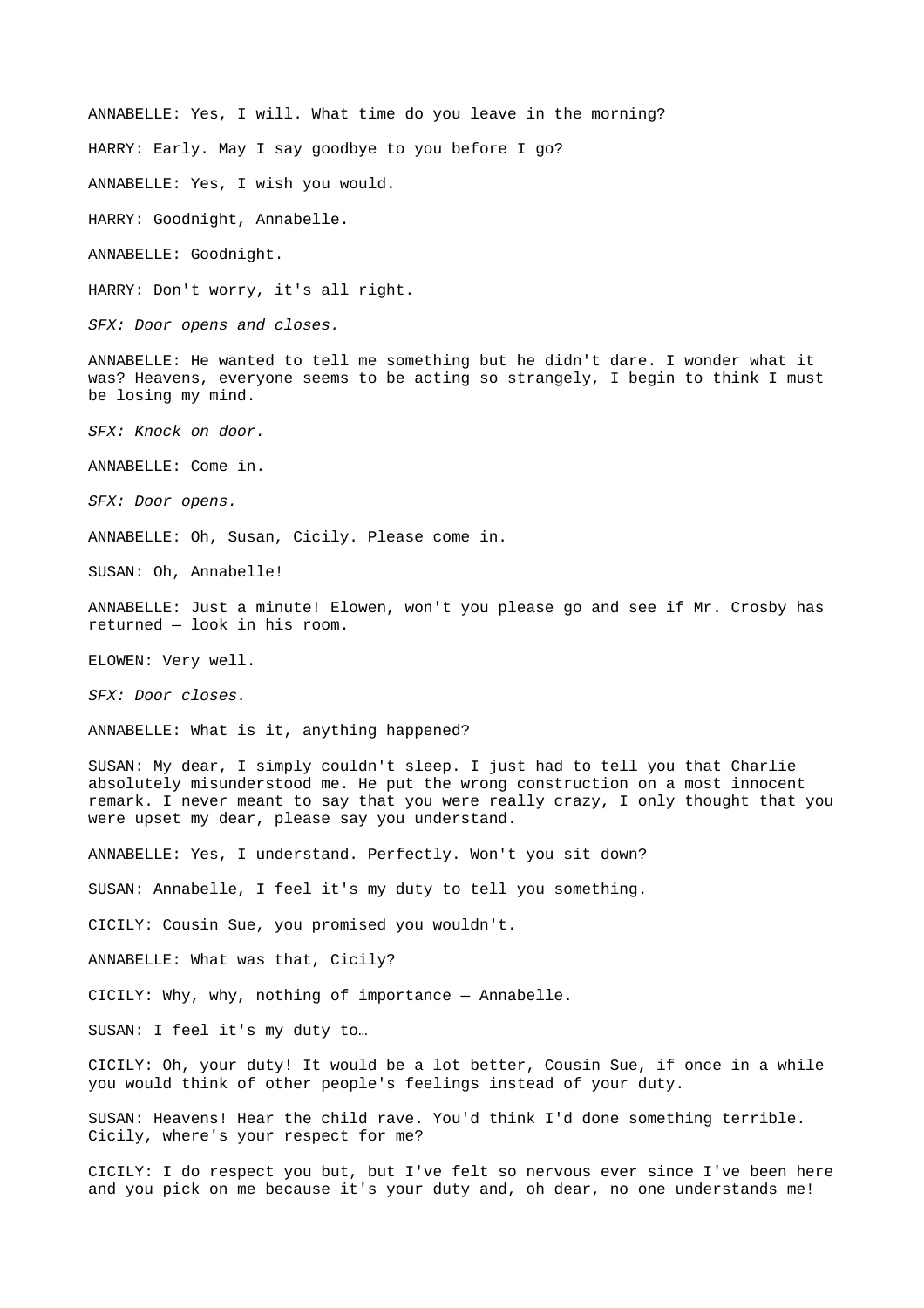ANNABELLE: Yes, I will. What time do you leave in the morning?

HARRY: Early. May I say goodbye to you before I go?

ANNABELLE: Yes, I wish you would.

HARRY: Goodnight, Annabelle.

ANNABELLE: Goodnight.

HARRY: Don't worry, it's all right.

*SFX: Door opens and closes.*

ANNABELLE: He wanted to tell me something but he didn't dare. I wonder what it was? Heavens, everyone seems to be acting so strangely, I begin to think I must be losing my mind.

*SFX: Knock on door.*

ANNABELLE: Come in.

*SFX: Door opens.*

ANNABELLE: Oh, Susan, Cicily. Please come in.

SUSAN: Oh, Annabelle!

ANNABELLE: Just a minute! Elowen, won't you please go and see if Mr. Crosby has returned — look in his room.

ELOWEN: Very well.

*SFX: Door closes.*

ANNABELLE: What is it, anything happened?

SUSAN: My dear, I simply couldn't sleep. I just had to tell you that Charlie absolutely misunderstood me. He put the wrong construction on a most innocent remark. I never meant to say that you were really crazy, I only thought that you were upset my dear, please say you understand.

ANNABELLE: Yes, I understand. Perfectly. Won't you sit down?

SUSAN: Annabelle, I feel it's my duty to tell you something.

CICILY: Cousin Sue, you promised you wouldn't.

ANNABELLE: What was that, Cicily?

CICILY: Why, why, nothing of importance — Annabelle.

SUSAN: I feel it's my duty to…

CICILY: Oh, your duty! It would be a lot better, Cousin Sue, if once in a while you would think of other people's feelings instead of your duty.

SUSAN: Heavens! Hear the child rave. You'd think I'd done something terrible. Cicily, where's your respect for me?

CICILY: I do respect you but, but I've felt so nervous ever since I've been here and you pick on me because it's your duty and, oh dear, no one understands me!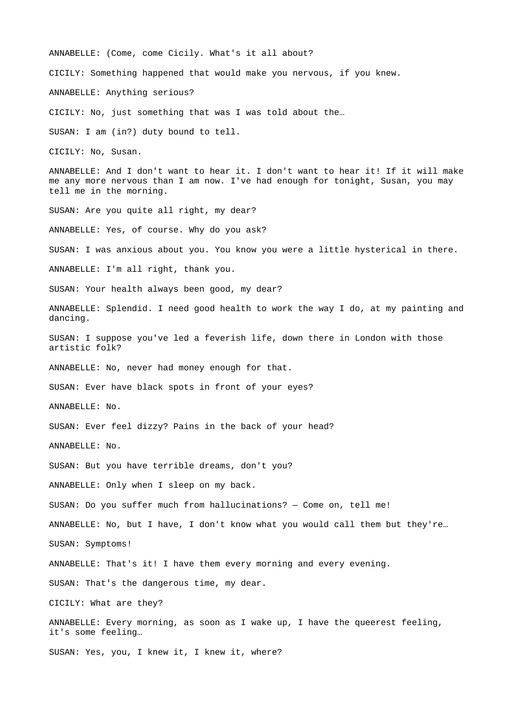ANNABELLE: (Come, come Cicily. What's it all about?

CICILY: Something happened that would make you nervous, if you knew.

ANNABELLE: Anything serious?

CICILY: No, just something that was I was told about the…

SUSAN: I am (in?) duty bound to tell.

CICILY: No, Susan.

ANNABELLE: And I don't want to hear it. I don't want to hear it! If it will make me any more nervous than I am now. I've had enough for tonight, Susan, you may tell me in the morning.

SUSAN: Are you quite all right, my dear?

ANNABELLE: Yes, of course. Why do you ask?

SUSAN: I was anxious about you. You know you were a little hysterical in there.

ANNABELLE: I'm all right, thank you.

SUSAN: Your health always been good, my dear?

ANNABELLE: Splendid. I need good health to work the way I do, at my painting and dancing.

SUSAN: I suppose you've led a feverish life, down there in London with those artistic folk?

ANNABELLE: No, never had money enough for that.

SUSAN: Ever have black spots in front of your eyes?

ANNABELLE: No.

SUSAN: Ever feel dizzy? Pains in the back of your head?

ANNABELLE: No.

SUSAN: But you have terrible dreams, don't you?

ANNABELLE: Only when I sleep on my back.

SUSAN: Do you suffer much from hallucinations? — Come on, tell me!

ANNABELLE: No, but I have, I don't know what you would call them but they're…

SUSAN: Symptoms!

ANNABELLE: That's it! I have them every morning and every evening.

SUSAN: That's the dangerous time, my dear.

CICILY: What are they?

ANNABELLE: Every morning, as soon as I wake up, I have the queerest feeling, it's some feeling…

SUSAN: Yes, you, I knew it, I knew it, where?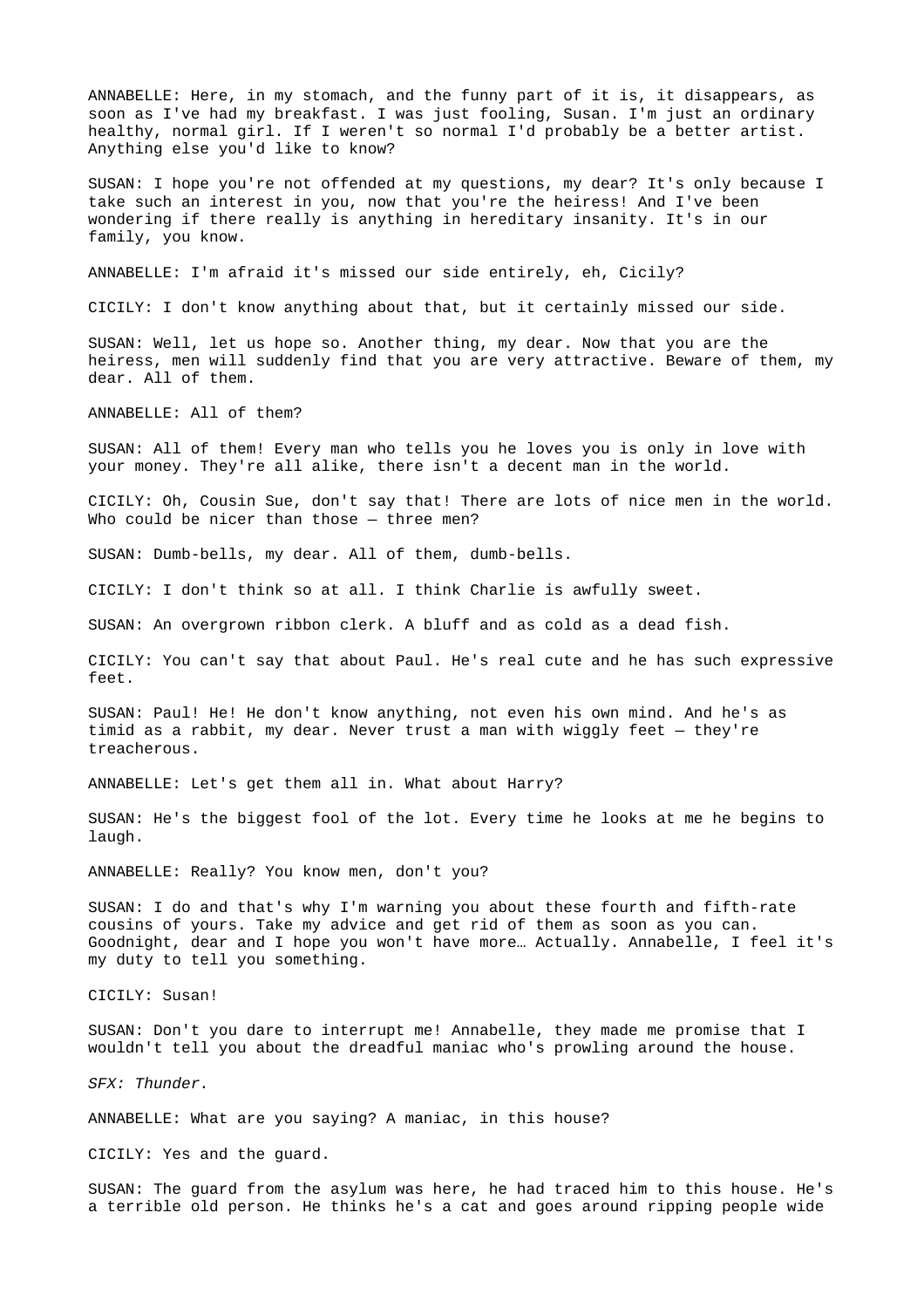ANNABELLE: Here, in my stomach, and the funny part of it is, it disappears, as soon as I've had my breakfast. I was just fooling, Susan. I'm just an ordinary healthy, normal girl. If I weren't so normal I'd probably be a better artist. Anything else you'd like to know?

SUSAN: I hope you're not offended at my questions, my dear? It's only because I take such an interest in you, now that you're the heiress! And I've been wondering if there really is anything in hereditary insanity. It's in our family, you know.

ANNABELLE: I'm afraid it's missed our side entirely, eh, Cicily?

CICILY: I don't know anything about that, but it certainly missed our side.

SUSAN: Well, let us hope so. Another thing, my dear. Now that you are the heiress, men will suddenly find that you are very attractive. Beware of them, my dear. All of them.

ANNABELLE: All of them?

SUSAN: All of them! Every man who tells you he loves you is only in love with your money. They're all alike, there isn't a decent man in the world.

CICILY: Oh, Cousin Sue, don't say that! There are lots of nice men in the world. Who could be nicer than those — three men?

SUSAN: Dumb-bells, my dear. All of them, dumb-bells.

CICILY: I don't think so at all. I think Charlie is awfully sweet.

SUSAN: An overgrown ribbon clerk. A bluff and as cold as a dead fish.

CICILY: You can't say that about Paul. He's real cute and he has such expressive feet.

SUSAN: Paul! He! He don't know anything, not even his own mind. And he's as timid as a rabbit, my dear. Never trust a man with wiggly feet — they're treacherous.

ANNABELLE: Let's get them all in. What about Harry?

SUSAN: He's the biggest fool of the lot. Every time he looks at me he begins to laugh.

ANNABELLE: Really? You know men, don't you?

SUSAN: I do and that's why I'm warning you about these fourth and fifth-rate cousins of yours. Take my advice and get rid of them as soon as you can. Goodnight, dear and I hope you won't have more… Actually. Annabelle, I feel it's my duty to tell you something.

CICILY: Susan!

SUSAN: Don't you dare to interrupt me! Annabelle, they made me promise that I wouldn't tell you about the dreadful maniac who's prowling around the house.

*SFX: Thunder.*

ANNABELLE: What are you saying? A maniac, in this house?

CICILY: Yes and the guard.

SUSAN: The guard from the asylum was here, he had traced him to this house. He's a terrible old person. He thinks he's a cat and goes around ripping people wide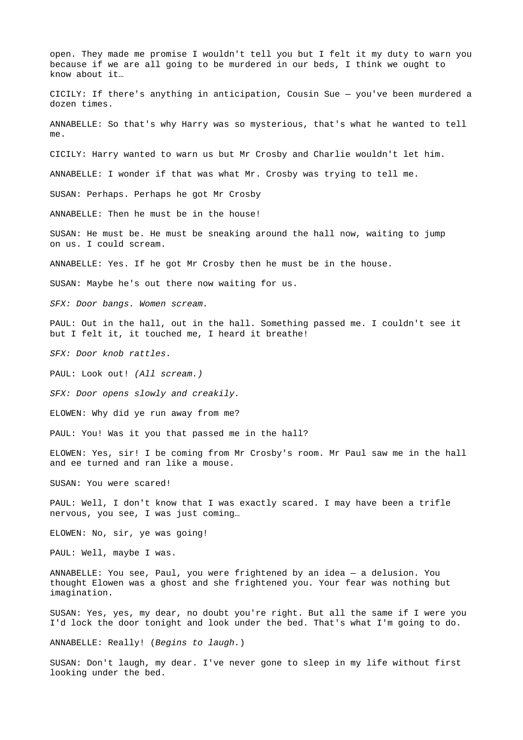open. They made me promise I wouldn't tell you but I felt it my duty to warn you because if we are all going to be murdered in our beds, I think we ought to know about it…

CICILY: If there's anything in anticipation, Cousin Sue — you've been murdered a dozen times.

ANNABELLE: So that's why Harry was so mysterious, that's what he wanted to tell me.

CICILY: Harry wanted to warn us but Mr Crosby and Charlie wouldn't let him.

ANNABELLE: I wonder if that was what Mr. Crosby was trying to tell me.

SUSAN: Perhaps. Perhaps he got Mr Crosby

ANNABELLE: Then he must be in the house!

SUSAN: He must be. He must be sneaking around the hall now, waiting to jump on us. I could scream.

ANNABELLE: Yes. If he got Mr Crosby then he must be in the house.

SUSAN: Maybe he's out there now waiting for us.

*SFX: Door bangs. Women scream.*

PAUL: Out in the hall, out in the hall. Something passed me. I couldn't see it but I felt it, it touched me, I heard it breathe!

*SFX: Door knob rattles.*

PAUL: Look out! *(All scream.)*

*SFX: Door opens slowly and creakily.*

ELOWEN: Why did ye run away from me?

PAUL: You! Was it you that passed me in the hall?

ELOWEN: Yes, sir! I be coming from Mr Crosby's room. Mr Paul saw me in the hall and ee turned and ran like a mouse.

SUSAN: You were scared!

PAUL: Well, I don't know that I was exactly scared. I may have been a trifle nervous, you see, I was just coming…

ELOWEN: No, sir, ye was going!

PAUL: Well, maybe I was.

ANNABELLE: You see, Paul, you were frightened by an idea — a delusion. You thought Elowen was a ghost and she frightened you. Your fear was nothing but imagination.

SUSAN: Yes, yes, my dear, no doubt you're right. But all the same if I were you I'd lock the door tonight and look under the bed. That's what I'm going to do.

ANNABELLE: Really! (*Begins to laugh.*)

SUSAN: Don't laugh, my dear. I've never gone to sleep in my life without first looking under the bed.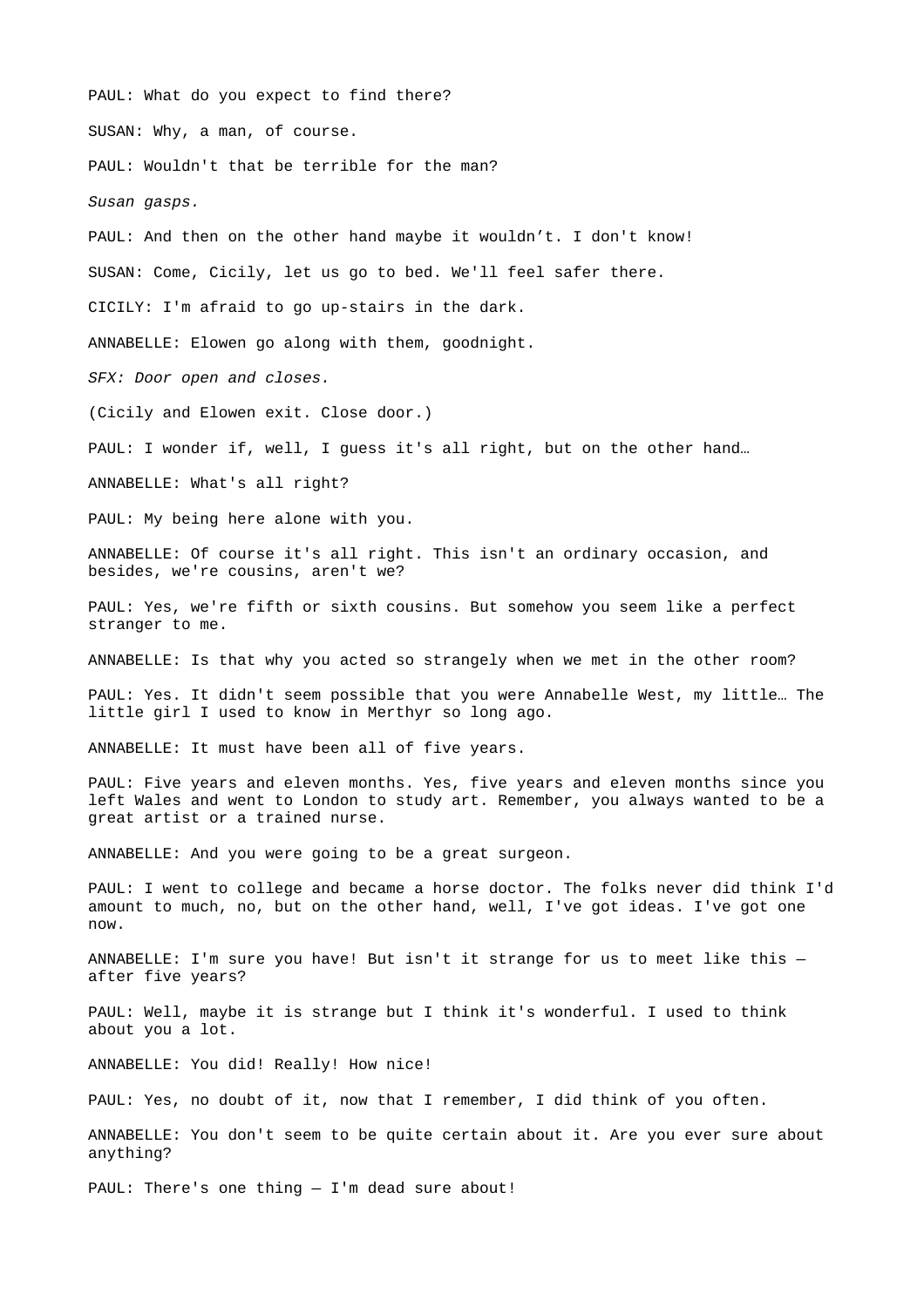PAUL: What do you expect to find there?

SUSAN: Why, a man, of course.

PAUL: Wouldn't that be terrible for the man?

*Susan gasps.*

PAUL: And then on the other hand maybe it wouldn’t. I don't know!

SUSAN: Come, Cicily, let us go to bed. We'll feel safer there.

CICILY: I'm afraid to go up-stairs in the dark.

ANNABELLE: Elowen go along with them, goodnight.

*SFX: Door open and closes.*

(Cicily and Elowen exit. Close door.)

PAUL: I wonder if, well, I guess it's all right, but on the other hand…

ANNABELLE: What's all right?

PAUL: My being here alone with you.

ANNABELLE: Of course it's all right. This isn't an ordinary occasion, and besides, we're cousins, aren't we?

PAUL: Yes, we're fifth or sixth cousins. But somehow you seem like a perfect stranger to me.

ANNABELLE: Is that why you acted so strangely when we met in the other room?

PAUL: Yes. It didn't seem possible that you were Annabelle West, my little… The little girl I used to know in Merthyr so long ago.

ANNABELLE: It must have been all of five years.

PAUL: Five years and eleven months. Yes, five years and eleven months since you left Wales and went to London to study art. Remember, you always wanted to be a great artist or a trained nurse.

ANNABELLE: And you were going to be a great surgeon.

PAUL: I went to college and became a horse doctor. The folks never did think I'd amount to much, no, but on the other hand, well, I've got ideas. I've got one now.

ANNABELLE: I'm sure you have! But isn't it strange for us to meet like this — after five years?

PAUL: Well, maybe it is strange but I think it's wonderful. I used to think about you a lot.

ANNABELLE: You did! Really! How nice!

PAUL: Yes, no doubt of it, now that I remember, I did think of you often.

ANNABELLE: You don't seem to be quite certain about it. Are you ever sure about anything?

PAUL: There's one thing — I'm dead sure about!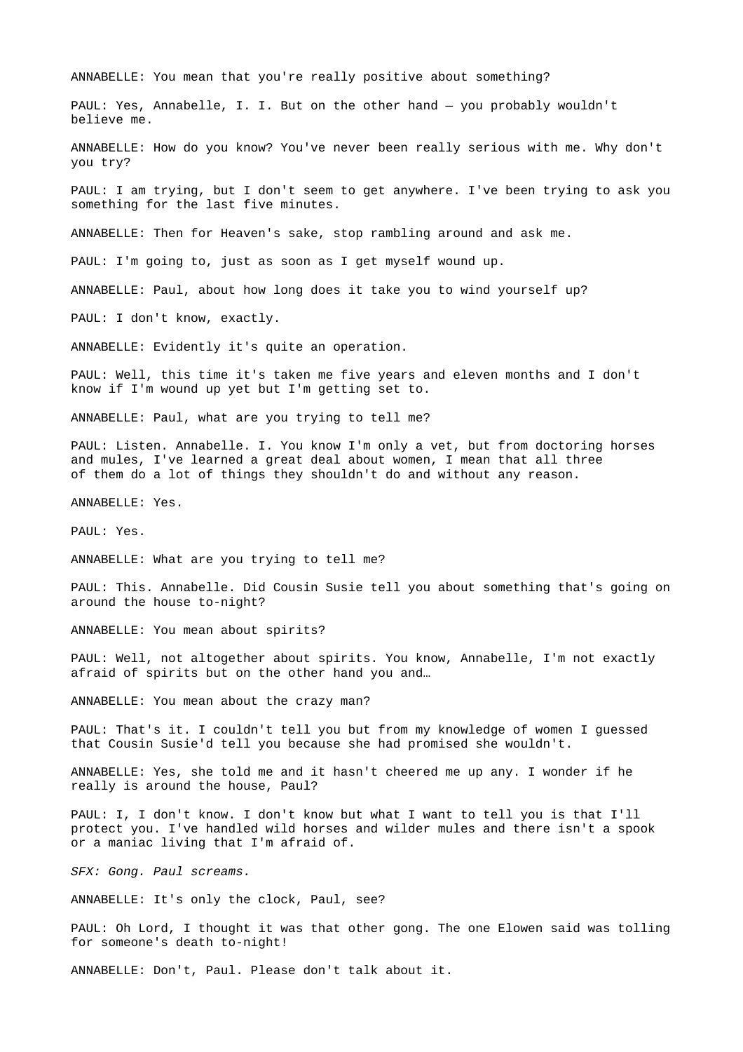ANNABELLE: You mean that you're really positive about something?

PAUL: Yes, Annabelle, I. I. But on the other hand — you probably wouldn't believe me.

ANNABELLE: How do you know? You've never been really serious with me. Why don't you try?

PAUL: I am trying, but I don't seem to get anywhere. I've been trying to ask you something for the last five minutes.

ANNABELLE: Then for Heaven's sake, stop rambling around and ask me.

PAUL: I'm going to, just as soon as I get myself wound up.

ANNABELLE: Paul, about how long does it take you to wind yourself up?

PAUL: I don't know, exactly.

ANNABELLE: Evidently it's quite an operation.

PAUL: Well, this time it's taken me five years and eleven months and I don't know if I'm wound up yet but I'm getting set to.

ANNABELLE: Paul, what are you trying to tell me?

PAUL: Listen. Annabelle. I. You know I'm only a vet, but from doctoring horses and mules, I've learned a great deal about women, I mean that all three of them do a lot of things they shouldn't do and without any reason.

ANNABELLE: Yes.

PAUL: Yes.

ANNABELLE: What are you trying to tell me?

PAUL: This. Annabelle. Did Cousin Susie tell you about something that's going on around the house to-night?

ANNABELLE: You mean about spirits?

PAUL: Well, not altogether about spirits. You know, Annabelle, I'm not exactly afraid of spirits but on the other hand you and…

ANNABELLE: You mean about the crazy man?

PAUL: That's it. I couldn't tell you but from my knowledge of women I guessed that Cousin Susie'd tell you because she had promised she wouldn't.

ANNABELLE: Yes, she told me and it hasn't cheered me up any. I wonder if he really is around the house, Paul?

PAUL: I, I don't know. I don't know but what I want to tell you is that I'll protect you. I've handled wild horses and wilder mules and there isn't a spook or a maniac living that I'm afraid of.

*SFX: Gong. Paul screams.*

ANNABELLE: It's only the clock, Paul, see?

PAUL: Oh Lord, I thought it was that other gong. The one Elowen said was tolling for someone's death to-night!

ANNABELLE: Don't, Paul. Please don't talk about it.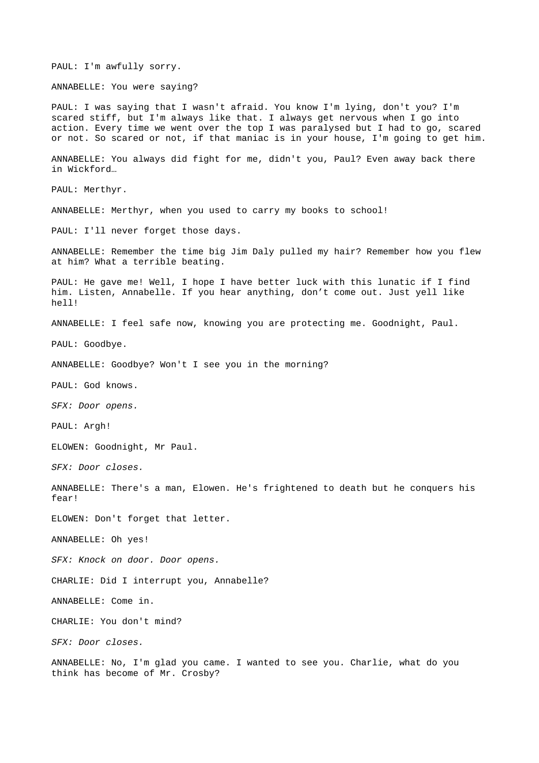PAUL: I'm awfully sorry.

ANNABELLE: You were saying?

PAUL: I was saying that I wasn't afraid. You know I'm lying, don't you? I'm scared stiff, but I'm always like that. I always get nervous when I go into action. Every time we went over the top I was paralysed but I had to go, scared or not. So scared or not, if that maniac is in your house, I'm going to get him.

ANNABELLE: You always did fight for me, didn't you, Paul? Even away back there in Wickford…

PAUL: Merthyr.

ANNABELLE: Merthyr, when you used to carry my books to school!

PAUL: I'll never forget those days.

ANNABELLE: Remember the time big Jim Daly pulled my hair? Remember how you flew at him? What a terrible beating.

PAUL: He gave me! Well, I hope I have better luck with this lunatic if I find him. Listen, Annabelle. If you hear anything, don't come out. Just yell like hell!

ANNABELLE: I feel safe now, knowing you are protecting me. Goodnight, Paul.

PAUL: Goodbye.

ANNABELLE: Goodbye? Won't I see you in the morning?

PAUL: God knows.

*SFX: Door opens.*

PAUL: Argh!

ELOWEN: Goodnight, Mr Paul.

*SFX: Door closes.*

ANNABELLE: There's a man, Elowen. He's frightened to death but he conquers his fear!

ELOWEN: Don't forget that letter.

ANNABELLE: Oh yes!

*SFX: Knock on door. Door opens.*

CHARLIE: Did I interrupt you, Annabelle?

ANNABELLE: Come in.

CHARLIE: You don't mind?

*SFX: Door closes.*

ANNABELLE: No, I'm glad you came. I wanted to see you. Charlie, what do you think has become of Mr. Crosby?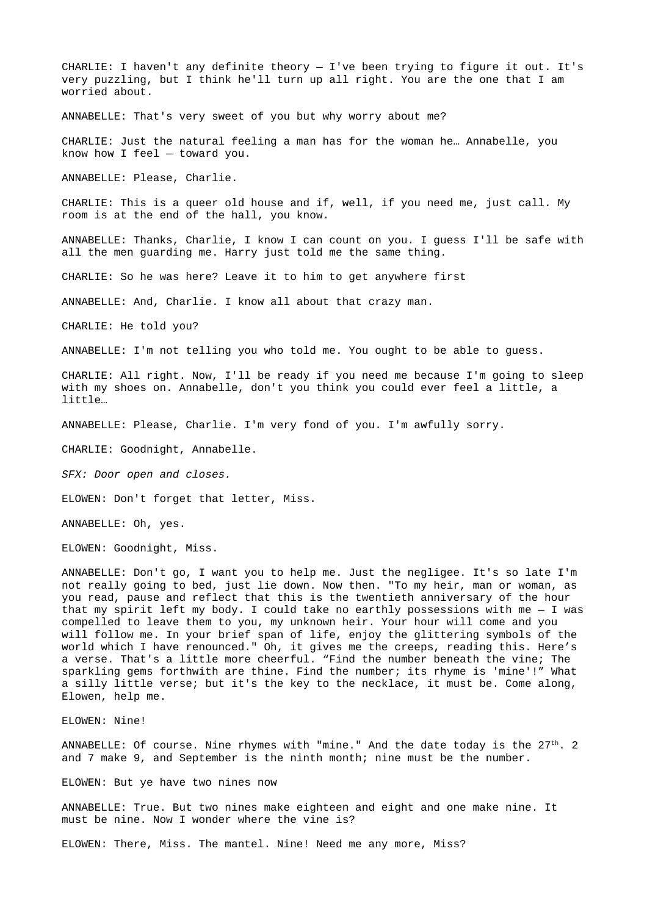CHARLIE: I haven't any definite theory — I've been trying to figure it out. It's very puzzling, but I think he'll turn up all right. You are the one that I am worried about.

ANNABELLE: That's very sweet of you but why worry about me?

CHARLIE: Just the natural feeling a man has for the woman he… Annabelle, you know how I feel — toward you.

ANNABELLE: Please, Charlie.

CHARLIE: This is a queer old house and if, well, if you need me, just call. My room is at the end of the hall, you know.

ANNABELLE: Thanks, Charlie, I know I can count on you. I guess I'll be safe with all the men guarding me. Harry just told me the same thing.

CHARLIE: So he was here? Leave it to him to get anywhere first

ANNABELLE: And, Charlie. I know all about that crazy man.

CHARLIE: He told you?

ANNABELLE: I'm not telling you who told me. You ought to be able to guess.

CHARLIE: All right. Now, I'll be ready if you need me because I'm going to sleep with my shoes on. Annabelle, don't you think you could ever feel a little, a little…

ANNABELLE: Please, Charlie. I'm very fond of you. I'm awfully sorry.

CHARLIE: Goodnight, Annabelle.

*SFX: Door open and closes.*

ELOWEN: Don't forget that letter, Miss.

ANNABELLE: Oh, yes.

ELOWEN: Goodnight, Miss.

ANNABELLE: Don't go, I want you to help me. Just the negligee. It's so late I'm not really going to bed, just lie down. Now then. "To my heir, man or woman, as you read, pause and reflect that this is the twentieth anniversary of the hour that my spirit left my body. I could take no earthly possessions with me — I was compelled to leave them to you, my unknown heir. Your hour will come and you will follow me. In your brief span of life, enjoy the glittering symbols of the world which I have renounced." Oh, it gives me the creeps, reading this. Here's a verse. That's a little more cheerful. "Find the number beneath the vine; The sparkling gems forthwith are thine. Find the number; its rhyme is 'mine'!" What a silly little verse; but it's the key to the necklace, it must be. Come along, Elowen, help me.

ELOWEN: Nine!

ANNABELLE: Of course. Nine rhymes with "mine." And the date today is the 27th. 2 and 7 make 9, and September is the ninth month; nine must be the number.

ELOWEN: But ye have two nines now

ANNABELLE: True. But two nines make eighteen and eight and one make nine. It must be nine. Now I wonder where the vine is?

ELOWEN: There, Miss. The mantel. Nine! Need me any more, Miss?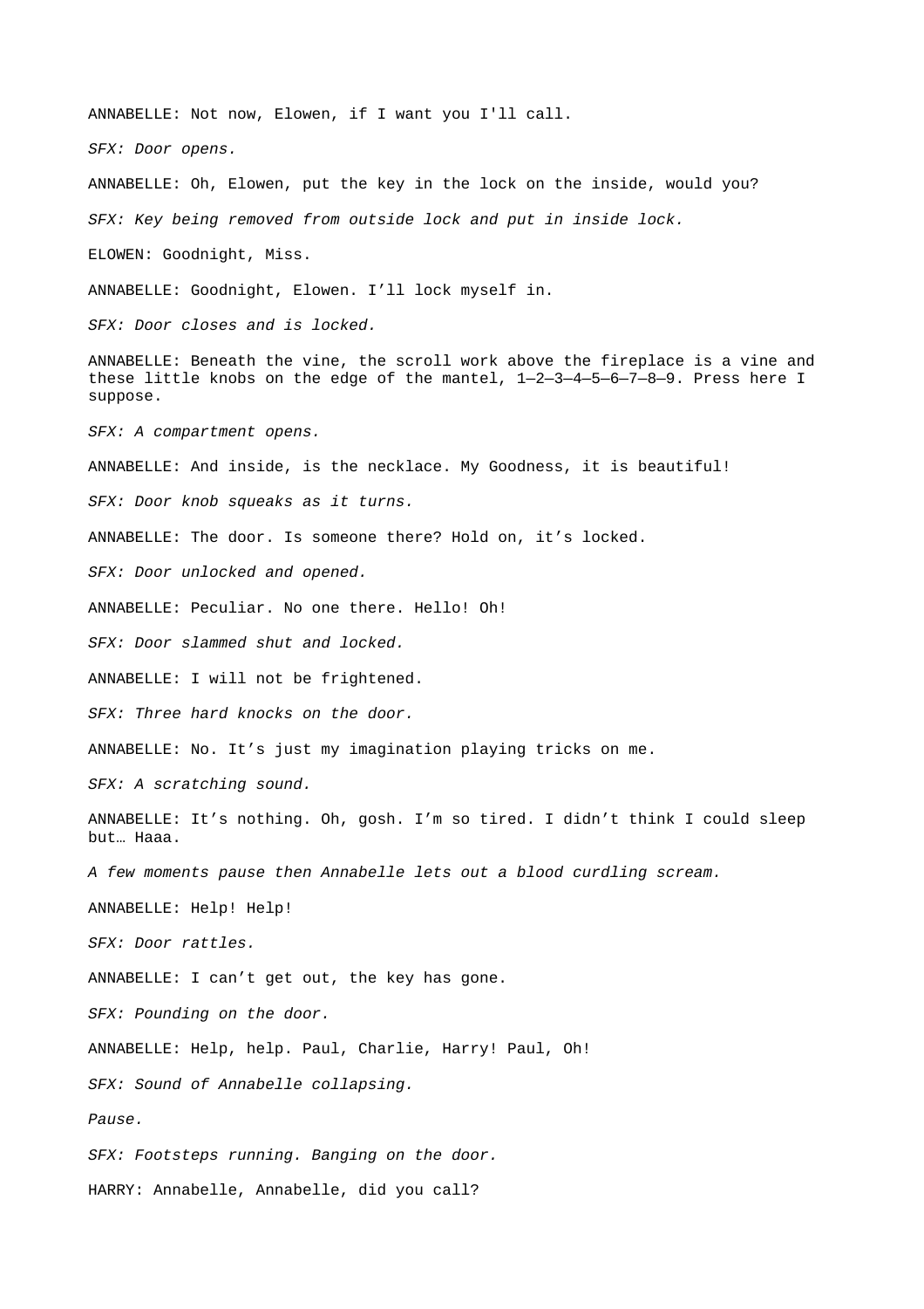ANNABELLE: Not now, Elowen, if I want you I'll call.

*SFX: Door opens.*

ANNABELLE: Oh, Elowen, put the key in the lock on the inside, would you?

*SFX: Key being removed from outside lock and put in inside lock.*

ELOWEN: Goodnight, Miss.

ANNABELLE: Goodnight, Elowen. I'll lock myself in.

*SFX: Door closes and is locked.*

ANNABELLE: Beneath the vine, the scroll work above the fireplace is a vine and these little knobs on the edge of the mantel, 1—2—3—4—5—6—7—8—9. Press here I suppose.

*SFX: A compartment opens.*

ANNABELLE: And inside, is the necklace. My Goodness, it is beautiful!

*SFX: Door knob squeaks as it turns.*

ANNABELLE: The door. Is someone there? Hold on, it's locked.

*SFX: Door unlocked and opened.*

ANNABELLE: Peculiar. No one there. Hello! Oh!

*SFX: Door slammed shut and locked.*

ANNABELLE: I will not be frightened.

*SFX: Three hard knocks on the door.*

ANNABELLE: No. It's just my imagination playing tricks on me.

*SFX: A scratching sound.*

ANNABELLE: It's nothing. Oh, gosh. I'm so tired. I didn't think I could sleep but… Haaa.

*A few moments pause then Annabelle lets out a blood curdling scream.*

ANNABELLE: Help! Help!

*SFX: Door rattles.*

ANNABELLE: I can't get out, the key has gone.

*SFX: Pounding on the door.*

ANNABELLE: Help, help. Paul, Charlie, Harry! Paul, Oh!

*SFX: Sound of Annabelle collapsing.*

*Pause.*

*SFX: Footsteps running. Banging on the door.*

HARRY: Annabelle, Annabelle, did you call?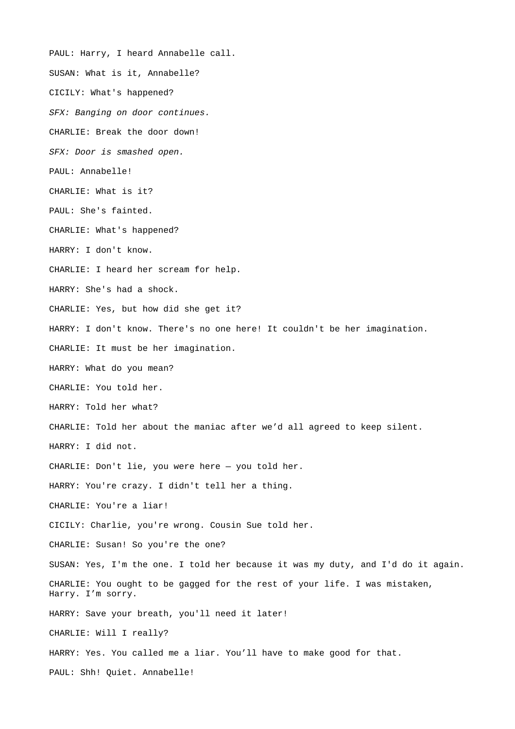PAUL: Harry, I heard Annabelle call.

SUSAN: What is it, Annabelle?

CICILY: What's happened?

*SFX: Banging on door continues.*

CHARLIE: Break the door down!

*SFX: Door is smashed open.*

PAUL: Annabelle!

CHARLIE: What is it?

PAUL: She's fainted.

CHARLIE: What's happened?

HARRY: I don't know.

CHARLIE: I heard her scream for help.

HARRY: She's had a shock.

CHARLIE: Yes, but how did she get it?

HARRY: I don't know. There's no one here! It couldn't be her imagination.

CHARLIE: It must be her imagination.

HARRY: What do you mean?

CHARLIE: You told her.

HARRY: Told her what?

CHARLIE: Told her about the maniac after we'd all agreed to keep silent.

HARRY: I did not.

CHARLIE: Don't lie, you were here — you told her.

HARRY: You're crazy. I didn't tell her a thing.

CHARLIE: You're a liar!

CICILY: Charlie, you're wrong. Cousin Sue told her.

CHARLIE: Susan! So you're the one?

SUSAN: Yes, I'm the one. I told her because it was my duty, and I'd do it again.

CHARLIE: You ought to be gagged for the rest of your life. I was mistaken, Harry. I'm sorry.

HARRY: Save your breath, you'll need it later!

CHARLIE: Will I really?

HARRY: Yes. You called me a liar. You'll have to make good for that.

PAUL: Shh! Quiet. Annabelle!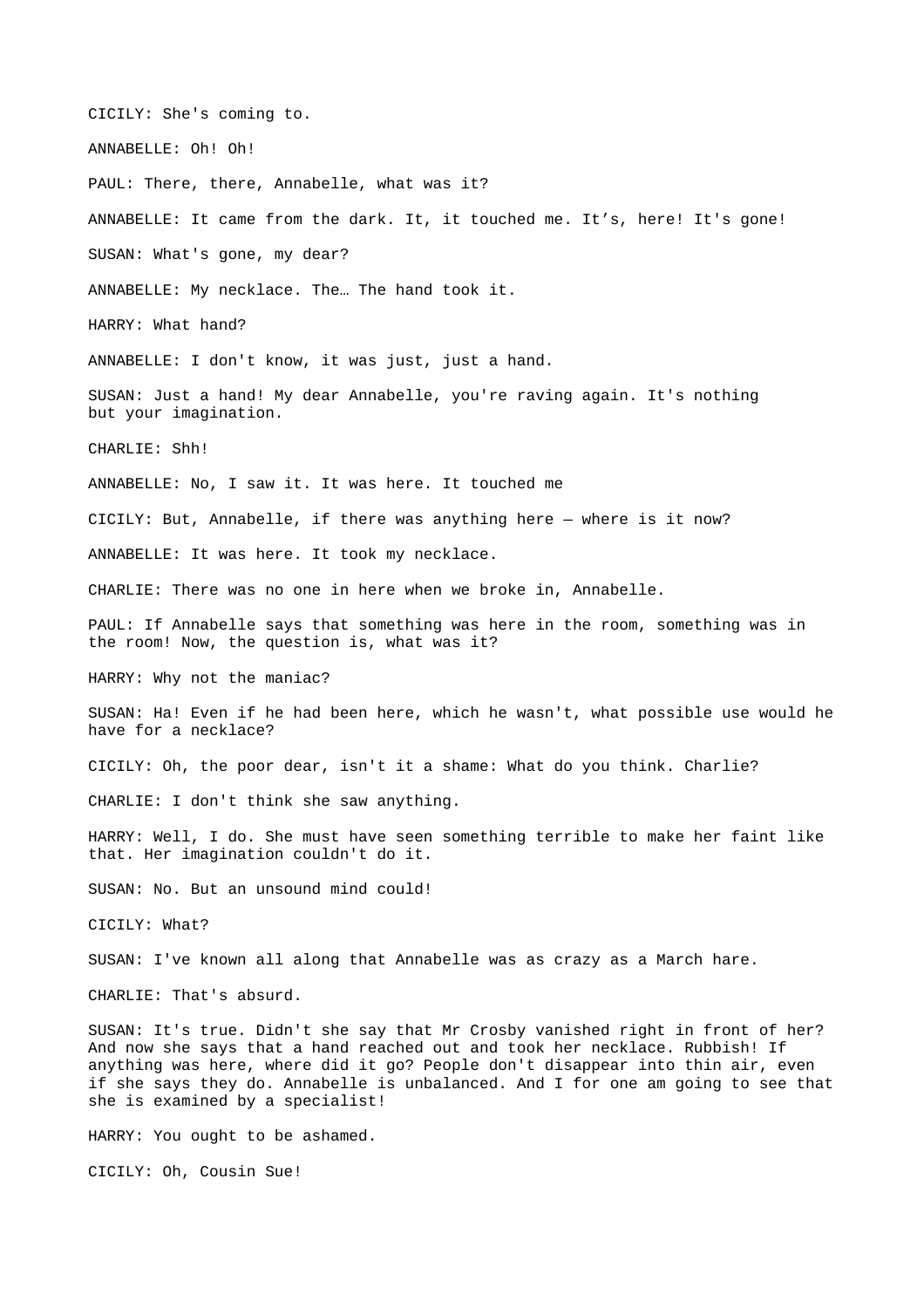CICILY: She's coming to.

ANNABELLE: Oh! Oh!

PAUL: There, there, Annabelle, what was it?

ANNABELLE: It came from the dark. It, it touched me. It's, here! It's gone!

SUSAN: What's gone, my dear?

ANNABELLE: My necklace. The… The hand took it.

HARRY: What hand?

ANNABELLE: I don't know, it was just, just a hand.

SUSAN: Just a hand! My dear Annabelle, you're raving again. It's nothing but your imagination.

CHARLIE: Shh!

ANNABELLE: No, I saw it. It was here. It touched me

CICILY: But, Annabelle, if there was anything here — where is it now?

ANNABELLE: It was here. It took my necklace.

CHARLIE: There was no one in here when we broke in, Annabelle.

PAUL: If Annabelle says that something was here in the room, something was in the room! Now, the question is, what was it?

HARRY: Why not the maniac?

SUSAN: Ha! Even if he had been here, which he wasn't, what possible use would he have for a necklace?

CICILY: Oh, the poor dear, isn't it a shame: What do you think. Charlie?

CHARLIE: I don't think she saw anything.

HARRY: Well, I do. She must have seen something terrible to make her faint like that. Her imagination couldn't do it.

SUSAN: No. But an unsound mind could!

CICILY: What?

SUSAN: I've known all along that Annabelle was as crazy as a March hare.

CHARLIE: That's absurd.

SUSAN: It's true. Didn't she say that Mr Crosby vanished right in front of her? And now she says that a hand reached out and took her necklace. Rubbish! If anything was here, where did it go? People don't disappear into thin air, even if she says they do. Annabelle is unbalanced. And I for one am going to see that she is examined by a specialist!

HARRY: You ought to be ashamed.

CICILY: Oh, Cousin Sue!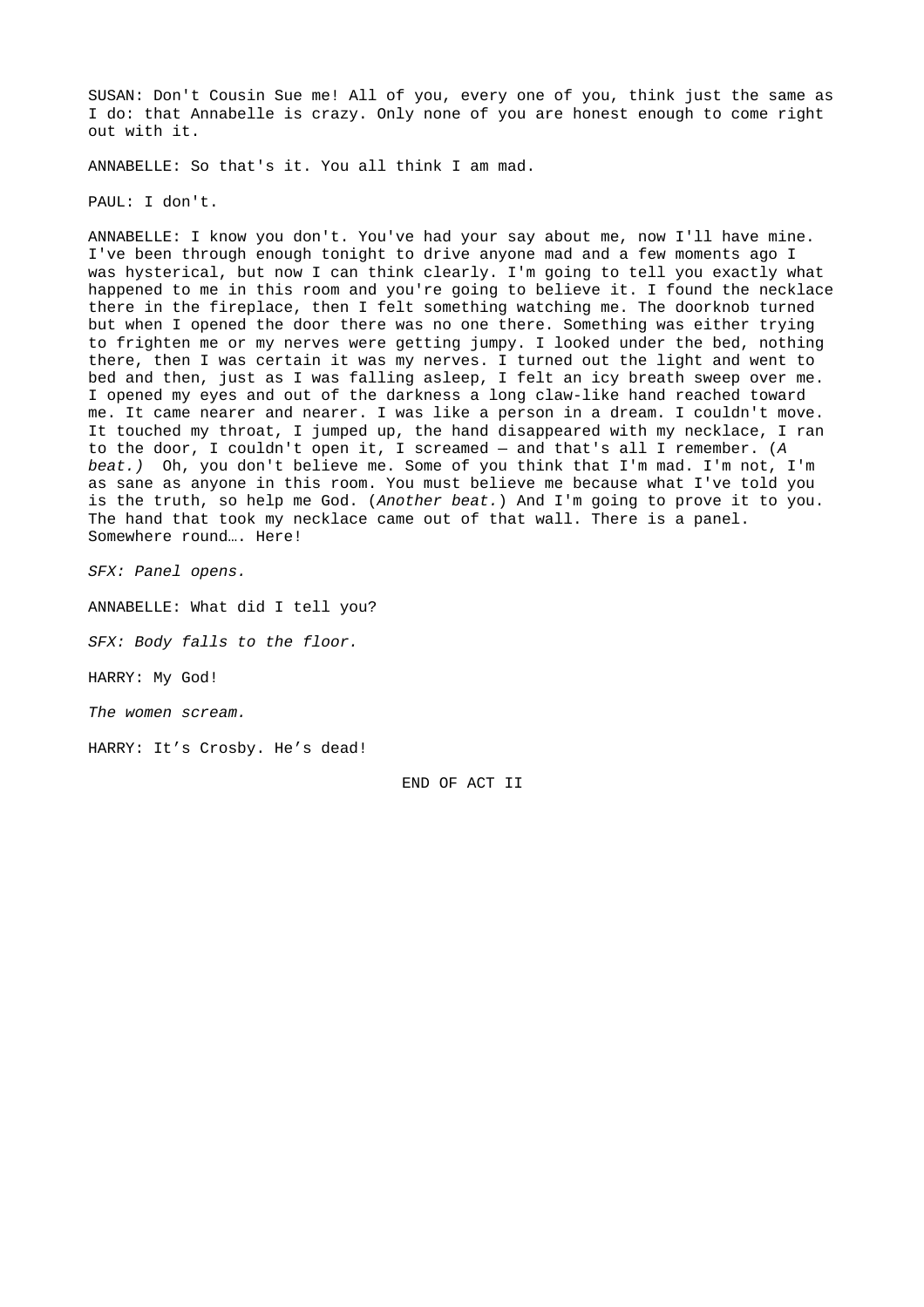SUSAN: Don't Cousin Sue me! All of you, every one of you, think just the same as I do: that Annabelle is crazy. Only none of you are honest enough to come right out with it.

ANNABELLE: So that's it. You all think I am mad.

PAUL: I don't.

ANNABELLE: I know you don't. You've had your say about me, now I'll have mine. I've been through enough tonight to drive anyone mad and a few moments ago I was hysterical, but now I can think clearly. I'm going to tell you exactly what happened to me in this room and you're going to believe it. I found the necklace there in the fireplace, then I felt something watching me. The doorknob turned but when I opened the door there was no one there. Something was either trying to frighten me or my nerves were getting jumpy. I looked under the bed, nothing there, then I was certain it was my nerves. I turned out the light and went to bed and then, just as I was falling asleep, I felt an icy breath sweep over me. I opened my eyes and out of the darkness a long claw-like hand reached toward me. It came nearer and nearer. I was like a person in a dream. I couldn't move. It touched my throat, I jumped up, the hand disappeared with my necklace, I ran to the door, I couldn't open it, I screamed — and that's all I remember. (*A beat.)* Oh, you don't believe me. Some of you think that I'm mad. I'm not, I'm as sane as anyone in this room. You must believe me because what I've told you is the truth, so help me God. (*Another beat.*) And I'm going to prove it to you. The hand that took my necklace came out of that wall. There is a panel. Somewhere round…. Here!

*SFX: Panel opens.*

ANNABELLE: What did I tell you?

*SFX: Body falls to the floor.*

HARRY: My God!

*The women scream.*

HARRY: It's Crosby. He's dead!

END OF ACT II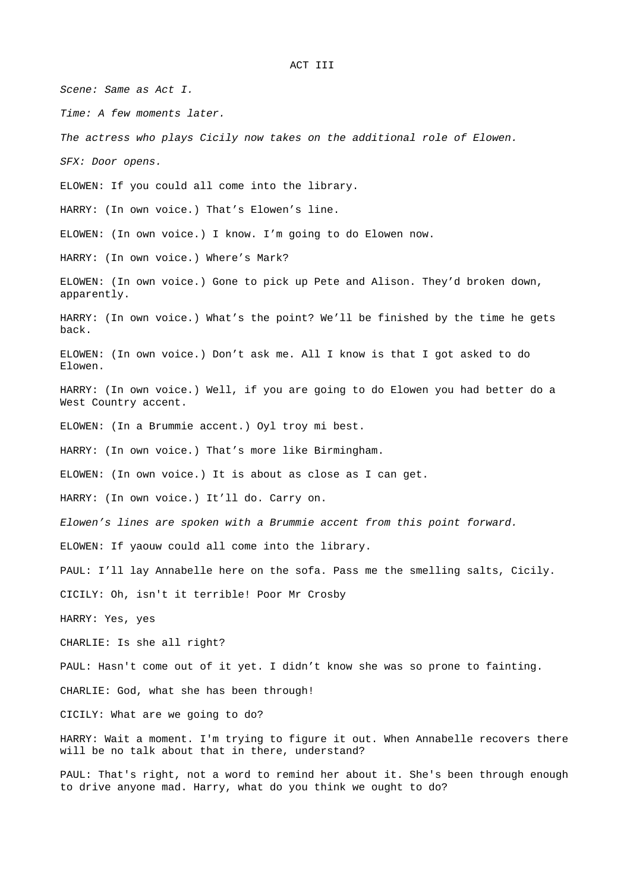# ACT III

*Scene: Same as Act I.*

*Time: A few moments later.*

*The actress who plays Cicily now takes on the additional role of Elowen.*

*SFX: Door opens.*

ELOWEN: If you could all come into the library.

HARRY: (In own voice.) That's Elowen's line.

ELOWEN: (In own voice.) I know. I'm going to do Elowen now.

HARRY: (In own voice.) Where's Mark?

ELOWEN: (In own voice.) Gone to pick up Pete and Alison. They'd broken down, apparently.

HARRY: (In own voice.) What's the point? We'll be finished by the time he gets back.

ELOWEN: (In own voice.) Don't ask me. All I know is that I got asked to do Elowen.

HARRY: (In own voice.) Well, if you are going to do Elowen you had better do a West Country accent.

ELOWEN: (In a Brummie accent.) Oyl troy mi best.

HARRY: (In own voice.) That's more like Birmingham.

ELOWEN: (In own voice.) It is about as close as I can get.

HARRY: (In own voice.) It'll do. Carry on.

*Elowen's lines are spoken with a Brummie accent from this point forward.*

ELOWEN: If yaouw could all come into the library.

PAUL: I'll lay Annabelle here on the sofa. Pass me the smelling salts, Cicily.

CICILY: Oh, isn't it terrible! Poor Mr Crosby

HARRY: Yes, yes

CHARLIE: Is she all right?

PAUL: Hasn't come out of it yet. I didn't know she was so prone to fainting.

CHARLIE: God, what she has been through!

CICILY: What are we going to do?

HARRY: Wait a moment. I'm trying to figure it out. When Annabelle recovers there will be no talk about that in there, understand?

PAUL: That's right, not a word to remind her about it. She's been through enough to drive anyone mad. Harry, what do you think we ought to do?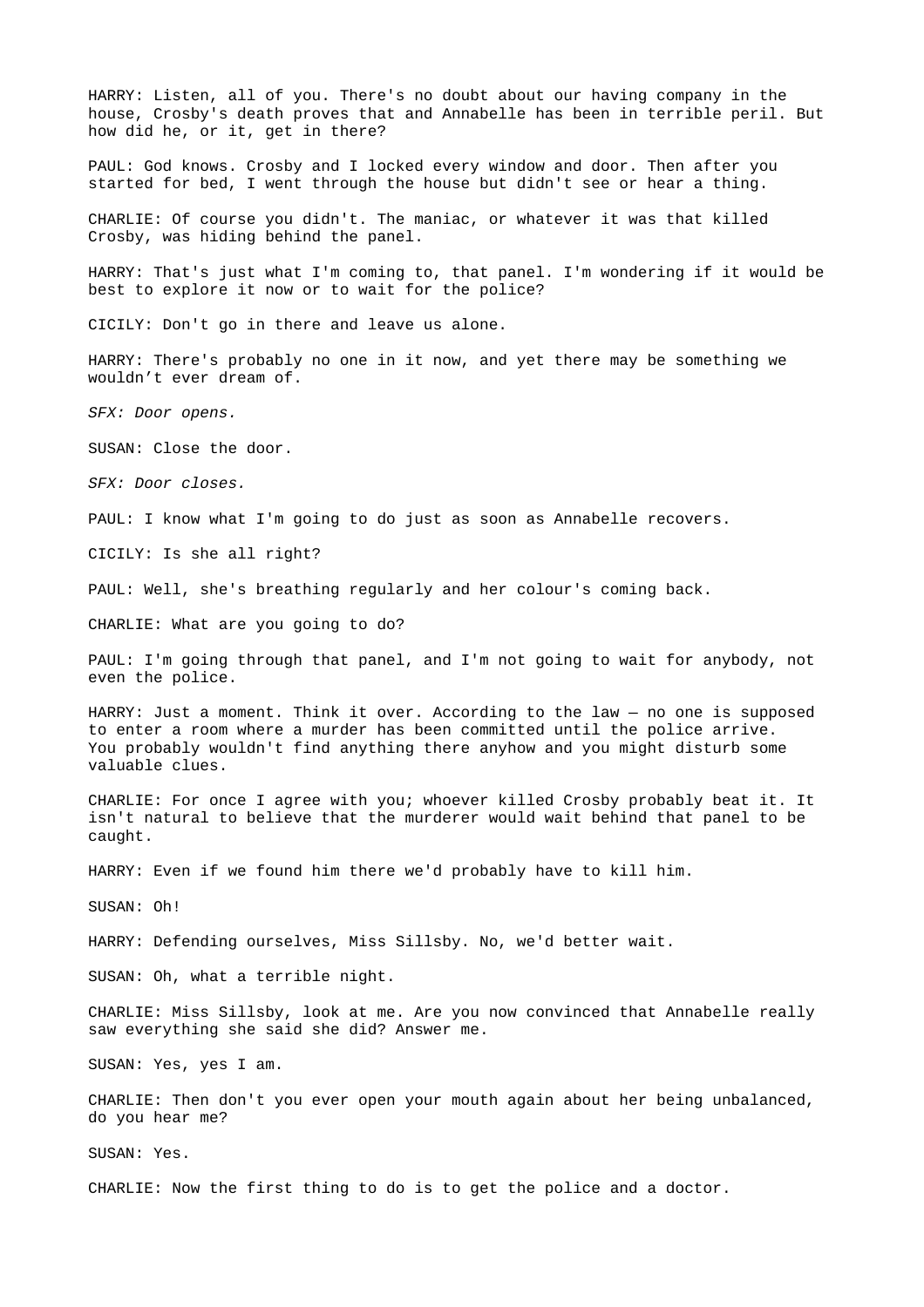HARRY: Listen, all of you. There's no doubt about our having company in the house, Crosby's death proves that and Annabelle has been in terrible peril. But how did he, or it, get in there?

PAUL: God knows. Crosby and I locked every window and door. Then after you started for bed, I went through the house but didn't see or hear a thing.

CHARLIE: Of course you didn't. The maniac, or whatever it was that killed Crosby, was hiding behind the panel.

HARRY: That's just what I'm coming to, that panel. I'm wondering if it would be best to explore it now or to wait for the police?

CICILY: Don't go in there and leave us alone.

HARRY: There's probably no one in it now, and yet there may be something we wouldn’t ever dream of.

*SFX: Door opens.*

SUSAN: Close the door.

*SFX: Door closes.*

PAUL: I know what I'm going to do just as soon as Annabelle recovers.

CICILY: Is she all right?

PAUL: Well, she's breathing regularly and her colour's coming back.

CHARLIE: What are you going to do?

PAUL: I'm going through that panel, and I'm not going to wait for anybody, not even the police.

HARRY: Just a moment. Think it over. According to the law — no one is supposed to enter a room where a murder has been committed until the police arrive. You probably wouldn't find anything there anyhow and you might disturb some valuable clues.

CHARLIE: For once I agree with you; whoever killed Crosby probably beat it. It isn't natural to believe that the murderer would wait behind that panel to be caught.

HARRY: Even if we found him there we'd probably have to kill him.

SUSAN: Oh!

HARRY: Defending ourselves, Miss Sillsby. No, we'd better wait.

SUSAN: Oh, what a terrible night.

CHARLIE: Miss Sillsby, look at me. Are you now convinced that Annabelle really saw everything she said she did? Answer me.

SUSAN: Yes, yes I am.

CHARLIE: Then don't you ever open your mouth again about her being unbalanced, do you hear me?

SUSAN: Yes.

CHARLIE: Now the first thing to do is to get the police and a doctor.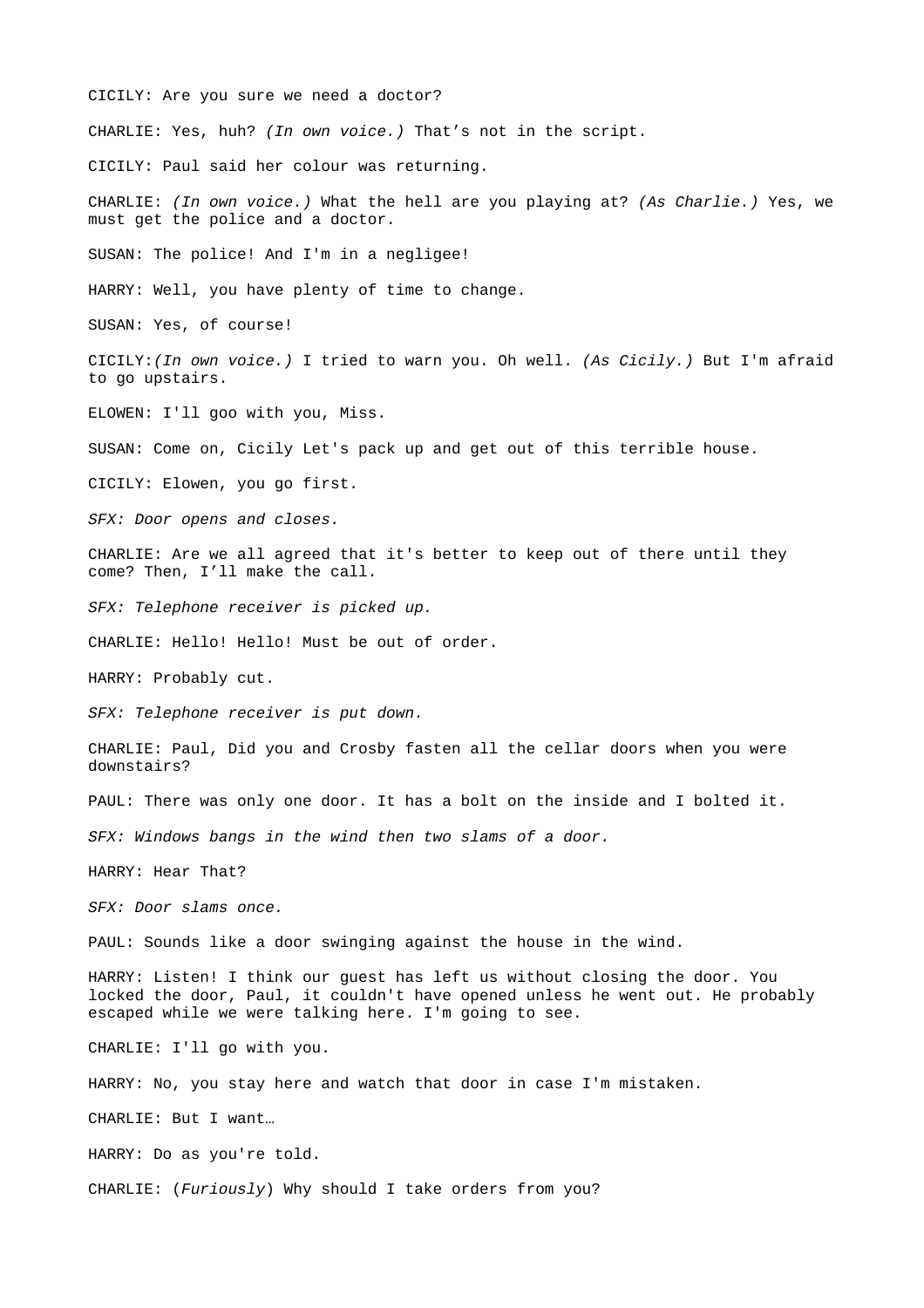CICILY: Are you sure we need a doctor?

CHARLIE: Yes, huh? *(In own voice.)* That's not in the script.

CICILY: Paul said her colour was returning.

CHARLIE: *(In own voice.)* What the hell are you playing at? *(As Charlie.)* Yes, we must get the police and a doctor.

SUSAN: The police! And I'm in a negligee!

HARRY: Well, you have plenty of time to change.

SUSAN: Yes, of course!

CICILY:*(In own voice.)* I tried to warn you. Oh well. *(As Cicily.)* But I'm afraid to go upstairs.

ELOWEN: I'll goo with you, Miss.

SUSAN: Come on, Cicily Let's pack up and get out of this terrible house.

CICILY: Elowen, you go first.

*SFX: Door opens and closes.*

CHARLIE: Are we all agreed that it's better to keep out of there until they come? Then, I'll make the call.

*SFX: Telephone receiver is picked up.*

CHARLIE: Hello! Hello! Must be out of order.

HARRY: Probably cut.

*SFX: Telephone receiver is put down.*

CHARLIE: Paul, Did you and Crosby fasten all the cellar doors when you were downstairs?

PAUL: There was only one door. It has a bolt on the inside and I bolted it.

*SFX: Windows bangs in the wind then two slams of a door.*

HARRY: Hear That?

*SFX: Door slams once.*

PAUL: Sounds like a door swinging against the house in the wind.

HARRY: Listen! I think our guest has left us without closing the door. You locked the door, Paul, it couldn't have opened unless he went out. He probably escaped while we were talking here. I'm going to see.

CHARLIE: I'll go with you.

HARRY: No, you stay here and watch that door in case I'm mistaken.

CHARLIE: But I want…

HARRY: Do as you're told.

CHARLIE: (*Furiously*) Why should I take orders from you?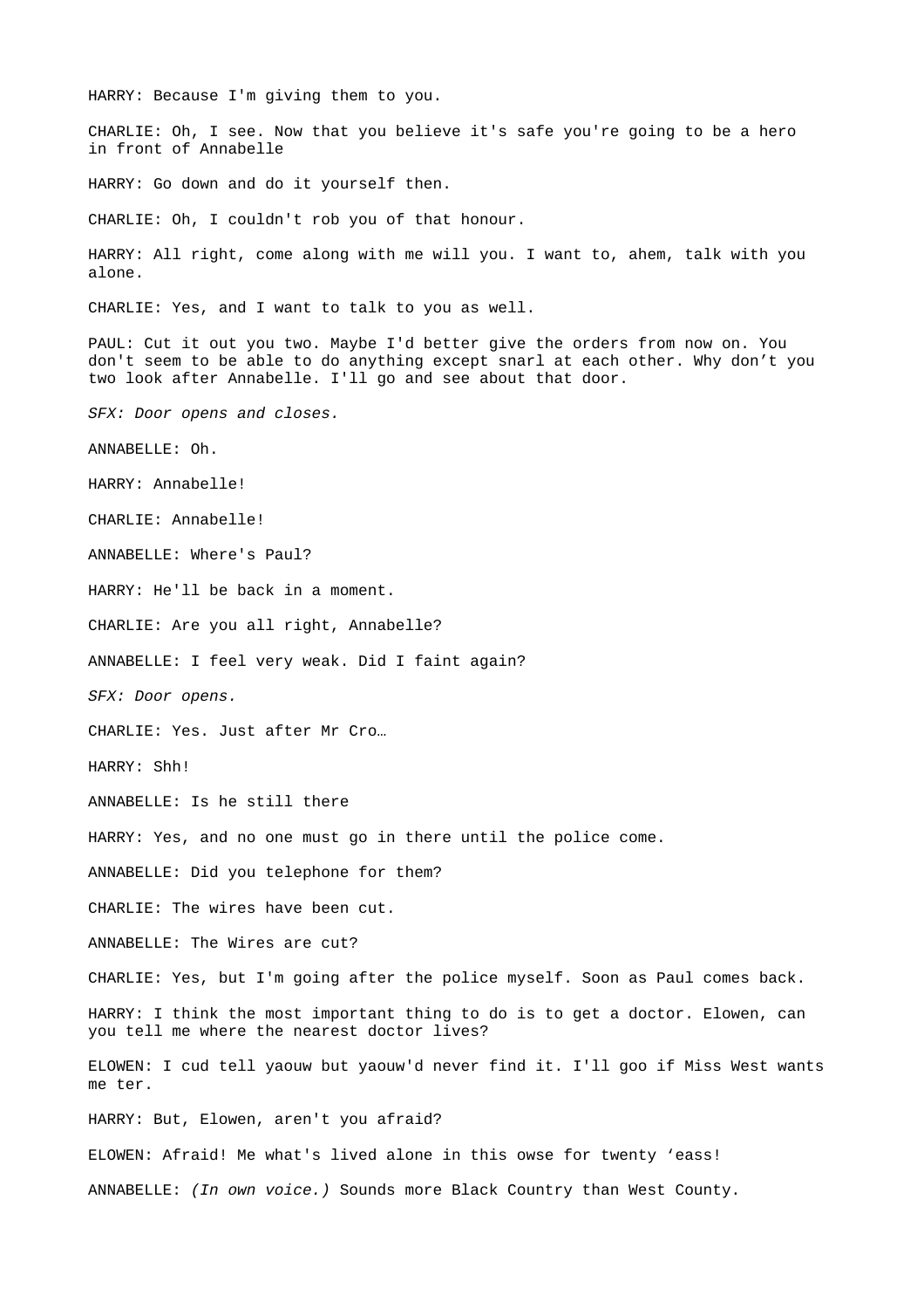HARRY: Because I'm giving them to you.

CHARLIE: Oh, I see. Now that you believe it's safe you're going to be a hero in front of Annabelle

HARRY: Go down and do it yourself then.

CHARLIE: Oh, I couldn't rob you of that honour.

HARRY: All right, come along with me will you. I want to, ahem, talk with you alone.

CHARLIE: Yes, and I want to talk to you as well.

PAUL: Cut it out you two. Maybe I'd better give the orders from now on. You don't seem to be able to do anything except snarl at each other. Why don't you two look after Annabelle. I'll go and see about that door.

*SFX: Door opens and closes.*

ANNABELLE: Oh.

HARRY: Annabelle!

CHARLIE: Annabelle!

ANNABELLE: Where's Paul?

HARRY: He'll be back in a moment.

CHARLIE: Are you all right, Annabelle?

ANNABELLE: I feel very weak. Did I faint again?

*SFX: Door opens.*

CHARLIE: Yes. Just after Mr Cro…

HARRY: Shh!

ANNABELLE: Is he still there

HARRY: Yes, and no one must go in there until the police come.

ANNABELLE: Did you telephone for them?

CHARLIE: The wires have been cut.

ANNABELLE: The Wires are cut?

CHARLIE: Yes, but I'm going after the police myself. Soon as Paul comes back.

HARRY: I think the most important thing to do is to get a doctor. Elowen, can you tell me where the nearest doctor lives?

ELOWEN: I cud tell yaouw but yaouw'd never find it. I'll goo if Miss West wants me ter.

HARRY: But, Elowen, aren't you afraid?

ELOWEN: Afraid! Me what's lived alone in this owse for twenty 'eass!

ANNABELLE: *(In own voice.)* Sounds more Black Country than West County.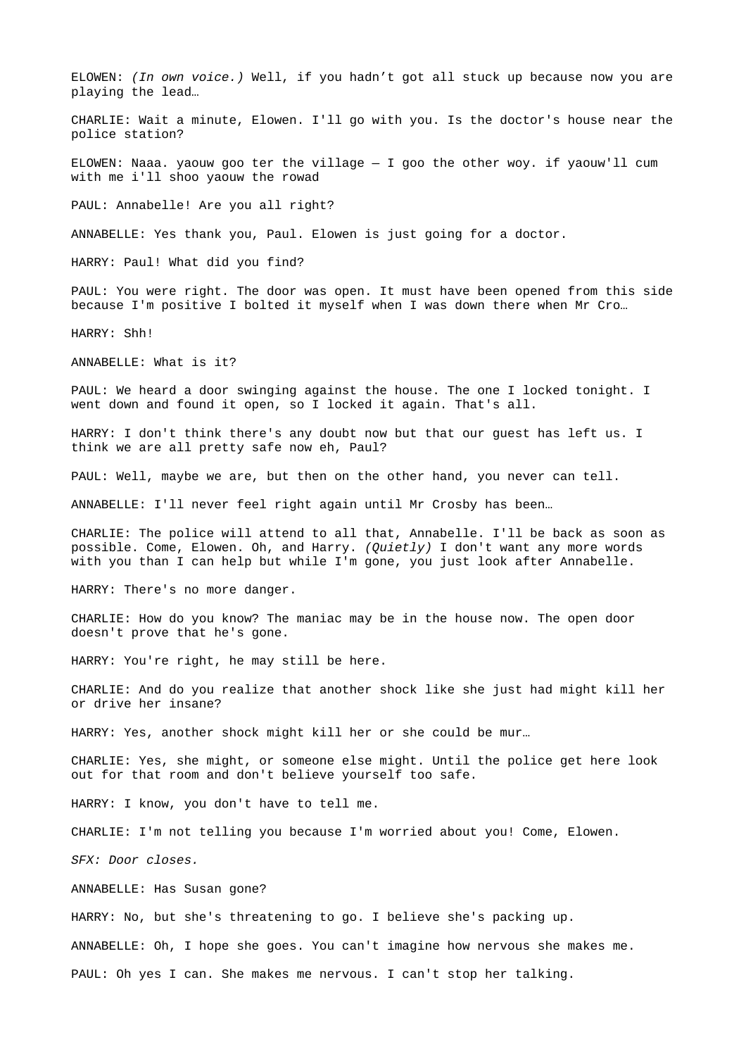ELOWEN: *(In own voice.)* Well, if you hadn't got all stuck up because now you are playing the lead…

CHARLIE: Wait a minute, Elowen. I'll go with you. Is the doctor's house near the police station?

ELOWEN: Naaa. yaouw goo ter the village — I goo the other woy. if yaouw'll cum with me i'll shoo yaouw the rowad

PAUL: Annabelle! Are you all right?

ANNABELLE: Yes thank you, Paul. Elowen is just going for a doctor.

HARRY: Paul! What did you find?

PAUL: You were right. The door was open. It must have been opened from this side because I'm positive I bolted it myself when I was down there when Mr Cro…

HARRY: Shh!

ANNABELLE: What is it?

PAUL: We heard a door swinging against the house. The one I locked tonight. I went down and found it open, so I locked it again. That's all.

HARRY: I don't think there's any doubt now but that our guest has left us. I think we are all pretty safe now eh, Paul?

PAUL: Well, maybe we are, but then on the other hand, you never can tell.

ANNABELLE: I'll never feel right again until Mr Crosby has been…

CHARLIE: The police will attend to all that, Annabelle. I'll be back as soon as possible. Come, Elowen. Oh, and Harry. *(Quietly)* I don't want any more words with you than I can help but while I'm gone, you just look after Annabelle.

HARRY: There's no more danger.

CHARLIE: How do you know? The maniac may be in the house now. The open door doesn't prove that he's gone.

HARRY: You're right, he may still be here.

CHARLIE: And do you realize that another shock like she just had might kill her or drive her insane?

HARRY: Yes, another shock might kill her or she could be mur…

CHARLIE: Yes, she might, or someone else might. Until the police get here look out for that room and don't believe yourself too safe.

HARRY: I know, you don't have to tell me.

CHARLIE: I'm not telling you because I'm worried about you! Come, Elowen.

*SFX: Door closes.*

ANNABELLE: Has Susan gone?

HARRY: No, but she's threatening to go. I believe she's packing up.

ANNABELLE: Oh, I hope she goes. You can't imagine how nervous she makes me.

PAUL: Oh yes I can. She makes me nervous. I can't stop her talking.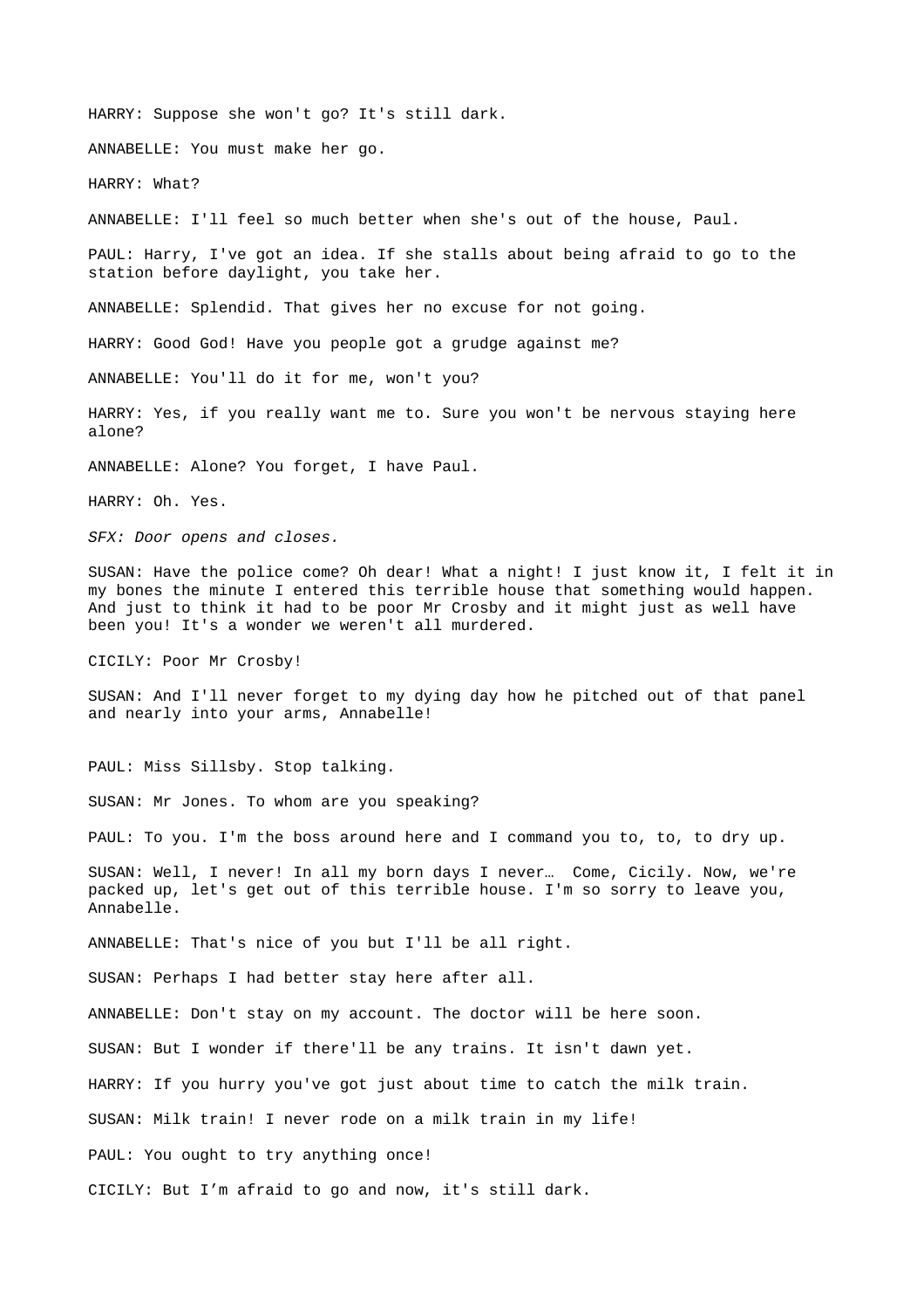HARRY: Suppose she won't go? It's still dark.

ANNABELLE: You must make her go.

HARRY: What?

ANNABELLE: I'll feel so much better when she's out of the house, Paul.

PAUL: Harry, I've got an idea. If she stalls about being afraid to go to the station before daylight, you take her.

ANNABELLE: Splendid. That gives her no excuse for not going.

HARRY: Good God! Have you people got a grudge against me?

ANNABELLE: You'll do it for me, won't you?

HARRY: Yes, if you really want me to. Sure you won't be nervous staying here alone?

ANNABELLE: Alone? You forget, I have Paul.

HARRY: Oh. Yes.

*SFX: Door opens and closes.*

SUSAN: Have the police come? Oh dear! What a night! I just know it, I felt it in my bones the minute I entered this terrible house that something would happen. And just to think it had to be poor Mr Crosby and it might just as well have been you! It's a wonder we weren't all murdered.

CICILY: Poor Mr Crosby!

SUSAN: And I'll never forget to my dying day how he pitched out of that panel and nearly into your arms, Annabelle!

PAUL: Miss Sillsby. Stop talking.

SUSAN: Mr Jones. To whom are you speaking?

PAUL: To you. I'm the boss around here and I command you to, to, to dry up.

SUSAN: Well, I never! In all my born days I never… Come, Cicily. Now, we're packed up, let's get out of this terrible house. I'm so sorry to leave you, Annabelle.

ANNABELLE: That's nice of you but I'll be all right.

SUSAN: Perhaps I had better stay here after all.

ANNABELLE: Don't stay on my account. The doctor will be here soon.

SUSAN: But I wonder if there'll be any trains. It isn't dawn yet.

HARRY: If you hurry you've got just about time to catch the milk train.

SUSAN: Milk train! I never rode on a milk train in my life!

PAUL: You ought to try anything once!

CICILY: But I'm afraid to go and now, it's still dark.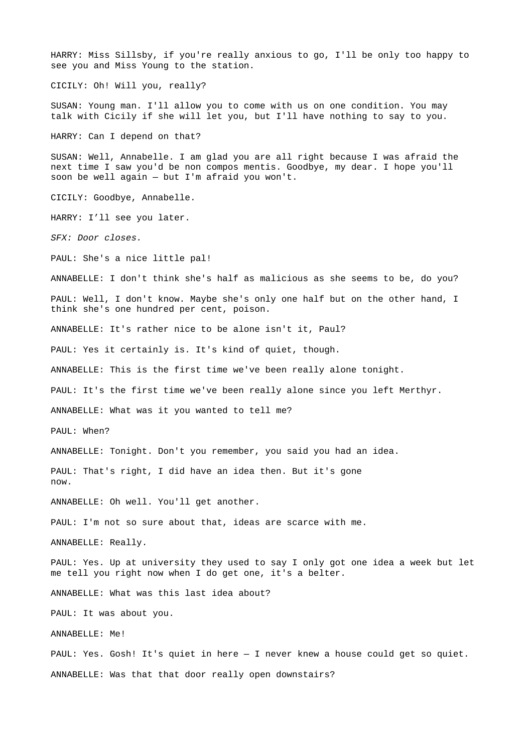HARRY: Miss Sillsby, if you're really anxious to go, I'll be only too happy to see you and Miss Young to the station.

CICILY: Oh! Will you, really?

SUSAN: Young man. I'll allow you to come with us on one condition. You may talk with Cicily if she will let you, but I'll have nothing to say to you.

HARRY: Can I depend on that?

SUSAN: Well, Annabelle. I am glad you are all right because I was afraid the next time I saw you'd be non compos mentis. Goodbye, my dear. I hope you'll soon be well again — but I'm afraid you won't.

CICILY: Goodbye, Annabelle.

HARRY: I'll see you later.

*SFX: Door closes.*

PAUL: She's a nice little pal!

ANNABELLE: I don't think she's half as malicious as she seems to be, do you?

PAUL: Well, I don't know. Maybe she's only one half but on the other hand, I think she's one hundred per cent, poison.

ANNABELLE: It's rather nice to be alone isn't it, Paul?

PAUL: Yes it certainly is. It's kind of quiet, though.

ANNABELLE: This is the first time we've been really alone tonight.

PAUL: It's the first time we've been really alone since you left Merthyr.

ANNABELLE: What was it you wanted to tell me?

PAUL: When?

ANNABELLE: Tonight. Don't you remember, you said you had an idea.

PAUL: That's right, I did have an idea then. But it's gone now.

ANNABELLE: Oh well. You'll get another.

PAUL: I'm not so sure about that, ideas are scarce with me.

ANNABELLE: Really.

PAUL: Yes. Up at university they used to say I only got one idea a week but let me tell you right now when I do get one, it's a belter.

ANNABELLE: What was this last idea about?

PAUL: It was about you.

ANNABELLE: Me!

PAUL: Yes. Gosh! It's quiet in here — I never knew a house could get so quiet.

ANNABELLE: Was that that door really open downstairs?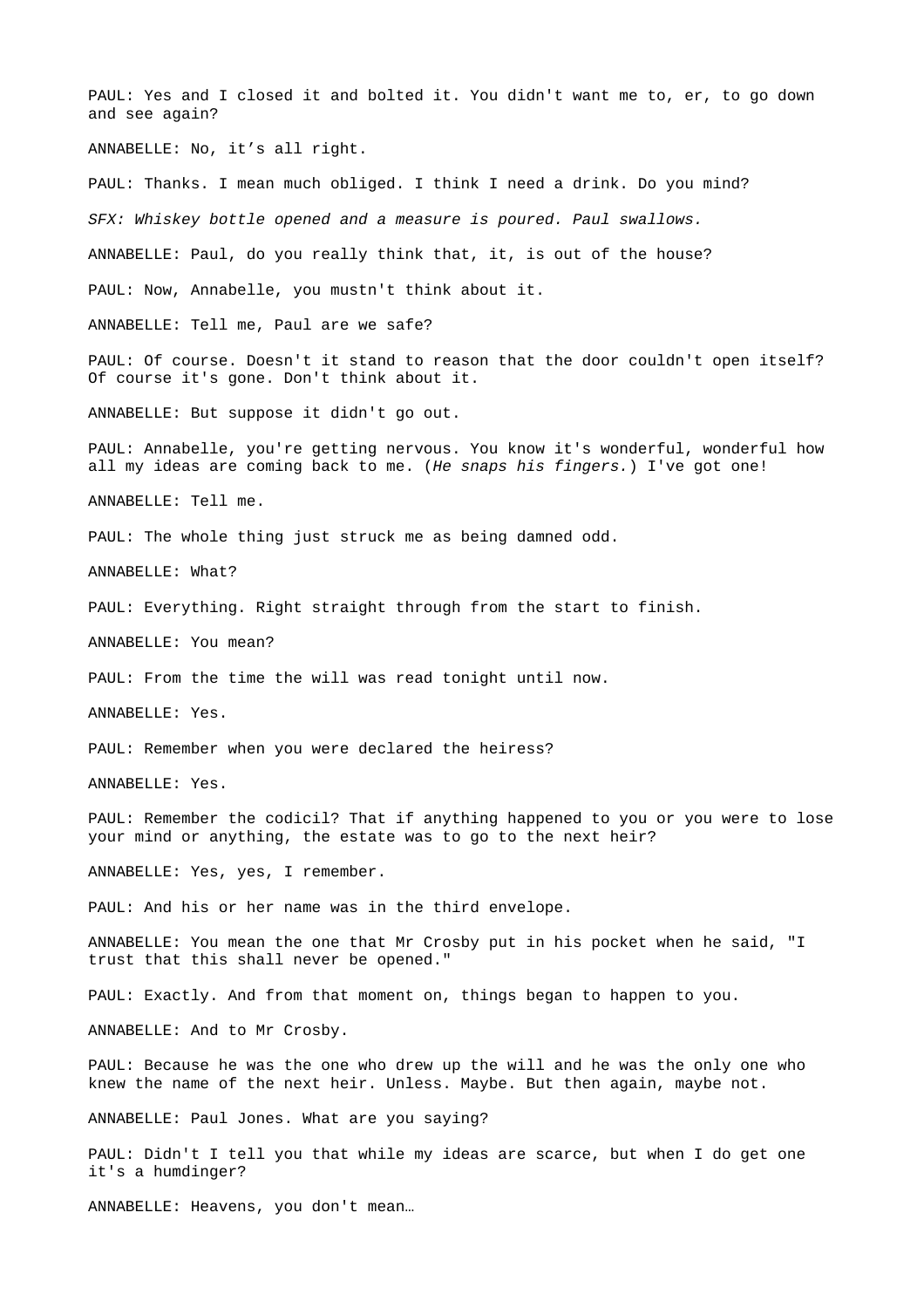PAUL: Yes and I closed it and bolted it. You didn't want me to, er, to go down and see again?

ANNABELLE: No, it’s all right.

PAUL: Thanks. I mean much obliged. I think I need a drink. Do you mind?

*SFX: Whiskey bottle opened and a measure is poured. Paul swallows.*

ANNABELLE: Paul, do you really think that, it, is out of the house?

PAUL: Now, Annabelle, you mustn't think about it.

ANNABELLE: Tell me, Paul are we safe?

PAUL: Of course. Doesn't it stand to reason that the door couldn't open itself? Of course it's gone. Don't think about it.

ANNABELLE: But suppose it didn't go out.

PAUL: Annabelle, you're getting nervous. You know it's wonderful, wonderful how all my ideas are coming back to me. (*He snaps his fingers.*) I've got one!

ANNABELLE: Tell me.

PAUL: The whole thing just struck me as being damned odd.

ANNABELLE: What?

PAUL: Everything. Right straight through from the start to finish.

ANNABELLE: You mean?

PAUL: From the time the will was read tonight until now.

ANNABELLE: Yes.

PAUL: Remember when you were declared the heiress?

ANNABELLE: Yes.

PAUL: Remember the codicil? That if anything happened to you or you were to lose your mind or anything, the estate was to go to the next heir?

ANNABELLE: Yes, yes, I remember.

PAUL: And his or her name was in the third envelope.

ANNABELLE: You mean the one that Mr Crosby put in his pocket when he said, "I trust that this shall never be opened."

PAUL: Exactly. And from that moment on, things began to happen to you.

ANNABELLE: And to Mr Crosby.

PAUL: Because he was the one who drew up the will and he was the only one who knew the name of the next heir. Unless. Maybe. But then again, maybe not.

ANNABELLE: Paul Jones. What are you saying?

PAUL: Didn't I tell you that while my ideas are scarce, but when I do get one it's a humdinger?

ANNABELLE: Heavens, you don't mean…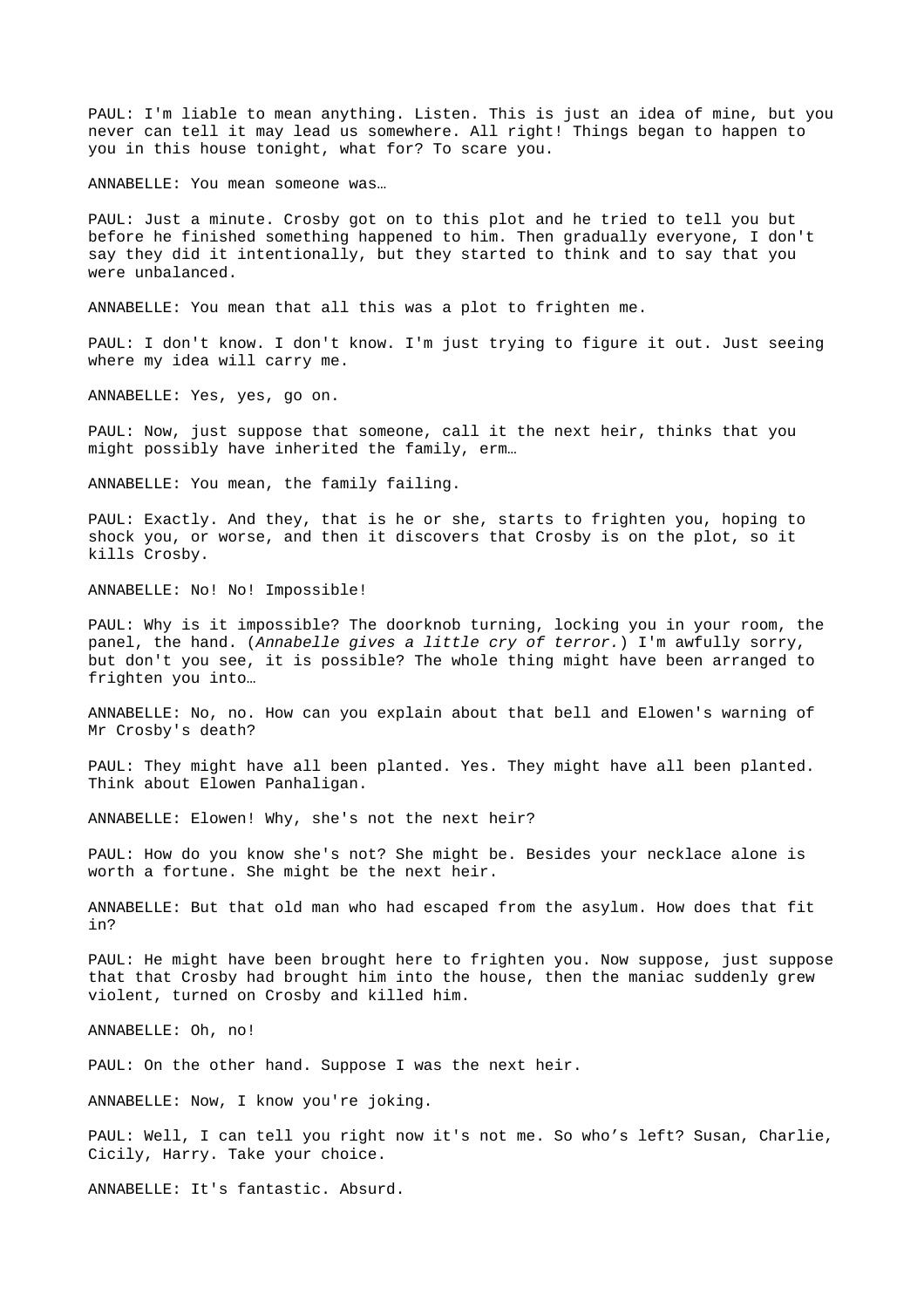PAUL: I'm liable to mean anything. Listen. This is just an idea of mine, but you never can tell it may lead us somewhere. All right! Things began to happen to you in this house tonight, what for? To scare you.

ANNABELLE: You mean someone was…

PAUL: Just a minute. Crosby got on to this plot and he tried to tell you but before he finished something happened to him. Then gradually everyone, I don't say they did it intentionally, but they started to think and to say that you were unbalanced.

ANNABELLE: You mean that all this was a plot to frighten me.

PAUL: I don't know. I don't know. I'm just trying to figure it out. Just seeing where my idea will carry me.

ANNABELLE: Yes, yes, go on.

PAUL: Now, just suppose that someone, call it the next heir, thinks that you might possibly have inherited the family, erm…

ANNABELLE: You mean, the family failing.

PAUL: Exactly. And they, that is he or she, starts to frighten you, hoping to shock you, or worse, and then it discovers that Crosby is on the plot, so it kills Crosby.

ANNABELLE: No! No! Impossible!

PAUL: Why is it impossible? The doorknob turning, locking you in your room, the panel, the hand. (*Annabelle gives a little cry of terror.*) I'm awfully sorry, but don't you see, it is possible? The whole thing might have been arranged to frighten you into…

ANNABELLE: No, no. How can you explain about that bell and Elowen's warning of Mr Crosby's death?

PAUL: They might have all been planted. Yes. They might have all been planted. Think about Elowen Panhaligan.

ANNABELLE: Elowen! Why, she's not the next heir?

PAUL: How do you know she's not? She might be. Besides your necklace alone is worth a fortune. She might be the next heir.

ANNABELLE: But that old man who had escaped from the asylum. How does that fit in?

PAUL: He might have been brought here to frighten you. Now suppose, just suppose that that Crosby had brought him into the house, then the maniac suddenly grew violent, turned on Crosby and killed him.

ANNABELLE: Oh, no!

PAUL: On the other hand. Suppose I was the next heir.

ANNABELLE: Now, I know you're joking.

PAUL: Well, I can tell you right now it's not me. So who's left? Susan, Charlie, Cicily, Harry. Take your choice.

ANNABELLE: It's fantastic. Absurd.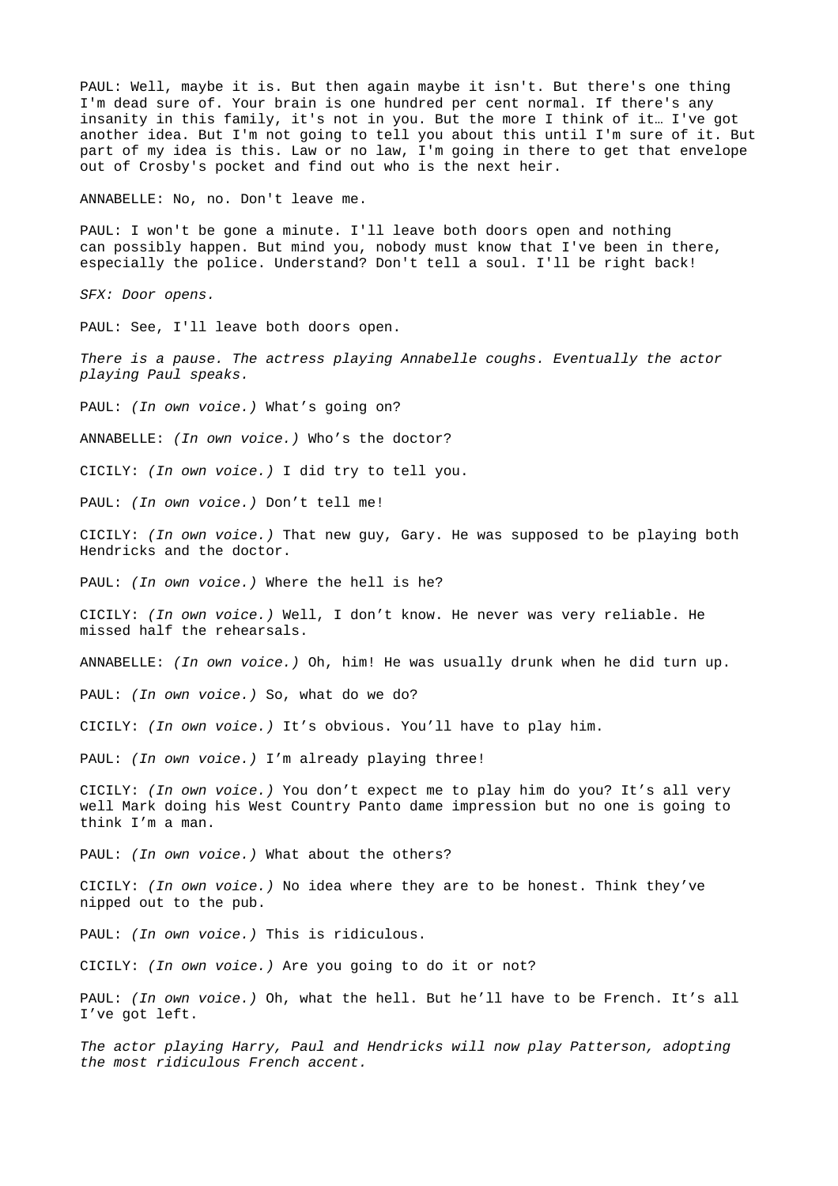PAUL: Well, maybe it is. But then again maybe it isn't. But there's one thing I'm dead sure of. Your brain is one hundred per cent normal. If there's any insanity in this family, it's not in you. But the more I think of it… I've got another idea. But I'm not going to tell you about this until I'm sure of it. But part of my idea is this. Law or no law, I'm going in there to get that envelope out of Crosby's pocket and find out who is the next heir.

ANNABELLE: No, no. Don't leave me.

PAUL: I won't be gone a minute. I'll leave both doors open and nothing can possibly happen. But mind you, nobody must know that I've been in there, especially the police. Understand? Don't tell a soul. I'll be right back!

*SFX: Door opens.*

PAUL: See, I'll leave both doors open.

*There is a pause. The actress playing Annabelle coughs. Eventually the actor playing Paul speaks.*

PAUL: *(In own voice.)* What's going on?

ANNABELLE: *(In own voice.)* Who's the doctor?

CICILY: *(In own voice.)* I did try to tell you.

PAUL: *(In own voice.)* Don't tell me!

CICILY: *(In own voice.)* That new guy, Gary. He was supposed to be playing both Hendricks and the doctor.

PAUL: *(In own voice.)* Where the hell is he?

CICILY: *(In own voice.)* Well, I don't know. He never was very reliable. He missed half the rehearsals.

ANNABELLE: *(In own voice.)* Oh, him! He was usually drunk when he did turn up.

PAUL: *(In own voice.)* So, what do we do?

CICILY: *(In own voice.)* It's obvious. You'll have to play him.

PAUL: *(In own voice.)* I'm already playing three!

CICILY: *(In own voice.)* You don't expect me to play him do you? It's all very well Mark doing his West Country Panto dame impression but no one is going to think I'm a man.

PAUL: *(In own voice.)* What about the others?

CICILY: *(In own voice.)* No idea where they are to be honest. Think they've nipped out to the pub.

PAUL: *(In own voice.)* This is ridiculous.

CICILY: *(In own voice.)* Are you going to do it or not?

PAUL: *(In own voice.)* Oh, what the hell. But he'll have to be French. It's all I've got left.

*The actor playing Harry, Paul and Hendricks will now play Patterson, adopting the most ridiculous French accent.*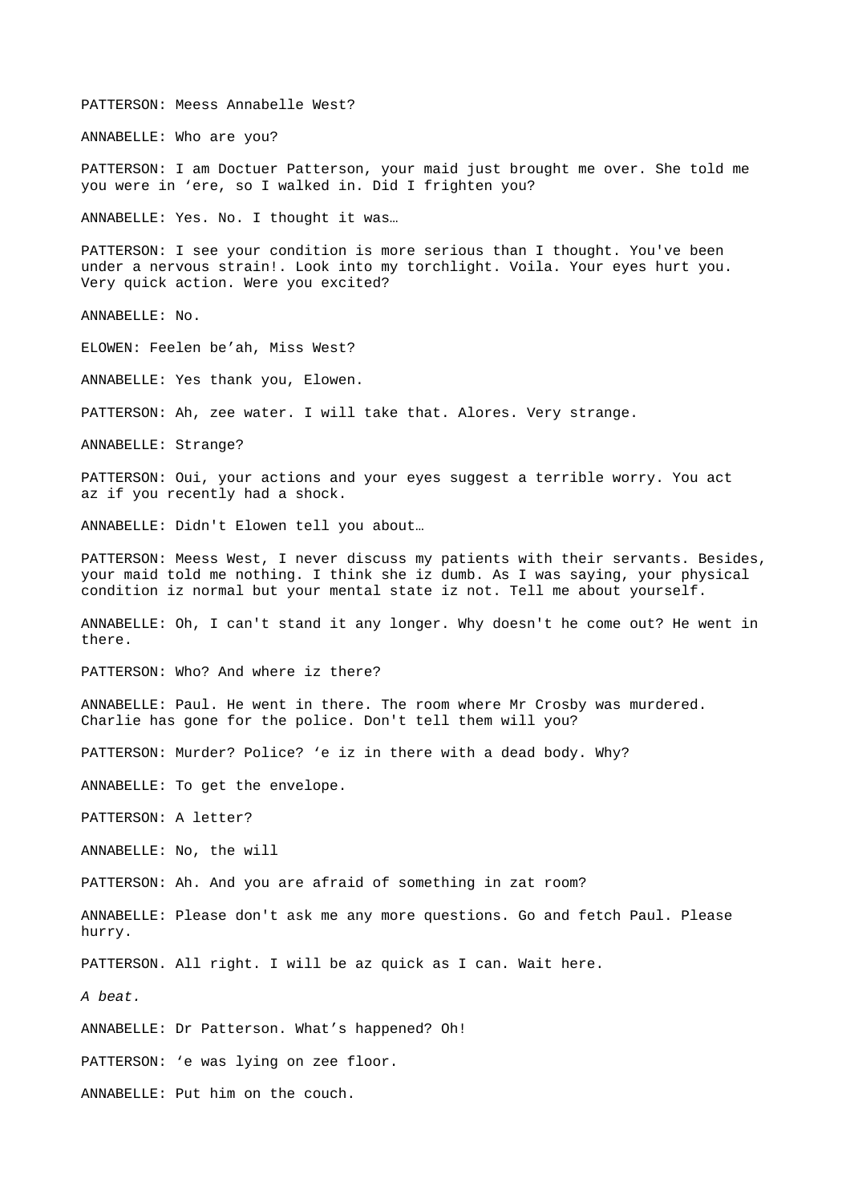PATTERSON: Meess Annabelle West?

ANNABELLE: Who are you?

PATTERSON: I am Doctuer Patterson, your maid just brought me over. She told me you were in ‘ere, so I walked in. Did I frighten you?

ANNABELLE: Yes. No. I thought it was…

PATTERSON: I see your condition is more serious than I thought. You've been under a nervous strain!. Look into my torchlight. Voila. Your eyes hurt you. Very quick action. Were you excited?

ANNABELLE: No.

ELOWEN: Feelen be’ah, Miss West?

ANNABELLE: Yes thank you, Elowen.

PATTERSON: Ah, zee water. I will take that. Alores. Very strange.

ANNABELLE: Strange?

PATTERSON: Oui, your actions and your eyes suggest a terrible worry. You act az if you recently had a shock.

ANNABELLE: Didn't Elowen tell you about…

PATTERSON: Meess West, I never discuss my patients with their servants. Besides, your maid told me nothing. I think she iz dumb. As I was saying, your physical condition iz normal but your mental state iz not. Tell me about yourself.

ANNABELLE: Oh, I can't stand it any longer. Why doesn't he come out? He went in there.

PATTERSON: Who? And where iz there?

ANNABELLE: Paul. He went in there. The room where Mr Crosby was murdered. Charlie has gone for the police. Don't tell them will you?

PATTERSON: Murder? Police? ‘e iz in there with a dead body. Why?

ANNABELLE: To get the envelope.

PATTERSON: A letter?

ANNABELLE: No, the will

PATTERSON: Ah. And you are afraid of something in zat room?

ANNABELLE: Please don't ask me any more questions. Go and fetch Paul. Please hurry.

PATTERSON. All right. I will be az quick as I can. Wait here.

*A beat.*

ANNABELLE: Dr Patterson. What’s happened? Oh!

PATTERSON: ‘e was lying on zee floor.

ANNABELLE: Put him on the couch.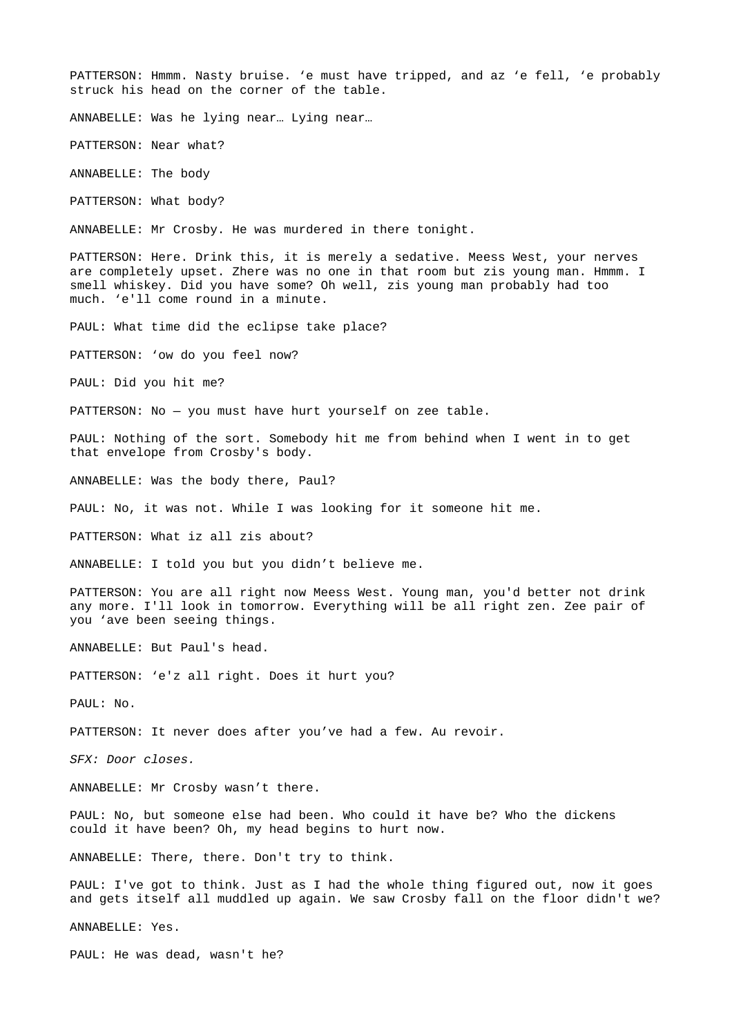PATTERSON: Hmmm. Nasty bruise. ‘e must have tripped, and az ‘e fell, ‘e probably struck his head on the corner of the table.

ANNABELLE: Was he lying near… Lying near…

PATTERSON: Near what?

ANNABELLE: The body

PATTERSON: What body?

ANNABELLE: Mr Crosby. He was murdered in there tonight.

PATTERSON: Here. Drink this, it is merely a sedative. Meess West, your nerves are completely upset. Zhere was no one in that room but zis young man. Hmmm. I smell whiskey. Did you have some? Oh well, zis young man probably had too much. ‘e'll come round in a minute.

PAUL: What time did the eclipse take place?

PATTERSON: ‘ow do you feel now?

PAUL: Did you hit me?

PATTERSON: No — you must have hurt yourself on zee table.

PAUL: Nothing of the sort. Somebody hit me from behind when I went in to get that envelope from Crosby's body.

ANNABELLE: Was the body there, Paul?

PAUL: No, it was not. While I was looking for it someone hit me.

PATTERSON: What iz all zis about?

ANNABELLE: I told you but you didn’t believe me.

PATTERSON: You are all right now Meess West. Young man, you'd better not drink any more. I'll look in tomorrow. Everything will be all right zen. Zee pair of you ‘ave been seeing things.

ANNABELLE: But Paul's head.

PATTERSON: ‘e'z all right. Does it hurt you?

PAUL: No.

PATTERSON: It never does after you’ve had a few. Au revoir.

*SFX: Door closes.*

ANNABELLE: Mr Crosby wasn’t there.

PAUL: No, but someone else had been. Who could it have be? Who the dickens could it have been? Oh, my head begins to hurt now.

ANNABELLE: There, there. Don't try to think.

PAUL: I've got to think. Just as I had the whole thing figured out, now it goes and gets itself all muddled up again. We saw Crosby fall on the floor didn't we?

ANNABELLE: Yes.

PAUL: He was dead, wasn't he?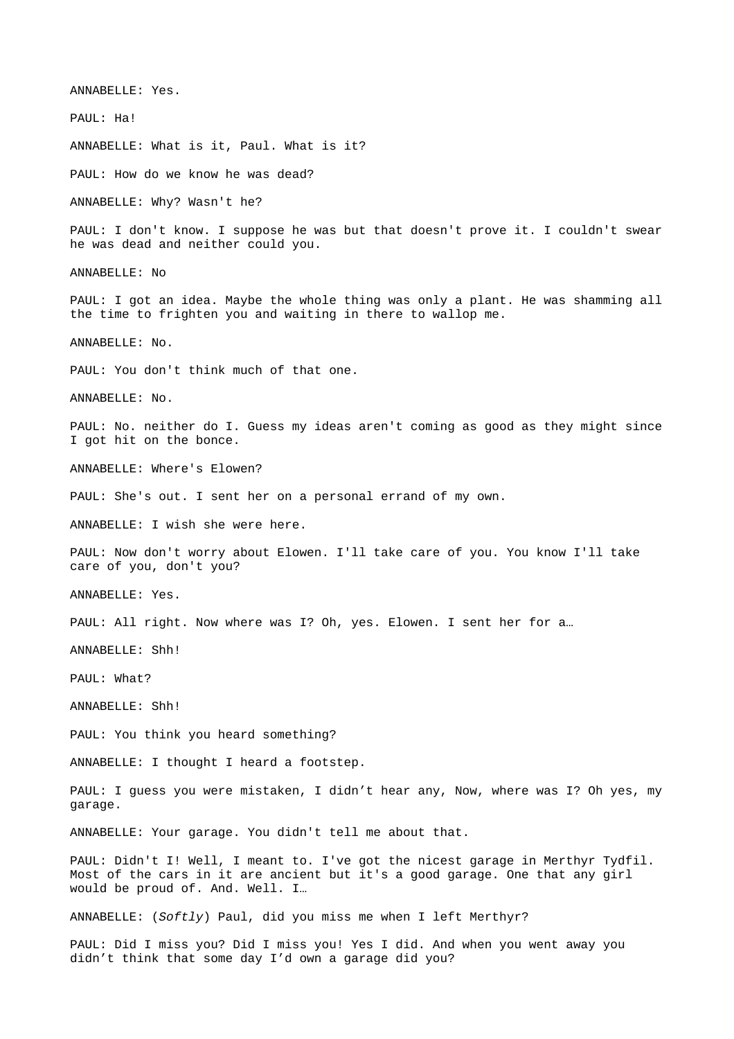ANNABELLE: Yes.

PAUL: Ha!

ANNABELLE: What is it, Paul. What is it?

PAUL: How do we know he was dead?

ANNABELLE: Why? Wasn't he?

PAUL: I don't know. I suppose he was but that doesn't prove it. I couldn't swear he was dead and neither could you.

ANNABELLE: No

PAUL: I got an idea. Maybe the whole thing was only a plant. He was shamming all the time to frighten you and waiting in there to wallop me.

ANNABELLE: No.

PAUL: You don't think much of that one.

ANNABELLE: No.

PAUL: No. neither do I. Guess my ideas aren't coming as good as they might since I got hit on the bonce.

ANNABELLE: Where's Elowen?

PAUL: She's out. I sent her on a personal errand of my own.

ANNABELLE: I wish she were here.

PAUL: Now don't worry about Elowen. I'll take care of you. You know I'll take care of you, don't you?

ANNABELLE: Yes.

PAUL: All right. Now where was I? Oh, yes. Elowen. I sent her for a…

ANNABELLE: Shh!

PAUL: What?

ANNABELLE: Shh!

PAUL: You think you heard something?

ANNABELLE: I thought I heard a footstep.

PAUL: I guess you were mistaken, I didn't hear any, Now, where was I? Oh yes, my garage.

ANNABELLE: Your garage. You didn't tell me about that.

PAUL: Didn't I! Well, I meant to. I've got the nicest garage in Merthyr Tydfil. Most of the cars in it are ancient but it's a good garage. One that any girl would be proud of. And. Well. I…

ANNABELLE: (*Softly*) Paul, did you miss me when I left Merthyr?

PAUL: Did I miss you? Did I miss you! Yes I did. And when you went away you didn't think that some day I'd own a garage did you?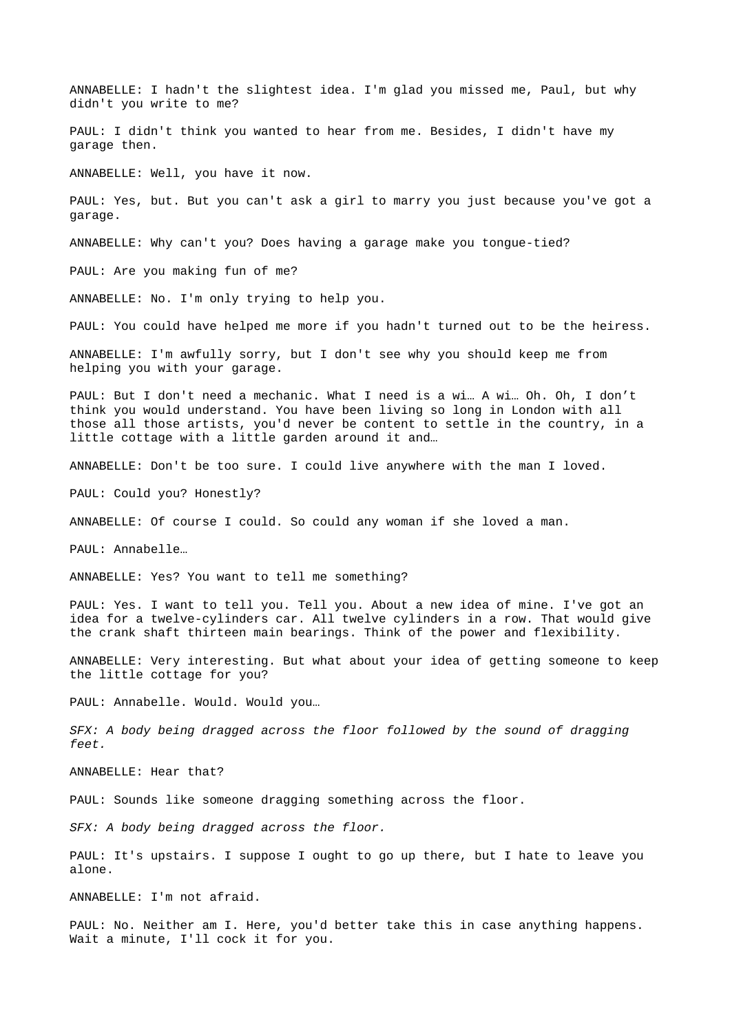ANNABELLE: I hadn't the slightest idea. I'm glad you missed me, Paul, but why didn't you write to me?

PAUL: I didn't think you wanted to hear from me. Besides, I didn't have my garage then.

ANNABELLE: Well, you have it now.

PAUL: Yes, but. But you can't ask a girl to marry you just because you've got a garage.

ANNABELLE: Why can't you? Does having a garage make you tongue-tied?

PAUL: Are you making fun of me?

ANNABELLE: No. I'm only trying to help you.

PAUL: You could have helped me more if you hadn't turned out to be the heiress.

ANNABELLE: I'm awfully sorry, but I don't see why you should keep me from helping you with your garage.

PAUL: But I don't need a mechanic. What I need is a wi… A wi… Oh. Oh, I don't think you would understand. You have been living so long in London with all those all those artists, you'd never be content to settle in the country, in a little cottage with a little garden around it and…

ANNABELLE: Don't be too sure. I could live anywhere with the man I loved.

PAUL: Could you? Honestly?

ANNABELLE: Of course I could. So could any woman if she loved a man.

PAUL: Annabelle…

ANNABELLE: Yes? You want to tell me something?

PAUL: Yes. I want to tell you. Tell you. About a new idea of mine. I've got an idea for a twelve-cylinders car. All twelve cylinders in a row. That would give the crank shaft thirteen main bearings. Think of the power and flexibility.

ANNABELLE: Very interesting. But what about your idea of getting someone to keep the little cottage for you?

PAUL: Annabelle. Would. Would you…

*SFX: A body being dragged across the floor followed by the sound of dragging feet.*

ANNABELLE: Hear that?

PAUL: Sounds like someone dragging something across the floor.

*SFX: A body being dragged across the floor.*

PAUL: It's upstairs. I suppose I ought to go up there, but I hate to leave you alone.

ANNABELLE: I'm not afraid.

PAUL: No. Neither am I. Here, you'd better take this in case anything happens. Wait a minute, I'll cock it for you.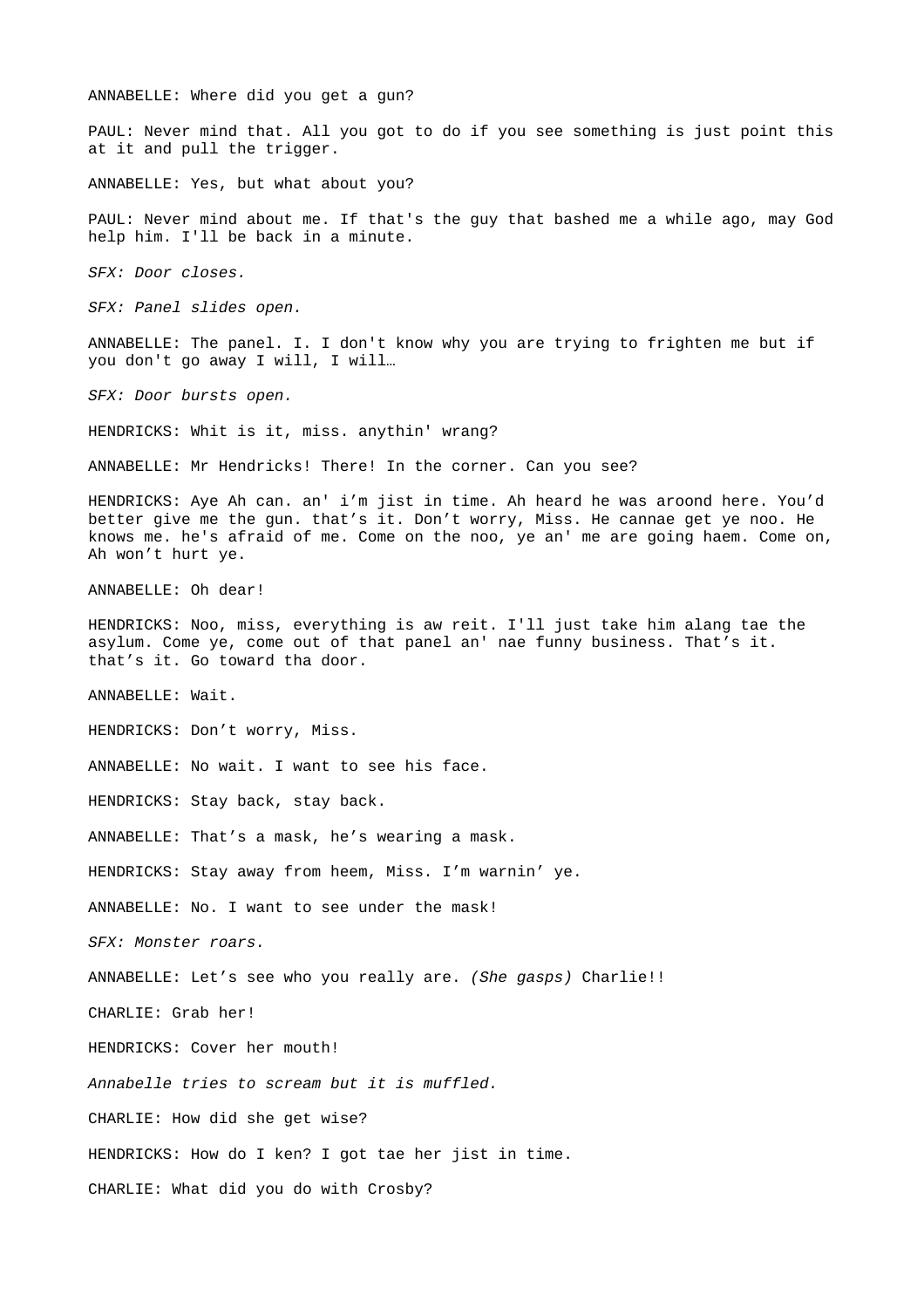ANNABELLE: Where did you get a gun?

PAUL: Never mind that. All you got to do if you see something is just point this at it and pull the trigger.

ANNABELLE: Yes, but what about you?

PAUL: Never mind about me. If that's the guy that bashed me a while ago, may God help him. I'll be back in a minute.

*SFX: Door closes.*

*SFX: Panel slides open.*

ANNABELLE: The panel. I. I don't know why you are trying to frighten me but if you don't go away I will, I will…

*SFX: Door bursts open.*

HENDRICKS: Whit is it, miss. anythin' wrang?

ANNABELLE: Mr Hendricks! There! In the corner. Can you see?

HENDRICKS: Aye Ah can. an' i'm jist in time. Ah heard he was aroond here. You'd better give me the gun. that's it. Don't worry, Miss. He cannae get ye noo. He knows me. he's afraid of me. Come on the noo, ye an' me are going haem. Come on, Ah won't hurt ye.

ANNABELLE: Oh dear!

HENDRICKS: Noo, miss, everything is aw reit. I'll just take him alang tae the asylum. Come ye, come out of that panel an' nae funny business. That's it. that's it. Go toward tha door.

ANNABELLE: Wait.

HENDRICKS: Don't worry, Miss.

ANNABELLE: No wait. I want to see his face.

HENDRICKS: Stay back, stay back.

ANNABELLE: That's a mask, he's wearing a mask.

HENDRICKS: Stay away from heem, Miss. I'm warnin' ye.

ANNABELLE: No. I want to see under the mask!

*SFX: Monster roars.*

ANNABELLE: Let's see who you really are. *(She gasps)* Charlie!!

CHARLIE: Grab her!

HENDRICKS: Cover her mouth!

*Annabelle tries to scream but it is muffled.*

CHARLIE: How did she get wise?

HENDRICKS: How do I ken? I got tae her jist in time.

CHARLIE: What did you do with Crosby?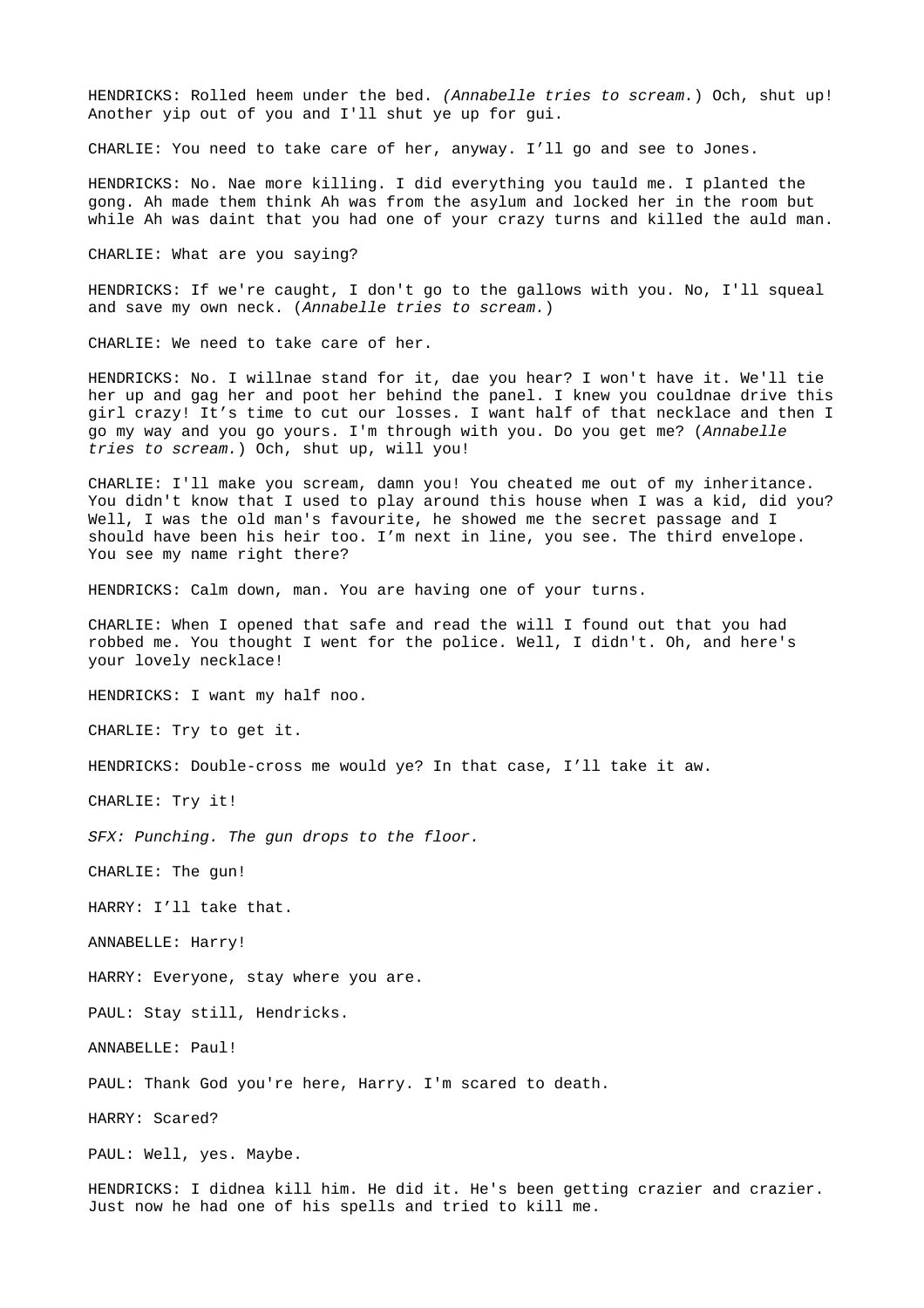HENDRICKS: Rolled heem under the bed. *(Annabelle tries to scream.)* Och, shut up! Another yip out of you and I'll shut ye up for gui.

CHARLIE: You need to take care of her, anyway. I'll go and see to Jones.

HENDRICKS: No. Nae more killing. I did everything you tauld me. I planted the gong. Ah made them think Ah was from the asylum and locked her in the room but while Ah was daint that you had one of your crazy turns and killed the auld man.

CHARLIE: What are you saying?

HENDRICKS: If we're caught, I don't go to the gallows with you. No, I'll squeal and save my own neck. (*Annabelle tries to scream.*)

CHARLIE: We need to take care of her.

HENDRICKS: No. I willnae stand for it, dae you hear? I won't have it. We'll tie her up and gag her and poot her behind the panel. I knew you couldnae drive this girl crazy! It's time to cut our losses. I want half of that necklace and then I go my way and you go yours. I'm through with you. Do you get me? (*Annabelle tries to scream.*) Och, shut up, will you!

CHARLIE: I'll make you scream, damn you! You cheated me out of my inheritance. You didn't know that I used to play around this house when I was a kid, did you? Well, I was the old man's favourite, he showed me the secret passage and I should have been his heir too. I'm next in line, you see. The third envelope. You see my name right there?

HENDRICKS: Calm down, man. You are having one of your turns.

CHARLIE: When I opened that safe and read the will I found out that you had robbed me. You thought I went for the police. Well, I didn't. Oh, and here's your lovely necklace!

HENDRICKS: I want my half noo.

CHARLIE: Try to get it.

HENDRICKS: Double-cross me would ye? In that case, I'll take it aw.

CHARLIE: Try it!

*SFX: Punching. The gun drops to the floor.*

CHARLIE: The gun!

HARRY: I'll take that.

ANNABELLE: Harry!

HARRY: Everyone, stay where you are.

PAUL: Stay still, Hendricks.

ANNABELLE: Paul!

PAUL: Thank God you're here, Harry. I'm scared to death.

HARRY: Scared?

PAUL: Well, yes. Maybe.

HENDRICKS: I didnea kill him. He did it. He's been getting crazier and crazier. Just now he had one of his spells and tried to kill me.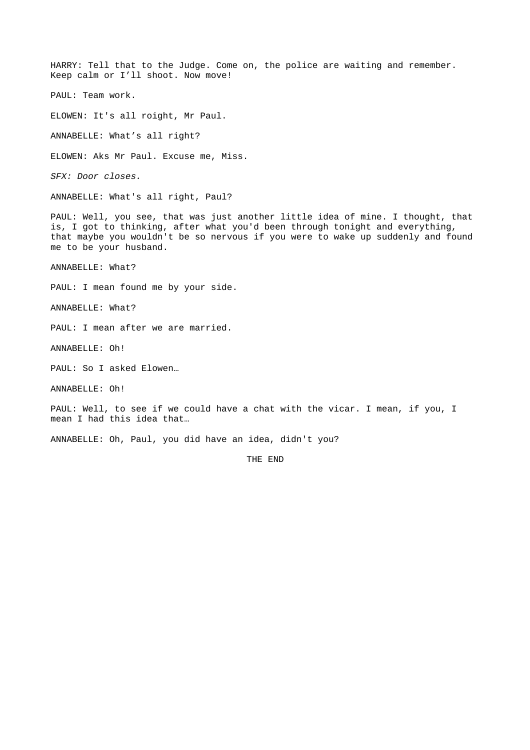HARRY: Tell that to the Judge. Come on, the police are waiting and remember. Keep calm or I’ll shoot. Now move!

PAUL: Team work.

ELOWEN: It's all roight, Mr Paul.

ANNABELLE: What’s all right?

ELOWEN: Aks Mr Paul. Excuse me, Miss.

*SFX: Door closes.*

ANNABELLE: What's all right, Paul?

PAUL: Well, you see, that was just another little idea of mine. I thought, that is, I got to thinking, after what you'd been through tonight and everything, that maybe you wouldn't be so nervous if you were to wake up suddenly and found me to be your husband.

ANNABELLE: What?

PAUL: I mean found me by your side.

ANNABELLE: What?

PAUL: I mean after we are married.

ANNABELLE: Oh!

PAUL: So I asked Elowen…

ANNABELLE: Oh!

PAUL: Well, to see if we could have a chat with the vicar. I mean, if you, I mean I had this idea that…

ANNABELLE: Oh, Paul, you did have an idea, didn't you?

THE END